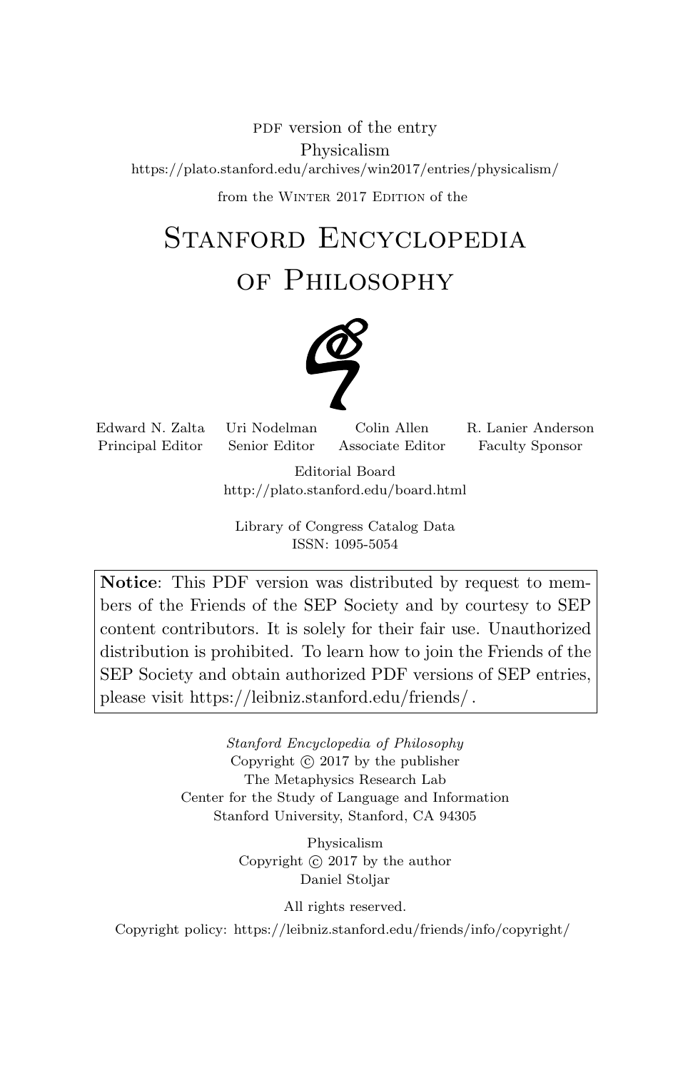PDF version of the entry

Physicalism

https://plato.stanford.edu/archives/win2017/entries/physicalism/

from the Winter 2017 Edition of the

# Stanford Encyclopedia of Philosophy

| Edward N. Zalta | Uri Nodelman | Colin Allen | R. Lanier Anderson |
|---|---|---|---|
| Principal Editor | Senior Editor | Associate Editor | Faculty Sponsor |

Editorial Board
http://plato.stanford.edu/board.html

Library of Congress Catalog Data
ISSN: 1095-5054

**Notice**: This PDF version was distributed by request to members of the Friends of the SEP Society and by courtesy to SEP content contributors. It is solely for their fair use. Unauthorized distribution is prohibited. To learn how to join the Friends of the SEP Society and obtain authorized PDF versions of SEP entries, please visit https://leibniz.stanford.edu/friends/ .

*Stanford Encyclopedia of Philosophy*
Copyright © 2017 by the publisher
The Metaphysics Research Lab
Center for the Study of Language and Information
Stanford University, Stanford, CA 94305

Physicalism
Copyright © 2017 by the author
Daniel Stoljar

All rights reserved.

Copyright policy: https://leibniz.stanford.edu/friends/info/copyright/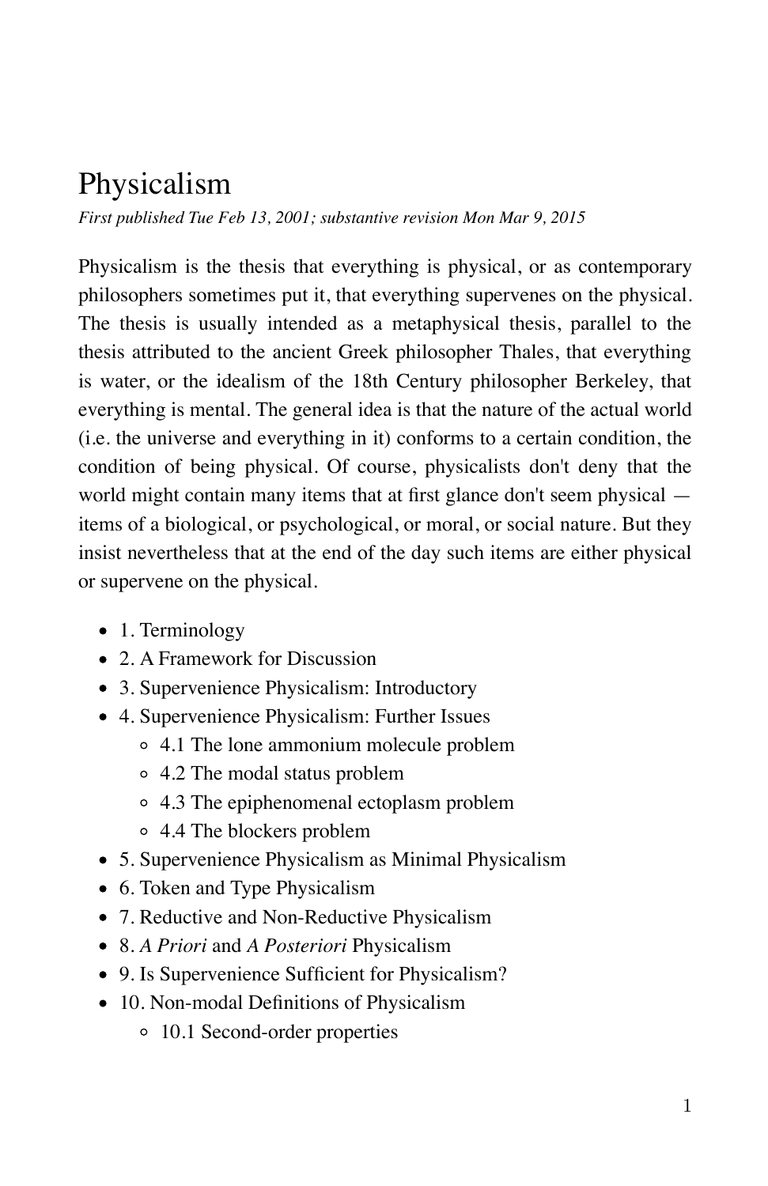# Physicalism

*First published Tue Feb 13, 2001; substantive revision Mon Mar 9, 2015*

Physicalism is the thesis that everything is physical, or as contemporary philosophers sometimes put it, that everything supervenes on the physical. The thesis is usually intended as a metaphysical thesis, parallel to the thesis attributed to the ancient Greek philosopher Thales, that everything is water, or the idealism of the 18th Century philosopher Berkeley, that everything is mental. The general idea is that the nature of the actual world (i.e. the universe and everything in it) conforms to a certain condition, the condition of being physical. Of course, physicalists don't deny that the world might contain many items that at first glance don't seem physical — items of a biological, or psychological, or moral, or social nature. But they insist nevertheless that at the end of the day such items are either physical or supervene on the physical.

- 1. Terminology
- 2. A Framework for Discussion
- 3. Supervenience Physicalism: Introductory
- 4. Supervenience Physicalism: Further Issues
  - 4.1 The lone ammonium molecule problem
  - 4.2 The modal status problem
  - 4.3 The epiphenomenal ectoplasm problem
  - 4.4 The blockers problem
- 5. Supervenience Physicalism as Minimal Physicalism
- 6. Token and Type Physicalism
- 7. Reductive and Non-Reductive Physicalism
- 8. *A Priori* and *A Posteriori* Physicalism
- 9. Is Supervenience Sufficient for Physicalism?
- 10. Non-modal Definitions of Physicalism
  - 10.1 Second-order properties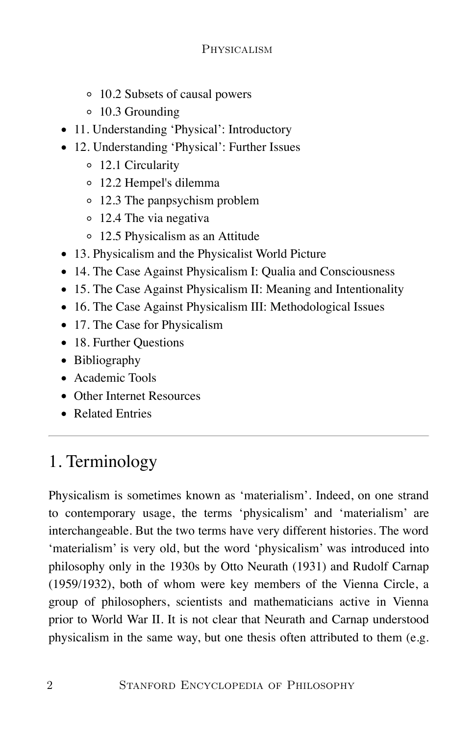- 10.2 Subsets of causal powers
- 10.3 Grounding
- 11. Understanding ‘Physical’: Introductory
- 12. Understanding ‘Physical’: Further Issues
  - 12.1 Circularity
  - 12.2 Hempel's dilemma
  - 12.3 The panpsychism problem
  - 12.4 The via negativa
  - 12.5 Physicalism as an Attitude
- 13. Physicalism and the Physicalist World Picture
- 14. The Case Against Physicalism I: Qualia and Consciousness
- 15. The Case Against Physicalism II: Meaning and Intentionality
- 16. The Case Against Physicalism III: Methodological Issues
- 17. The Case for Physicalism
- 18. Further Questions
- Bibliography
- Academic Tools
- Other Internet Resources
- Related Entries

---

## 1. Terminology

Physicalism is sometimes known as ‘materialism’. Indeed, on one strand to contemporary usage, the terms ‘physicalism’ and ‘materialism’ are interchangeable. But the two terms have very different histories. The word ‘materialism’ is very old, but the word ‘physicalism’ was introduced into philosophy only in the 1930s by Otto Neurath (1931) and Rudolf Carnap (1959/1932), both of whom were key members of the Vienna Circle, a group of philosophers, scientists and mathematicians active in Vienna prior to World War II. It is not clear that Neurath and Carnap understood physicalism in the same way, but one thesis often attributed to them (e.g.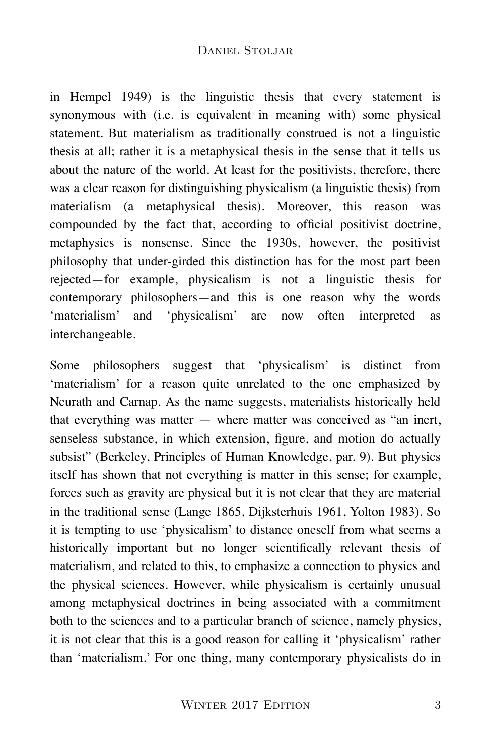in Hempel 1949) is the linguistic thesis that every statement is synonymous with (i.e. is equivalent in meaning with) some physical statement. But materialism as traditionally construed is not a linguistic thesis at all; rather it is a metaphysical thesis in the sense that it tells us about the nature of the world. At least for the positivists, therefore, there was a clear reason for distinguishing physicalism (a linguistic thesis) from materialism (a metaphysical thesis). Moreover, this reason was compounded by the fact that, according to official positivist doctrine, metaphysics is nonsense. Since the 1930s, however, the positivist philosophy that under-girded this distinction has for the most part been rejected—for example, physicalism is not a linguistic thesis for contemporary philosophers—and this is one reason why the words 'materialism' and 'physicalism' are now often interpreted as interchangeable.

Some philosophers suggest that 'physicalism' is distinct from 'materialism' for a reason quite unrelated to the one emphasized by Neurath and Carnap. As the name suggests, materialists historically held that everything was matter — where matter was conceived as "an inert, senseless substance, in which extension, figure, and motion do actually subsist" (Berkeley, Principles of Human Knowledge, par. 9). But physics itself has shown that not everything is matter in this sense; for example, forces such as gravity are physical but it is not clear that they are material in the traditional sense (Lange 1865, Dijksterhuis 1961, Yolton 1983). So it is tempting to use 'physicalism' to distance oneself from what seems a historically important but no longer scientifically relevant thesis of materialism, and related to this, to emphasize a connection to physics and the physical sciences. However, while physicalism is certainly unusual among metaphysical doctrines in being associated with a commitment both to the sciences and to a particular branch of science, namely physics, it is not clear that this is a good reason for calling it 'physicalism' rather than 'materialism.' For one thing, many contemporary physicalists do in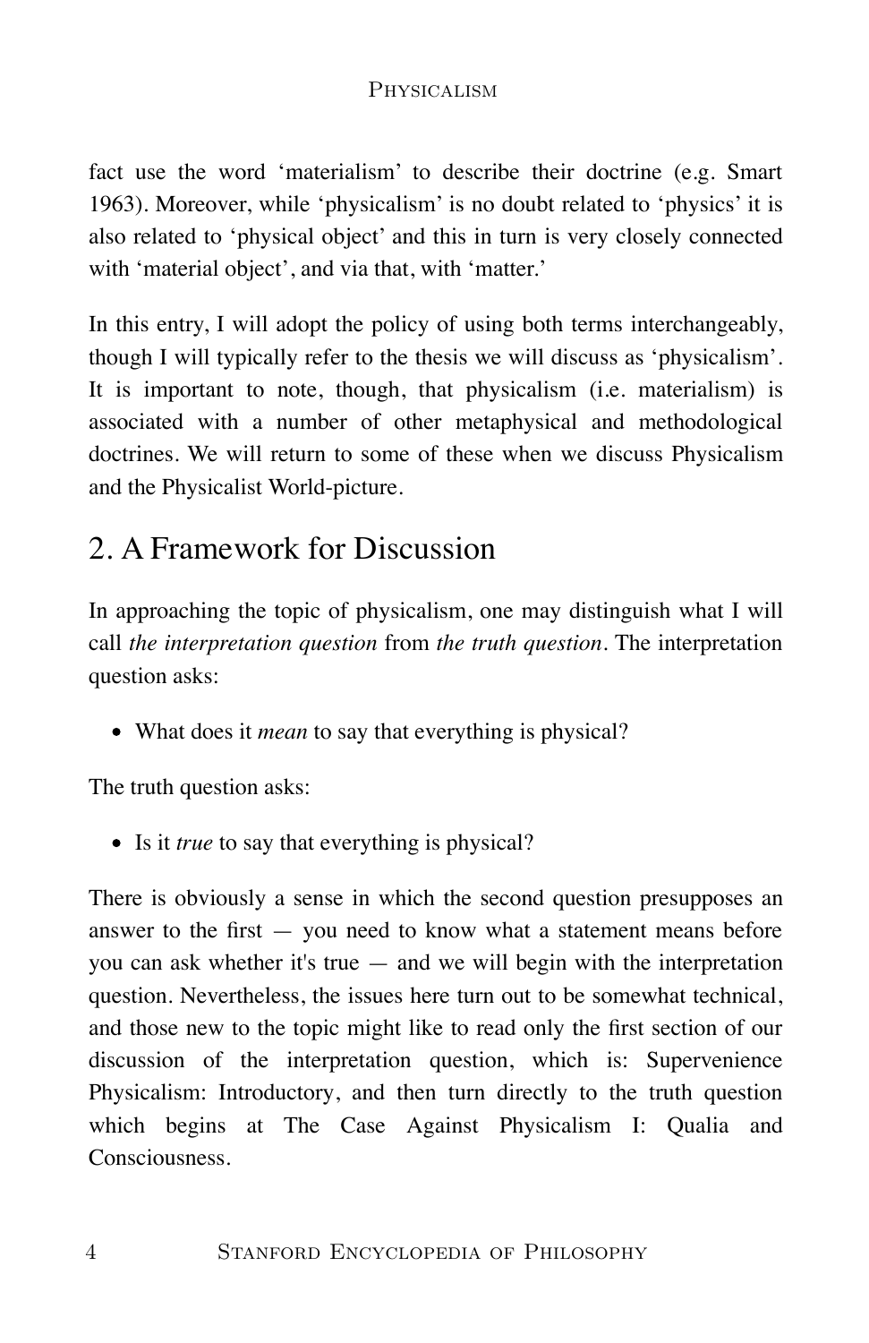fact use the word ‘materialism’ to describe their doctrine (e.g. Smart 1963). Moreover, while ‘physicalism’ is no doubt related to ‘physics’ it is also related to ‘physical object’ and this in turn is very closely connected with ‘material object’, and via that, with ‘matter.’

In this entry, I will adopt the policy of using both terms interchangeably, though I will typically refer to the thesis we will discuss as ‘physicalism’. It is important to note, though, that physicalism (i.e. materialism) is associated with a number of other metaphysical and methodological doctrines. We will return to some of these when we discuss Physicalism and the Physicalist World-picture.

## 2. A Framework for Discussion

In approaching the topic of physicalism, one may distinguish what I will call *the interpretation question* from *the truth question*. The interpretation question asks:

- What does it *mean* to say that everything is physical?

The truth question asks:

- Is it *true* to say that everything is physical?

There is obviously a sense in which the second question presupposes an answer to the first — you need to know what a statement means before you can ask whether it's true — and we will begin with the interpretation question. Nevertheless, the issues here turn out to be somewhat technical, and those new to the topic might like to read only the first section of our discussion of the interpretation question, which is: Supervenience Physicalism: Introductory, and then turn directly to the truth question which begins at The Case Against Physicalism I: Qualia and Consciousness.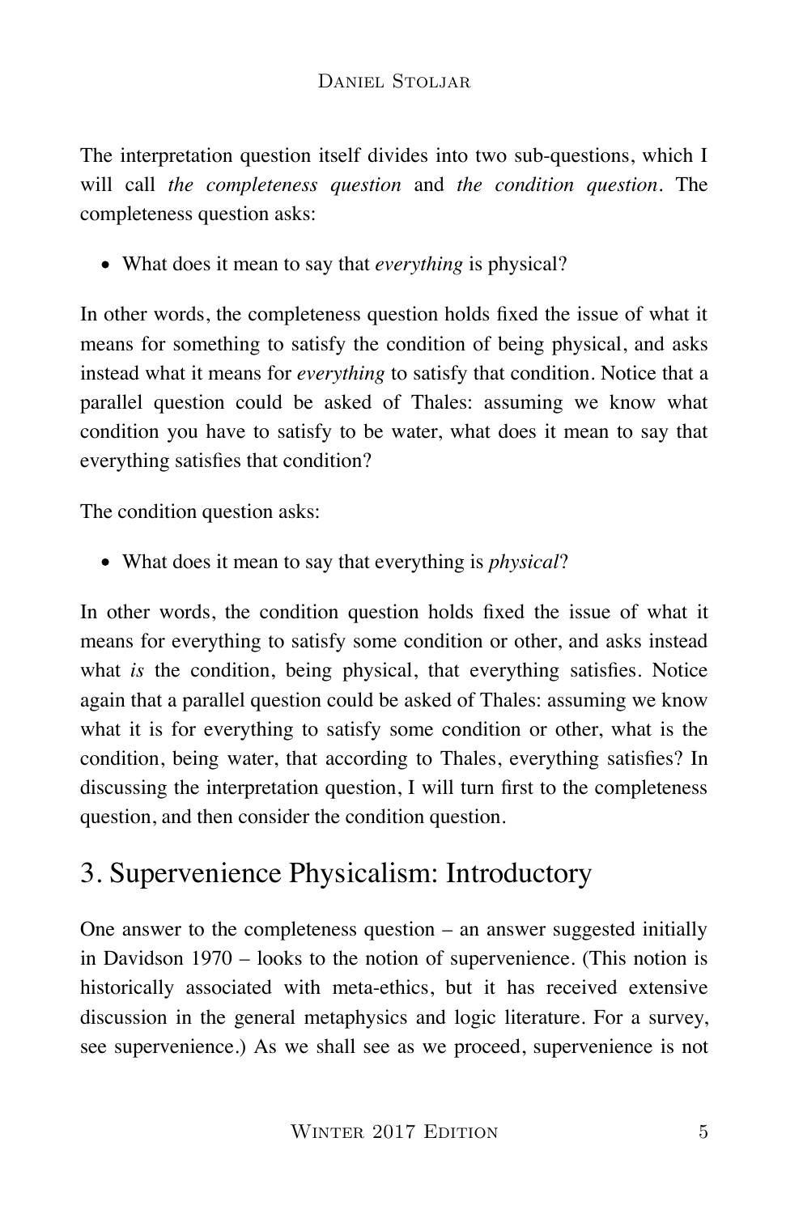The interpretation question itself divides into two sub-questions, which I will call *the completeness question* and *the condition question*. The completeness question asks:

- What does it mean to say that *everything* is physical?

In other words, the completeness question holds fixed the issue of what it means for something to satisfy the condition of being physical, and asks instead what it means for *everything* to satisfy that condition. Notice that a parallel question could be asked of Thales: assuming we know what condition you have to satisfy to be water, what does it mean to say that everything satisfies that condition?

The condition question asks:

- What does it mean to say that everything is *physical*?

In other words, the condition question holds fixed the issue of what it means for everything to satisfy some condition or other, and asks instead what *is* the condition, being physical, that everything satisfies. Notice again that a parallel question could be asked of Thales: assuming we know what it is for everything to satisfy some condition or other, what is the condition, being water, that according to Thales, everything satisfies? In discussing the interpretation question, I will turn first to the completeness question, and then consider the condition question.

## 3. Supervenience Physicalism: Introductory

One answer to the completeness question – an answer suggested initially in Davidson 1970 – looks to the notion of supervenience. (This notion is historically associated with meta-ethics, but it has received extensive discussion in the general metaphysics and logic literature. For a survey, see supervenience.) As we shall see as we proceed, supervenience is not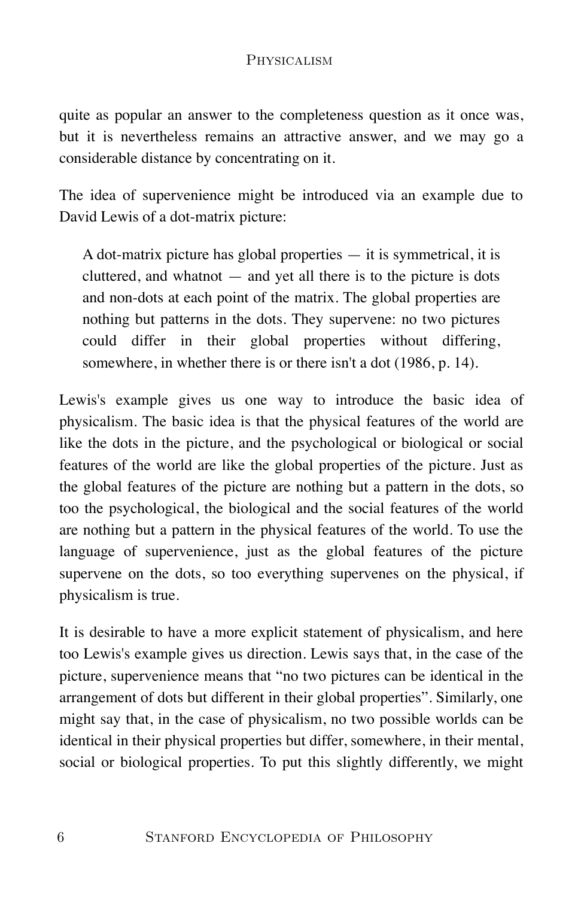quite as popular an answer to the completeness question as it once was, but it is nevertheless remains an attractive answer, and we may go a considerable distance by concentrating on it.

The idea of supervenience might be introduced via an example due to David Lewis of a dot-matrix picture:

> A dot-matrix picture has global properties — it is symmetrical, it is cluttered, and whatnot — and yet all there is to the picture is dots and non-dots at each point of the matrix. The global properties are nothing but patterns in the dots. They supervene: no two pictures could differ in their global properties without differing, somewhere, in whether there is or there isn't a dot (1986, p. 14).

Lewis's example gives us one way to introduce the basic idea of physicalism. The basic idea is that the physical features of the world are like the dots in the picture, and the psychological or biological or social features of the world are like the global properties of the picture. Just as the global features of the picture are nothing but a pattern in the dots, so too the psychological, the biological and the social features of the world are nothing but a pattern in the physical features of the world. To use the language of supervenience, just as the global features of the picture supervene on the dots, so too everything supervenes on the physical, if physicalism is true.

It is desirable to have a more explicit statement of physicalism, and here too Lewis's example gives us direction. Lewis says that, in the case of the picture, supervenience means that "no two pictures can be identical in the arrangement of dots but different in their global properties". Similarly, one might say that, in the case of physicalism, no two possible worlds can be identical in their physical properties but differ, somewhere, in their mental, social or biological properties. To put this slightly differently, we might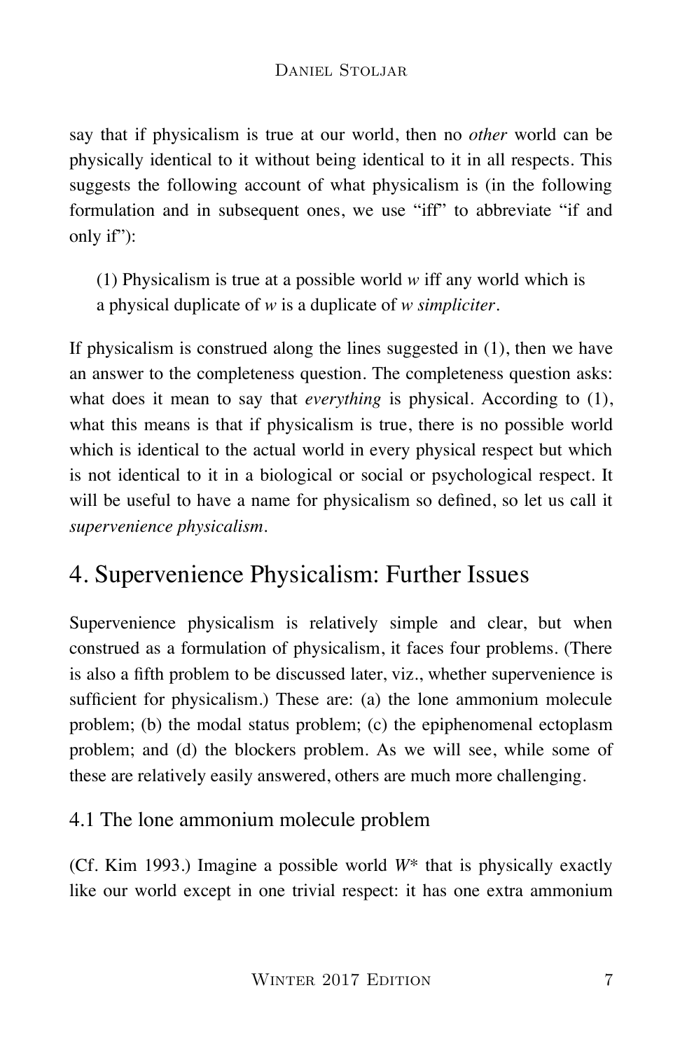say that if physicalism is true at our world, then no *other* world can be physically identical to it without being identical to it in all respects. This suggests the following account of what physicalism is (in the following formulation and in subsequent ones, we use "iff" to abbreviate "if and only if"):

> (1) Physicalism is true at a possible world *w* iff any world which is a physical duplicate of *w* is a duplicate of *w simpliciter*.

If physicalism is construed along the lines suggested in (1), then we have an answer to the completeness question. The completeness question asks: what does it mean to say that *everything* is physical. According to (1), what this means is that if physicalism is true, there is no possible world which is identical to the actual world in every physical respect but which is not identical to it in a biological or social or psychological respect. It will be useful to have a name for physicalism so defined, so let us call it *supervenience physicalism*.

## 4. Supervenience Physicalism: Further Issues

Supervenience physicalism is relatively simple and clear, but when construed as a formulation of physicalism, it faces four problems. (There is also a fifth problem to be discussed later, viz., whether supervenience is sufficient for physicalism.) These are: (a) the lone ammonium molecule problem; (b) the modal status problem; (c) the epiphenomenal ectoplasm problem; and (d) the blockers problem. As we will see, while some of these are relatively easily answered, others are much more challenging.

### 4.1 The lone ammonium molecule problem

(Cf. Kim 1993.) Imagine a possible world *W*\* that is physically exactly like our world except in one trivial respect: it has one extra ammonium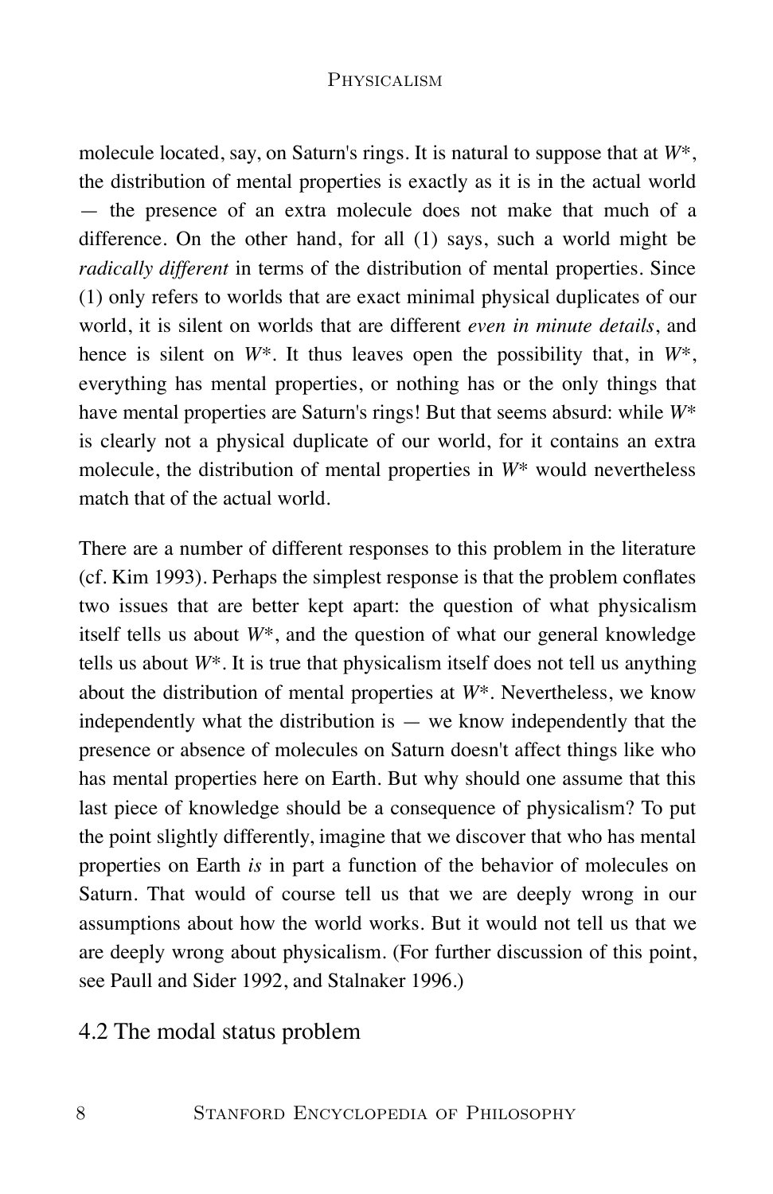molecule located, say, on Saturn's rings. It is natural to suppose that at *W*\*, the distribution of mental properties is exactly as it is in the actual world — the presence of an extra molecule does not make that much of a difference. On the other hand, for all (1) says, such a world might be *radically different* in terms of the distribution of mental properties. Since (1) only refers to worlds that are exact minimal physical duplicates of our world, it is silent on worlds that are different *even in minute details*, and hence is silent on *W*\*. It thus leaves open the possibility that, in *W*\*, everything has mental properties, or nothing has or the only things that have mental properties are Saturn's rings! But that seems absurd: while *W*\* is clearly not a physical duplicate of our world, for it contains an extra molecule, the distribution of mental properties in *W*\* would nevertheless match that of the actual world.

There are a number of different responses to this problem in the literature (cf. Kim 1993). Perhaps the simplest response is that the problem conflates two issues that are better kept apart: the question of what physicalism itself tells us about *W*\*, and the question of what our general knowledge tells us about *W*\*. It is true that physicalism itself does not tell us anything about the distribution of mental properties at *W*\*. Nevertheless, we know independently what the distribution is — we know independently that the presence or absence of molecules on Saturn doesn't affect things like who has mental properties here on Earth. But why should one assume that this last piece of knowledge should be a consequence of physicalism? To put the point slightly differently, imagine that we discover that who has mental properties on Earth *is* in part a function of the behavior of molecules on Saturn. That would of course tell us that we are deeply wrong in our assumptions about how the world works. But it would not tell us that we are deeply wrong about physicalism. (For further discussion of this point, see Paull and Sider 1992, and Stalnaker 1996.)

### 4.2 The modal status problem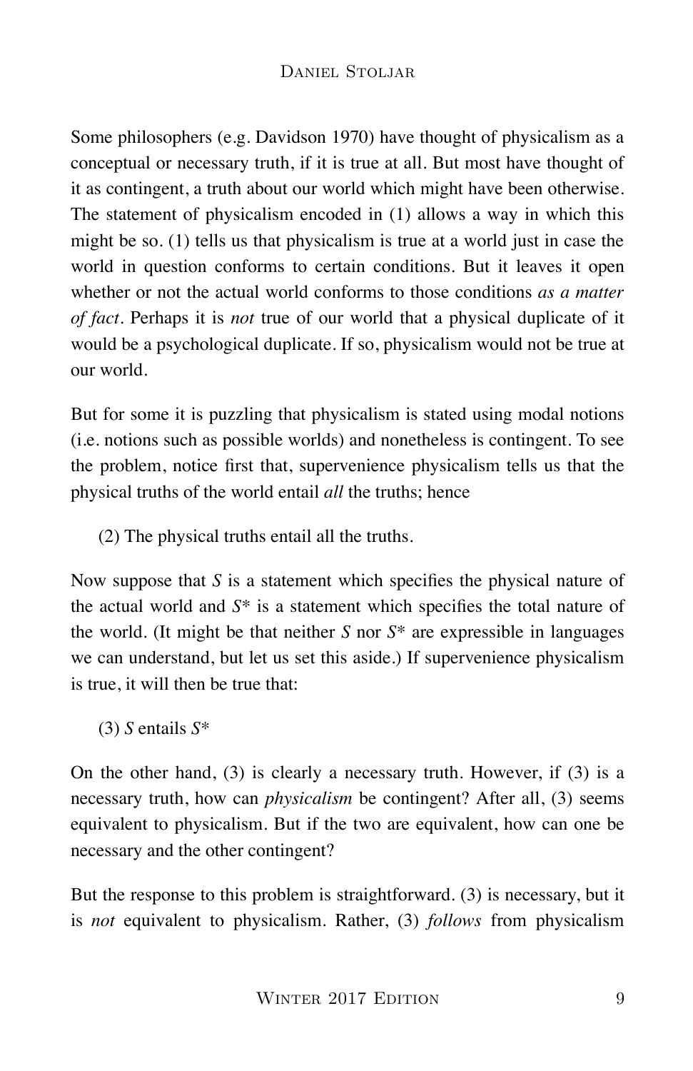Some philosophers (e.g. Davidson 1970) have thought of physicalism as a conceptual or necessary truth, if it is true at all. But most have thought of it as contingent, a truth about our world which might have been otherwise. The statement of physicalism encoded in (1) allows a way in which this might be so. (1) tells us that physicalism is true at a world just in case the world in question conforms to certain conditions. But it leaves it open whether or not the actual world conforms to those conditions *as a matter of fact*. Perhaps it is *not* true of our world that a physical duplicate of it would be a psychological duplicate. If so, physicalism would not be true at our world.

But for some it is puzzling that physicalism is stated using modal notions (i.e. notions such as possible worlds) and nonetheless is contingent. To see the problem, notice first that, supervenience physicalism tells us that the physical truths of the world entail *all* the truths; hence

(2) The physical truths entail all the truths.

Now suppose that *S* is a statement which specifies the physical nature of the actual world and *S\** is a statement which specifies the total nature of the world. (It might be that neither *S* nor *S\** are expressible in languages we can understand, but let us set this aside.) If supervenience physicalism is true, it will then be true that:

(3) *S* entails *S\**

On the other hand, (3) is clearly a necessary truth. However, if (3) is a necessary truth, how can *physicalism* be contingent? After all, (3) seems equivalent to physicalism. But if the two are equivalent, how can one be necessary and the other contingent?

But the response to this problem is straightforward. (3) is necessary, but it is *not* equivalent to physicalism. Rather, (3) *follows* from physicalism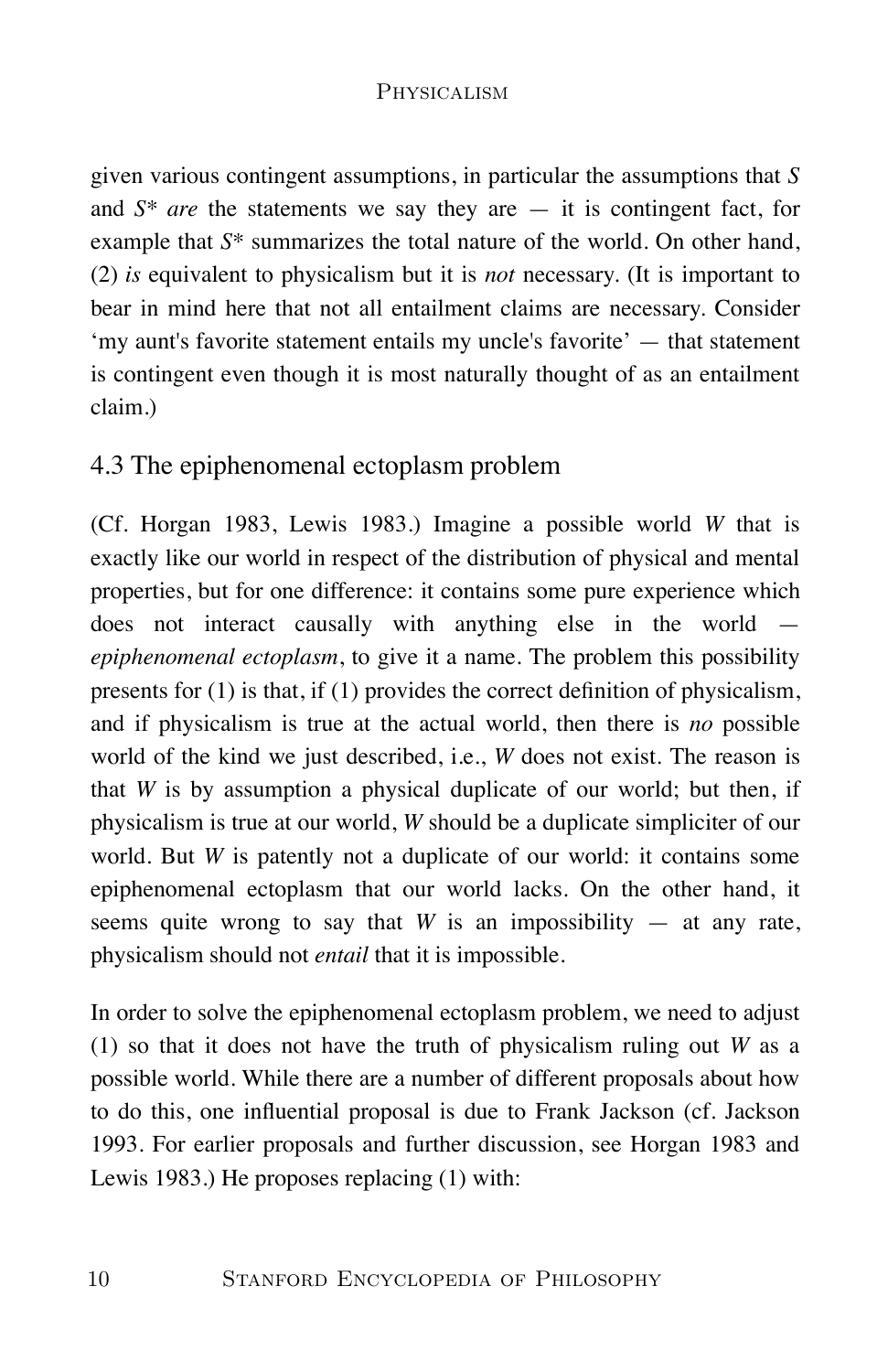given various contingent assumptions, in particular the assumptions that *S* and *S\** *are* the statements we say they are — it is contingent fact, for example that *S\** summarizes the total nature of the world. On other hand, (2) *is* equivalent to physicalism but it is *not* necessary. (It is important to bear in mind here that not all entailment claims are necessary. Consider 'my aunt's favorite statement entails my uncle's favorite' — that statement is contingent even though it is most naturally thought of as an entailment claim.)

## 4.3 The epiphenomenal ectoplasm problem

(Cf. Horgan 1983, Lewis 1983.) Imagine a possible world *W* that is exactly like our world in respect of the distribution of physical and mental properties, but for one difference: it contains some pure experience which does not interact causally with anything else in the world — *epiphenomenal ectoplasm*, to give it a name. The problem this possibility presents for (1) is that, if (1) provides the correct definition of physicalism, and if physicalism is true at the actual world, then there is *no* possible world of the kind we just described, i.e., *W* does not exist. The reason is that *W* is by assumption a physical duplicate of our world; but then, if physicalism is true at our world, *W* should be a duplicate simpliciter of our world. But *W* is patently not a duplicate of our world: it contains some epiphenomenal ectoplasm that our world lacks. On the other hand, it seems quite wrong to say that *W* is an impossibility — at any rate, physicalism should not *entail* that it is impossible.

In order to solve the epiphenomenal ectoplasm problem, we need to adjust (1) so that it does not have the truth of physicalism ruling out *W* as a possible world. While there are a number of different proposals about how to do this, one influential proposal is due to Frank Jackson (cf. Jackson 1993. For earlier proposals and further discussion, see Horgan 1983 and Lewis 1983.) He proposes replacing (1) with: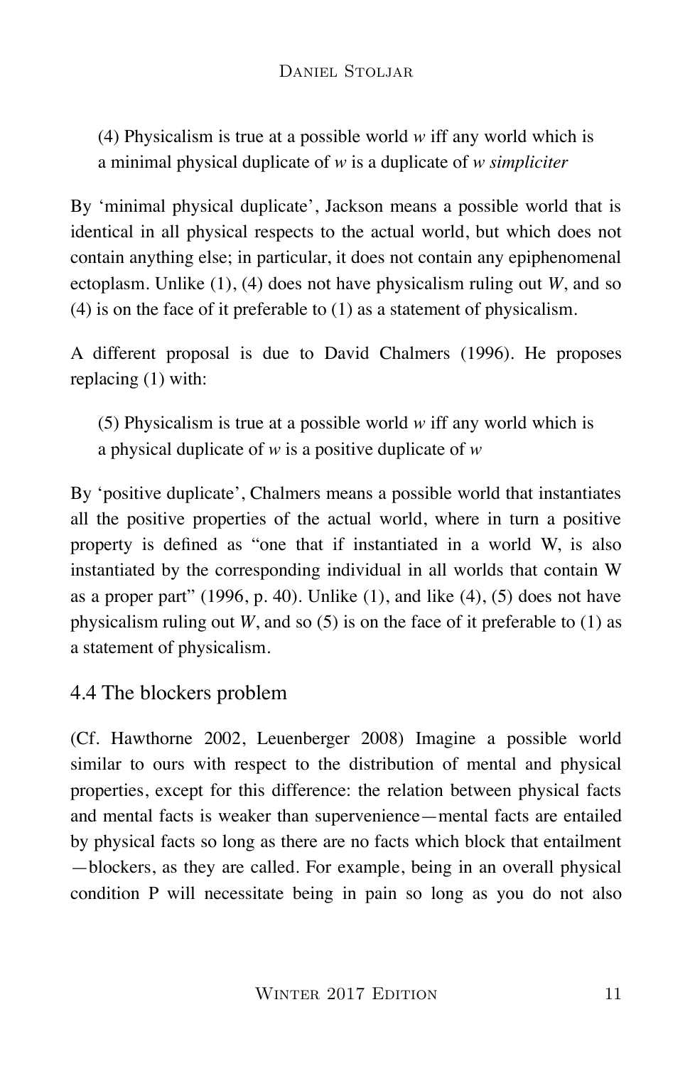(4) Physicalism is true at a possible world *w* iff any world which is a minimal physical duplicate of *w* is a duplicate of *w simpliciter*

By 'minimal physical duplicate', Jackson means a possible world that is identical in all physical respects to the actual world, but which does not contain anything else; in particular, it does not contain any epiphenomenal ectoplasm. Unlike (1), (4) does not have physicalism ruling out *W*, and so (4) is on the face of it preferable to (1) as a statement of physicalism.

A different proposal is due to David Chalmers (1996). He proposes replacing (1) with:

(5) Physicalism is true at a possible world *w* iff any world which is a physical duplicate of *w* is a positive duplicate of *w*

By 'positive duplicate', Chalmers means a possible world that instantiates all the positive properties of the actual world, where in turn a positive property is defined as "one that if instantiated in a world W, is also instantiated by the corresponding individual in all worlds that contain W as a proper part" (1996, p. 40). Unlike (1), and like (4), (5) does not have physicalism ruling out *W*, and so (5) is on the face of it preferable to (1) as a statement of physicalism.

### 4.4 The blockers problem

(Cf. Hawthorne 2002, Leuenberger 2008) Imagine a possible world similar to ours with respect to the distribution of mental and physical properties, except for this difference: the relation between physical facts and mental facts is weaker than supervenience—mental facts are entailed by physical facts so long as there are no facts which block that entailment—blockers, as they are called. For example, being in an overall physical condition P will necessitate being in pain so long as you do not also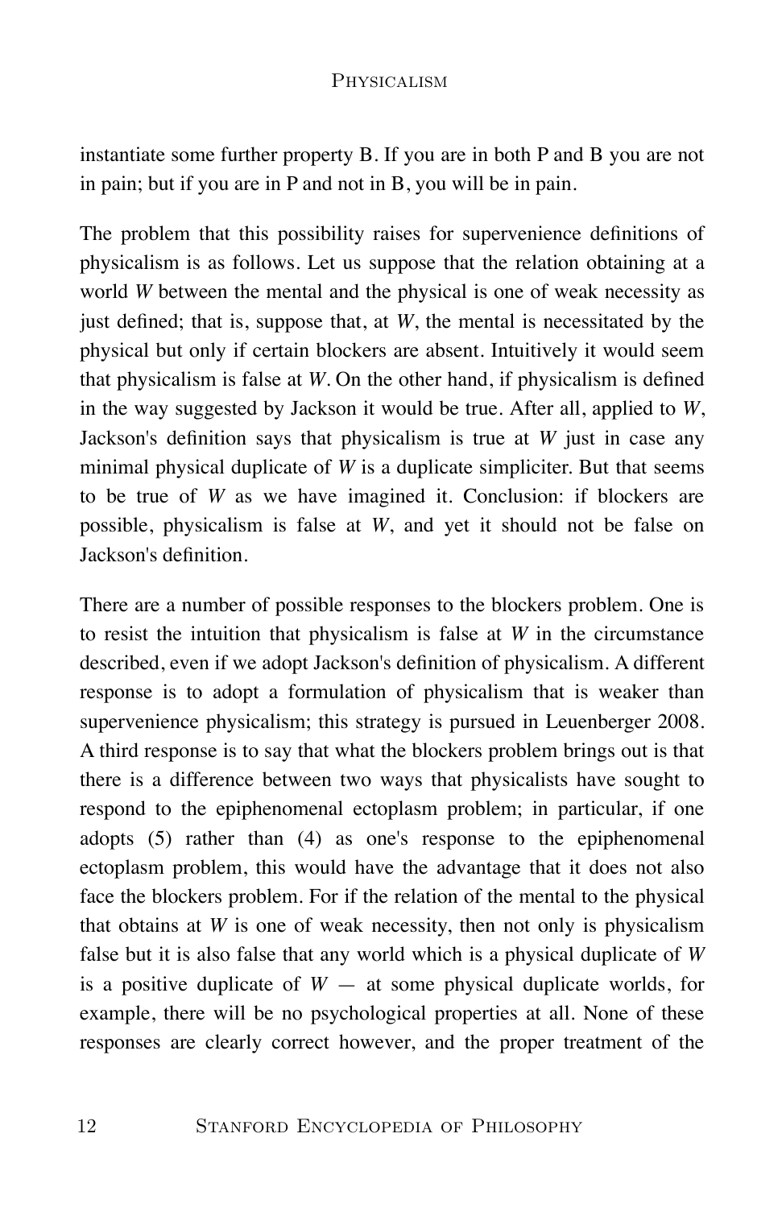instantiate some further property B. If you are in both P and B you are not in pain; but if you are in P and not in B, you will be in pain.

The problem that this possibility raises for supervenience definitions of physicalism is as follows. Let us suppose that the relation obtaining at a world *W* between the mental and the physical is one of weak necessity as just defined; that is, suppose that, at *W*, the mental is necessitated by the physical but only if certain blockers are absent. Intuitively it would seem that physicalism is false at *W*. On the other hand, if physicalism is defined in the way suggested by Jackson it would be true. After all, applied to *W*, Jackson's definition says that physicalism is true at *W* just in case any minimal physical duplicate of *W* is a duplicate simpliciter. But that seems to be true of *W* as we have imagined it. Conclusion: if blockers are possible, physicalism is false at *W*, and yet it should not be false on Jackson's definition.

There are a number of possible responses to the blockers problem. One is to resist the intuition that physicalism is false at *W* in the circumstance described, even if we adopt Jackson's definition of physicalism. A different response is to adopt a formulation of physicalism that is weaker than supervenience physicalism; this strategy is pursued in Leuenberger 2008. A third response is to say that what the blockers problem brings out is that there is a difference between two ways that physicalists have sought to respond to the epiphenomenal ectoplasm problem; in particular, if one adopts (5) rather than (4) as one's response to the epiphenomenal ectoplasm problem, this would have the advantage that it does not also face the blockers problem. For if the relation of the mental to the physical that obtains at *W* is one of weak necessity, then not only is physicalism false but it is also false that any world which is a physical duplicate of *W* is a positive duplicate of *W* — at some physical duplicate worlds, for example, there will be no psychological properties at all. None of these responses are clearly correct however, and the proper treatment of the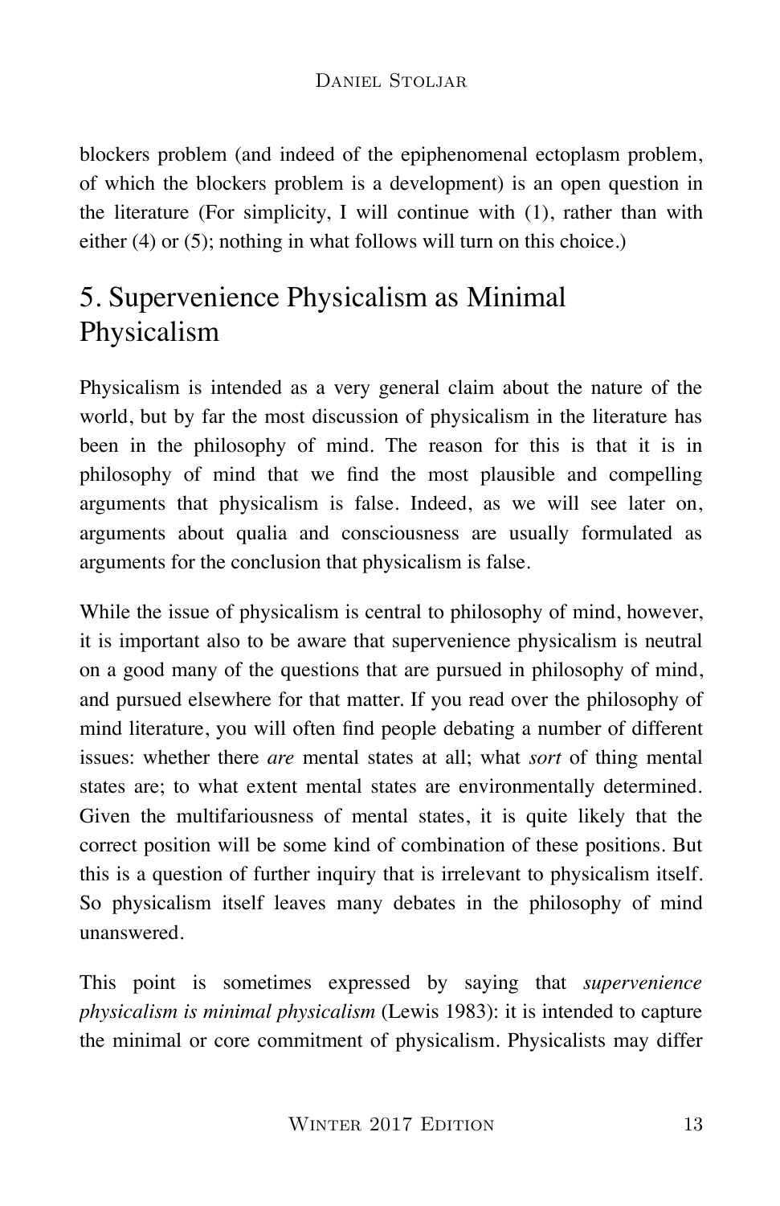blockers problem (and indeed of the epiphenomenal ectoplasm problem, of which the blockers problem is a development) is an open question in the literature (For simplicity, I will continue with (1), rather than with either (4) or (5); nothing in what follows will turn on this choice.)

## 5. Supervenience Physicalism as Minimal Physicalism

Physicalism is intended as a very general claim about the nature of the world, but by far the most discussion of physicalism in the literature has been in the philosophy of mind. The reason for this is that it is in philosophy of mind that we find the most plausible and compelling arguments that physicalism is false. Indeed, as we will see later on, arguments about qualia and consciousness are usually formulated as arguments for the conclusion that physicalism is false.

While the issue of physicalism is central to philosophy of mind, however, it is important also to be aware that supervenience physicalism is neutral on a good many of the questions that are pursued in philosophy of mind, and pursued elsewhere for that matter. If you read over the philosophy of mind literature, you will often find people debating a number of different issues: whether there *are* mental states at all; what *sort* of thing mental states are; to what extent mental states are environmentally determined. Given the multifariousness of mental states, it is quite likely that the correct position will be some kind of combination of these positions. But this is a question of further inquiry that is irrelevant to physicalism itself. So physicalism itself leaves many debates in the philosophy of mind unanswered.

This point is sometimes expressed by saying that *supervenience physicalism is minimal physicalism* (Lewis 1983): it is intended to capture the minimal or core commitment of physicalism. Physicalists may differ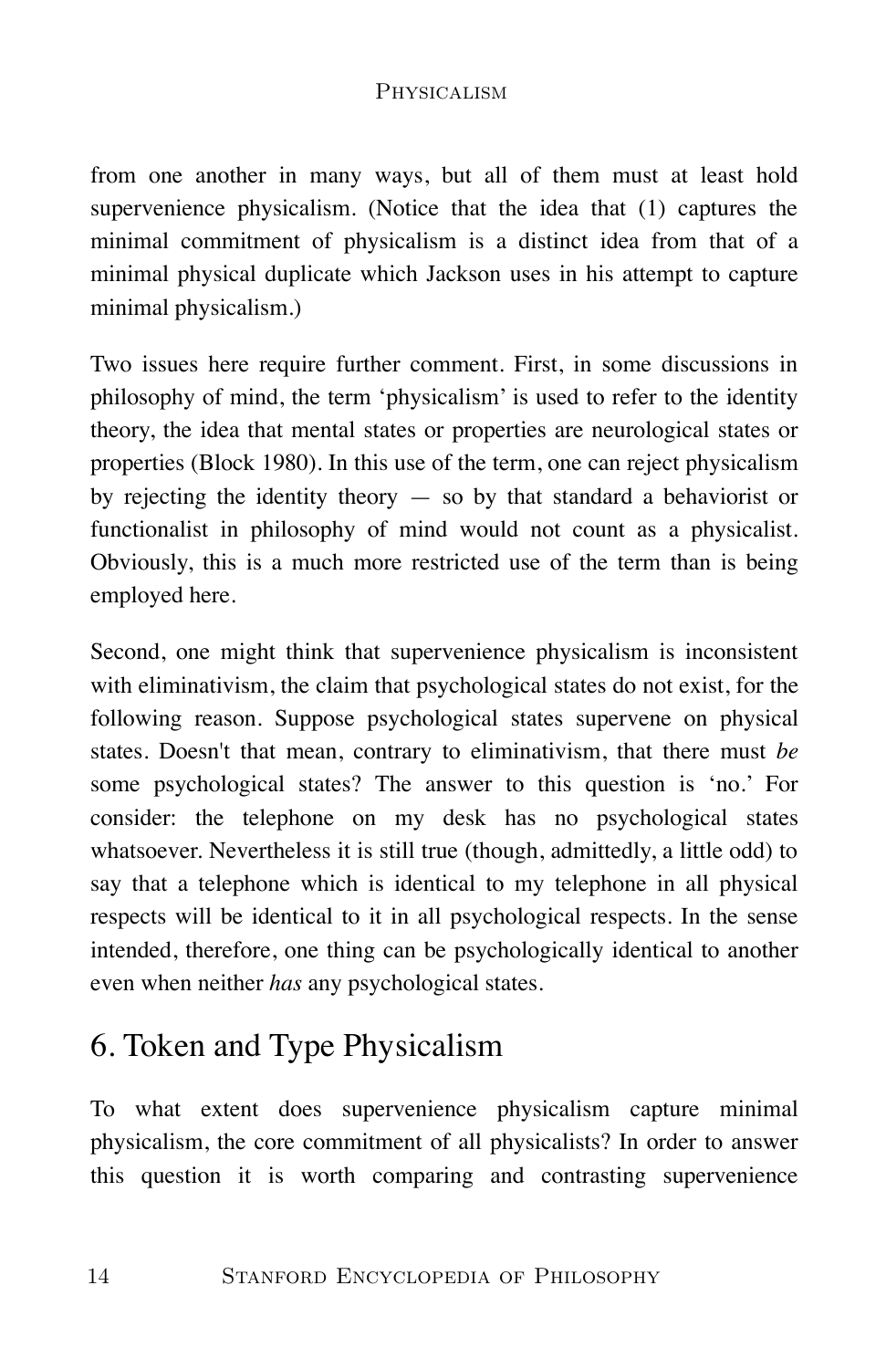from one another in many ways, but all of them must at least hold supervenience physicalism. (Notice that the idea that (1) captures the minimal commitment of physicalism is a distinct idea from that of a minimal physical duplicate which Jackson uses in his attempt to capture minimal physicalism.)

Two issues here require further comment. First, in some discussions in philosophy of mind, the term 'physicalism' is used to refer to the identity theory, the idea that mental states or properties are neurological states or properties (Block 1980). In this use of the term, one can reject physicalism by rejecting the identity theory — so by that standard a behaviorist or functionalist in philosophy of mind would not count as a physicalist. Obviously, this is a much more restricted use of the term than is being employed here.

Second, one might think that supervenience physicalism is inconsistent with eliminativism, the claim that psychological states do not exist, for the following reason. Suppose psychological states supervene on physical states. Doesn't that mean, contrary to eliminativism, that there must *be* some psychological states? The answer to this question is 'no.' For consider: the telephone on my desk has no psychological states whatsoever. Nevertheless it is still true (though, admittedly, a little odd) to say that a telephone which is identical to my telephone in all physical respects will be identical to it in all psychological respects. In the sense intended, therefore, one thing can be psychologically identical to another even when neither *has* any psychological states.

## 6. Token and Type Physicalism

To what extent does supervenience physicalism capture minimal physicalism, the core commitment of all physicalists? In order to answer this question it is worth comparing and contrasting supervenience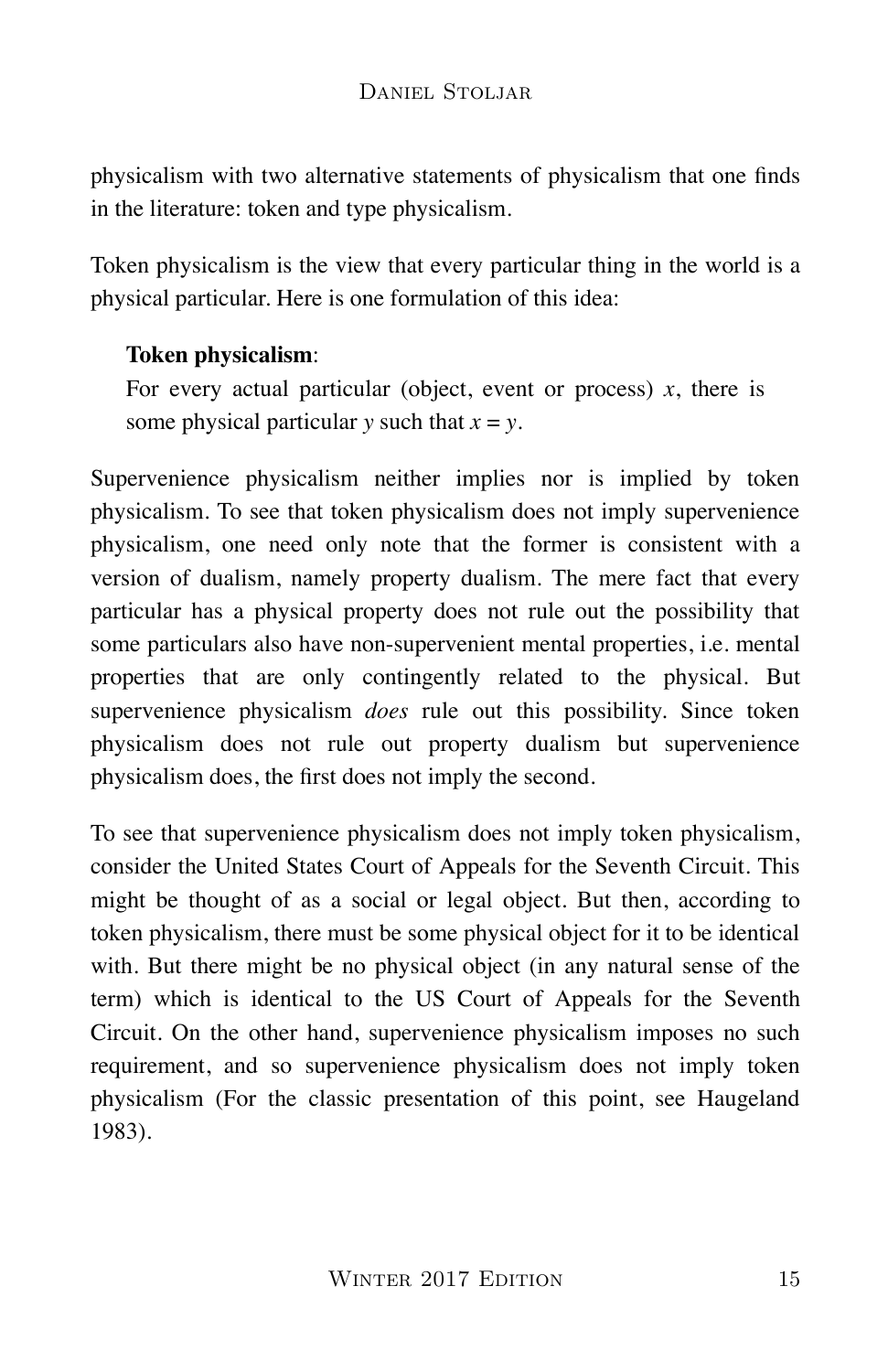physicalism with two alternative statements of physicalism that one finds in the literature: token and type physicalism.

Token physicalism is the view that every particular thing in the world is a physical particular. Here is one formulation of this idea:

> **Token physicalism**:
> For every actual particular (object, event or process) $x$, there is some physical particular $y$ such that $x = y$.

Supervenience physicalism neither implies nor is implied by token physicalism. To see that token physicalism does not imply supervenience physicalism, one need only note that the former is consistent with a version of dualism, namely property dualism. The mere fact that every particular has a physical property does not rule out the possibility that some particulars also have non-supervenient mental properties, i.e. mental properties that are only contingently related to the physical. But supervenience physicalism *does* rule out this possibility. Since token physicalism does not rule out property dualism but supervenience physicalism does, the first does not imply the second.

To see that supervenience physicalism does not imply token physicalism, consider the United States Court of Appeals for the Seventh Circuit. This might be thought of as a social or legal object. But then, according to token physicalism, there must be some physical object for it to be identical with. But there might be no physical object (in any natural sense of the term) which is identical to the US Court of Appeals for the Seventh Circuit. On the other hand, supervenience physicalism imposes no such requirement, and so supervenience physicalism does not imply token physicalism (For the classic presentation of this point, see Haugeland 1983).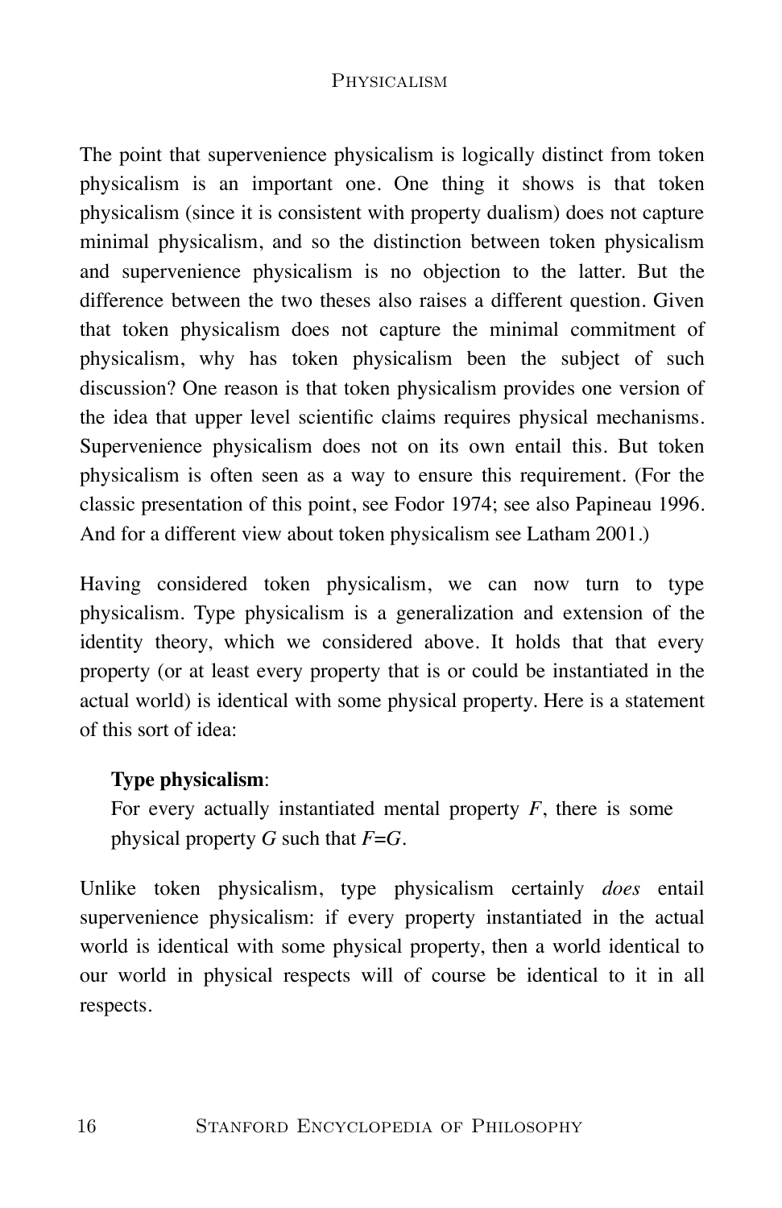The point that supervenience physicalism is logically distinct from token physicalism is an important one. One thing it shows is that token physicalism (since it is consistent with property dualism) does not capture minimal physicalism, and so the distinction between token physicalism and supervenience physicalism is no objection to the latter. But the difference between the two theses also raises a different question. Given that token physicalism does not capture the minimal commitment of physicalism, why has token physicalism been the subject of such discussion? One reason is that token physicalism provides one version of the idea that upper level scientific claims requires physical mechanisms. Supervenience physicalism does not on its own entail this. But token physicalism is often seen as a way to ensure this requirement. (For the classic presentation of this point, see Fodor 1974; see also Papineau 1996. And for a different view about token physicalism see Latham 2001.)

Having considered token physicalism, we can now turn to type physicalism. Type physicalism is a generalization and extension of the identity theory, which we considered above. It holds that that every property (or at least every property that is or could be instantiated in the actual world) is identical with some physical property. Here is a statement of this sort of idea:

> **Type physicalism**:
> For every actually instantiated mental property *F*, there is some physical property *G* such that *F*=*G*.

Unlike token physicalism, type physicalism certainly *does* entail supervenience physicalism: if every property instantiated in the actual world is identical with some physical property, then a world identical to our world in physical respects will of course be identical to it in all respects.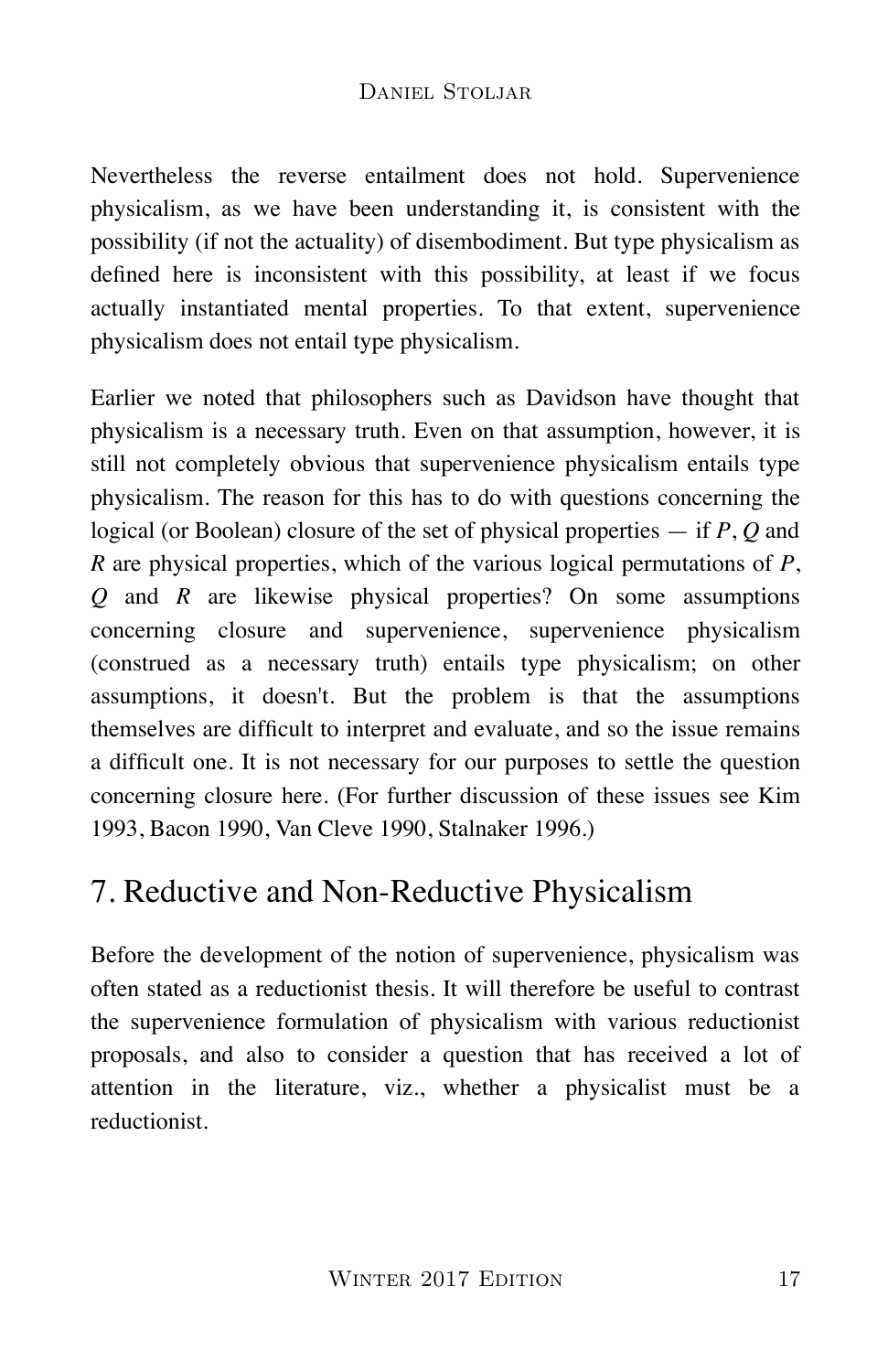Nevertheless the reverse entailment does not hold. Supervenience physicalism, as we have been understanding it, is consistent with the possibility (if not the actuality) of disembodiment. But type physicalism as defined here is inconsistent with this possibility, at least if we focus actually instantiated mental properties. To that extent, supervenience physicalism does not entail type physicalism.

Earlier we noted that philosophers such as Davidson have thought that physicalism is a necessary truth. Even on that assumption, however, it is still not completely obvious that supervenience physicalism entails type physicalism. The reason for this has to do with questions concerning the logical (or Boolean) closure of the set of physical properties — if *P*, *Q* and *R* are physical properties, which of the various logical permutations of *P*, *Q* and *R* are likewise physical properties? On some assumptions concerning closure and supervenience, supervenience physicalism (construed as a necessary truth) entails type physicalism; on other assumptions, it doesn't. But the problem is that the assumptions themselves are difficult to interpret and evaluate, and so the issue remains a difficult one. It is not necessary for our purposes to settle the question concerning closure here. (For further discussion of these issues see Kim 1993, Bacon 1990, Van Cleve 1990, Stalnaker 1996.)

## 7. Reductive and Non-Reductive Physicalism

Before the development of the notion of supervenience, physicalism was often stated as a reductionist thesis. It will therefore be useful to contrast the supervenience formulation of physicalism with various reductionist proposals, and also to consider a question that has received a lot of attention in the literature, viz., whether a physicalist must be a reductionist.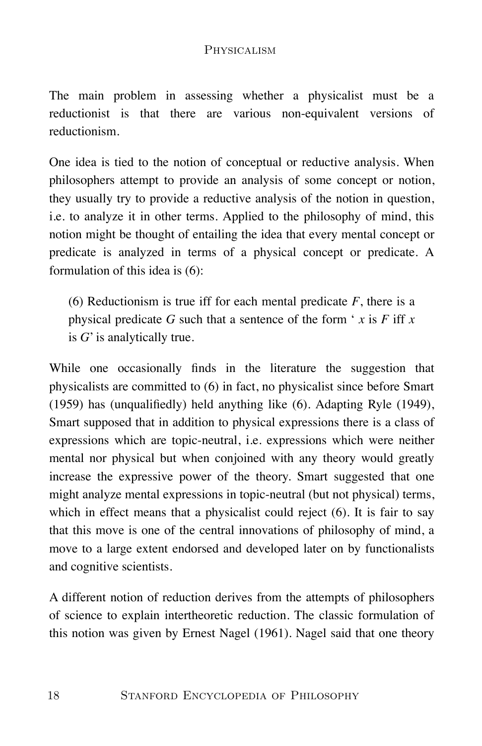The main problem in assessing whether a physicalist must be a reductionist is that there are various non-equivalent versions of reductionism.

One idea is tied to the notion of conceptual or reductive analysis. When philosophers attempt to provide an analysis of some concept or notion, they usually try to provide a reductive analysis of the notion in question, i.e. to analyze it in other terms. Applied to the philosophy of mind, this notion might be thought of entailing the idea that every mental concept or predicate is analyzed in terms of a physical concept or predicate. A formulation of this idea is (6):

> (6) Reductionism is true iff for each mental predicate *F*, there is a physical predicate *G* such that a sentence of the form ' *x* is *F* iff *x* is *G*' is analytically true.

While one occasionally finds in the literature the suggestion that physicalists are committed to (6) in fact, no physicalist since before Smart (1959) has (unqualifiedly) held anything like (6). Adapting Ryle (1949), Smart supposed that in addition to physical expressions there is a class of expressions which are topic-neutral, i.e. expressions which were neither mental nor physical but when conjoined with any theory would greatly increase the expressive power of the theory. Smart suggested that one might analyze mental expressions in topic-neutral (but not physical) terms, which in effect means that a physicalist could reject (6). It is fair to say that this move is one of the central innovations of philosophy of mind, a move to a large extent endorsed and developed later on by functionalists and cognitive scientists.

A different notion of reduction derives from the attempts of philosophers of science to explain intertheoretic reduction. The classic formulation of this notion was given by Ernest Nagel (1961). Nagel said that one theory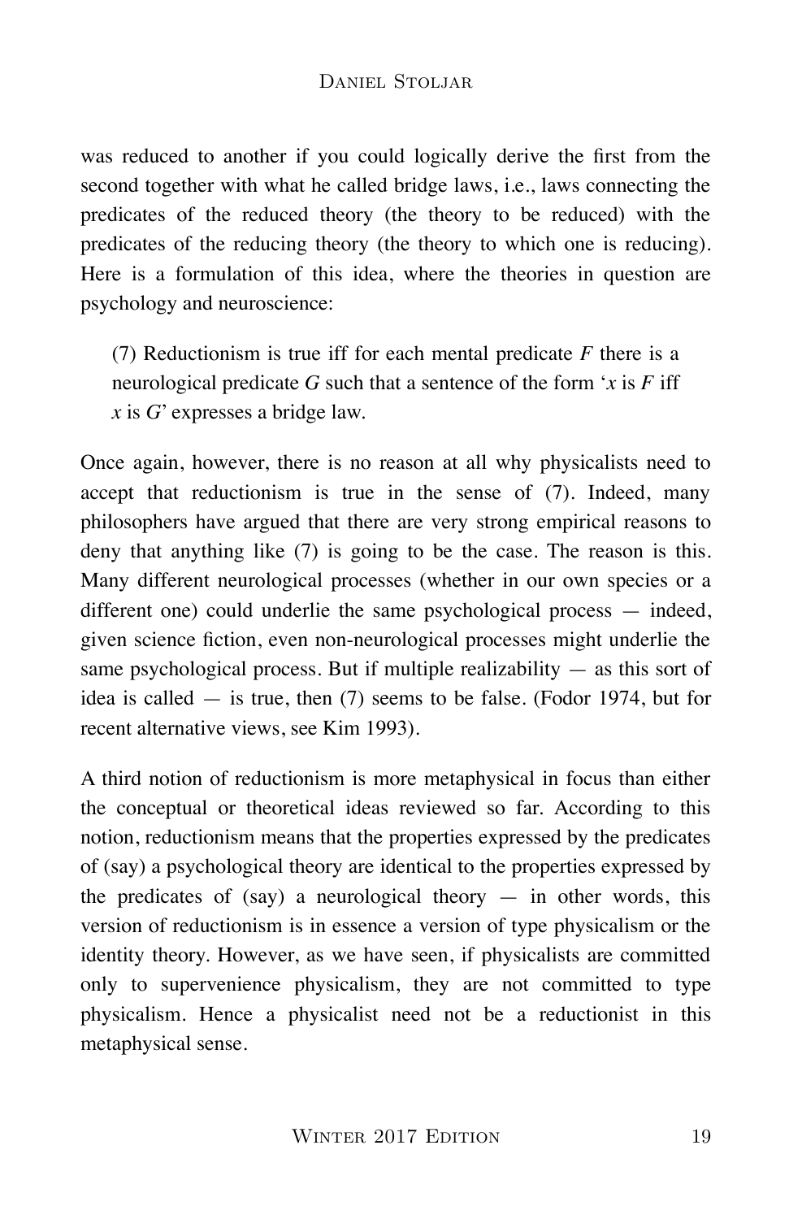was reduced to another if you could logically derive the first from the second together with what he called bridge laws, i.e., laws connecting the predicates of the reduced theory (the theory to be reduced) with the predicates of the reducing theory (the theory to which one is reducing). Here is a formulation of this idea, where the theories in question are psychology and neuroscience:

> (7) Reductionism is true iff for each mental predicate *F* there is a neurological predicate *G* such that a sentence of the form '*x* is *F* iff *x* is *G*' expresses a bridge law.

Once again, however, there is no reason at all why physicalists need to accept that reductionism is true in the sense of (7). Indeed, many philosophers have argued that there are very strong empirical reasons to deny that anything like (7) is going to be the case. The reason is this. Many different neurological processes (whether in our own species or a different one) could underlie the same psychological process — indeed, given science fiction, even non-neurological processes might underlie the same psychological process. But if multiple realizability — as this sort of idea is called — is true, then (7) seems to be false. (Fodor 1974, but for recent alternative views, see Kim 1993).

A third notion of reductionism is more metaphysical in focus than either the conceptual or theoretical ideas reviewed so far. According to this notion, reductionism means that the properties expressed by the predicates of (say) a psychological theory are identical to the properties expressed by the predicates of (say) a neurological theory — in other words, this version of reductionism is in essence a version of type physicalism or the identity theory. However, as we have seen, if physicalists are committed only to supervenience physicalism, they are not committed to type physicalism. Hence a physicalist need not be a reductionist in this metaphysical sense.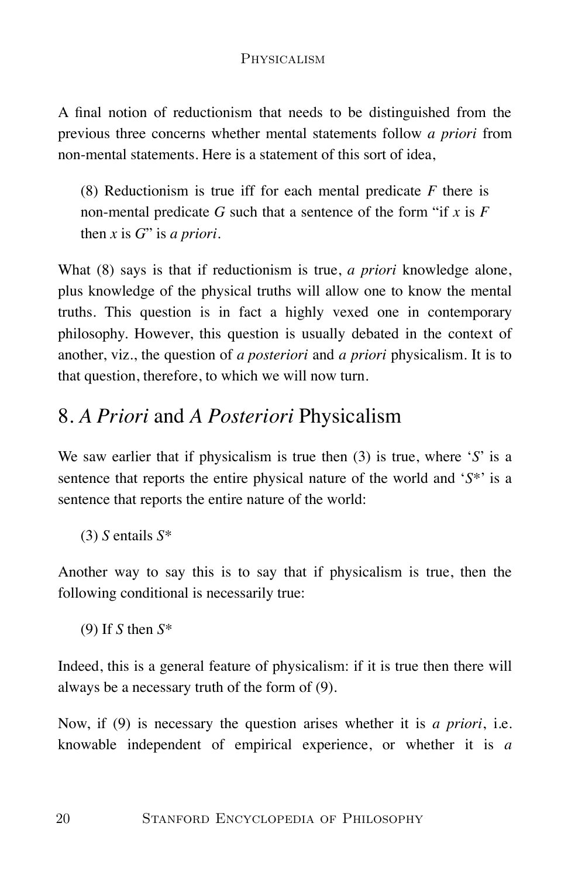A final notion of reductionism that needs to be distinguished from the previous three concerns whether mental statements follow *a priori* from non-mental statements. Here is a statement of this sort of idea,

> (8) Reductionism is true iff for each mental predicate *F* there is non-mental predicate *G* such that a sentence of the form "if *x* is *F* then *x* is *G*" is *a priori*.

What (8) says is that if reductionism is true, *a priori* knowledge alone, plus knowledge of the physical truths will allow one to know the mental truths. This question is in fact a highly vexed one in contemporary philosophy. However, this question is usually debated in the context of another, viz., the question of *a posteriori* and *a priori* physicalism. It is to that question, therefore, to which we will now turn.

## 8. *A Priori* and *A Posteriori* Physicalism

We saw earlier that if physicalism is true then (3) is true, where '*S*' is a sentence that reports the entire physical nature of the world and '*S**' is a sentence that reports the entire nature of the world:

> (3) *S* entails *S**

Another way to say this is to say that if physicalism is true, then the following conditional is necessarily true:

> (9) If *S* then *S**

Indeed, this is a general feature of physicalism: if it is true then there will always be a necessary truth of the form of (9).

Now, if (9) is necessary the question arises whether it is *a priori*, i.e. knowable independent of empirical experience, or whether it is *a*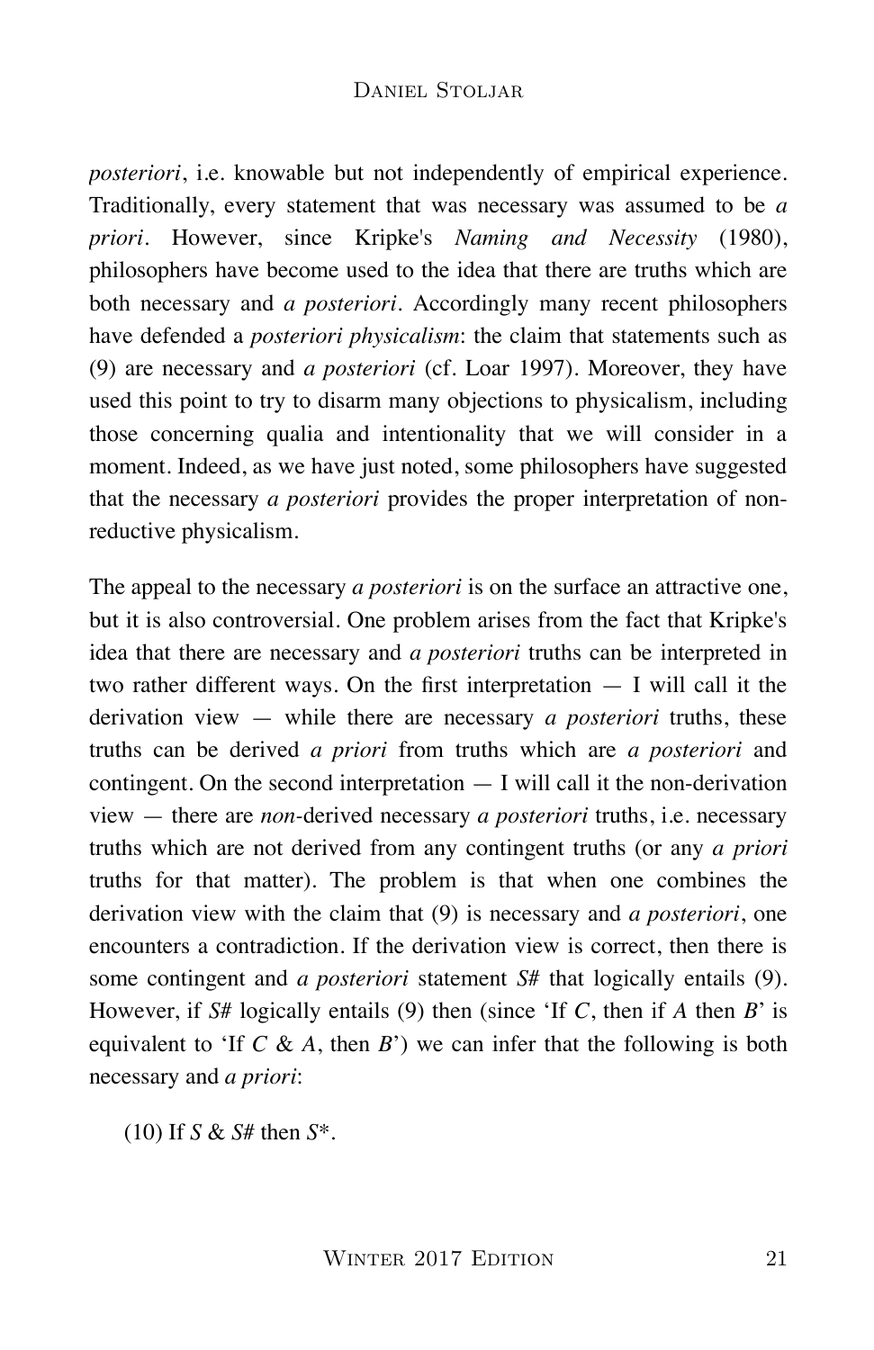*posteriori*, i.e. knowable but not independently of empirical experience. Traditionally, every statement that was necessary was assumed to be *a priori*. However, since Kripke's *Naming and Necessity* (1980), philosophers have become used to the idea that there are truths which are both necessary and *a posteriori*. Accordingly many recent philosophers have defended a *posteriori physicalism*: the claim that statements such as (9) are necessary and *a posteriori* (cf. Loar 1997). Moreover, they have used this point to try to disarm many objections to physicalism, including those concerning qualia and intentionality that we will consider in a moment. Indeed, as we have just noted, some philosophers have suggested that the necessary *a posteriori* provides the proper interpretation of non-reductive physicalism.

The appeal to the necessary *a posteriori* is on the surface an attractive one, but it is also controversial. One problem arises from the fact that Kripke's idea that there are necessary and *a posteriori* truths can be interpreted in two rather different ways. On the first interpretation — I will call it the derivation view — while there are necessary *a posteriori* truths, these truths can be derived *a priori* from truths which are *a posteriori* and contingent. On the second interpretation — I will call it the non-derivation view — there are *non*-derived necessary *a posteriori* truths, i.e. necessary truths which are not derived from any contingent truths (or any *a priori* truths for that matter). The problem is that when one combines the derivation view with the claim that (9) is necessary and *a posteriori*, one encounters a contradiction. If the derivation view is correct, then there is some contingent and *a posteriori* statement *S#* that logically entails (9). However, if *S#* logically entails (9) then (since 'If *C*, then if *A* then *B*' is equivalent to 'If *C* & *A*, then *B*') we can infer that the following is both necessary and *a priori*:

(10) If *S* & *S#* then *S**.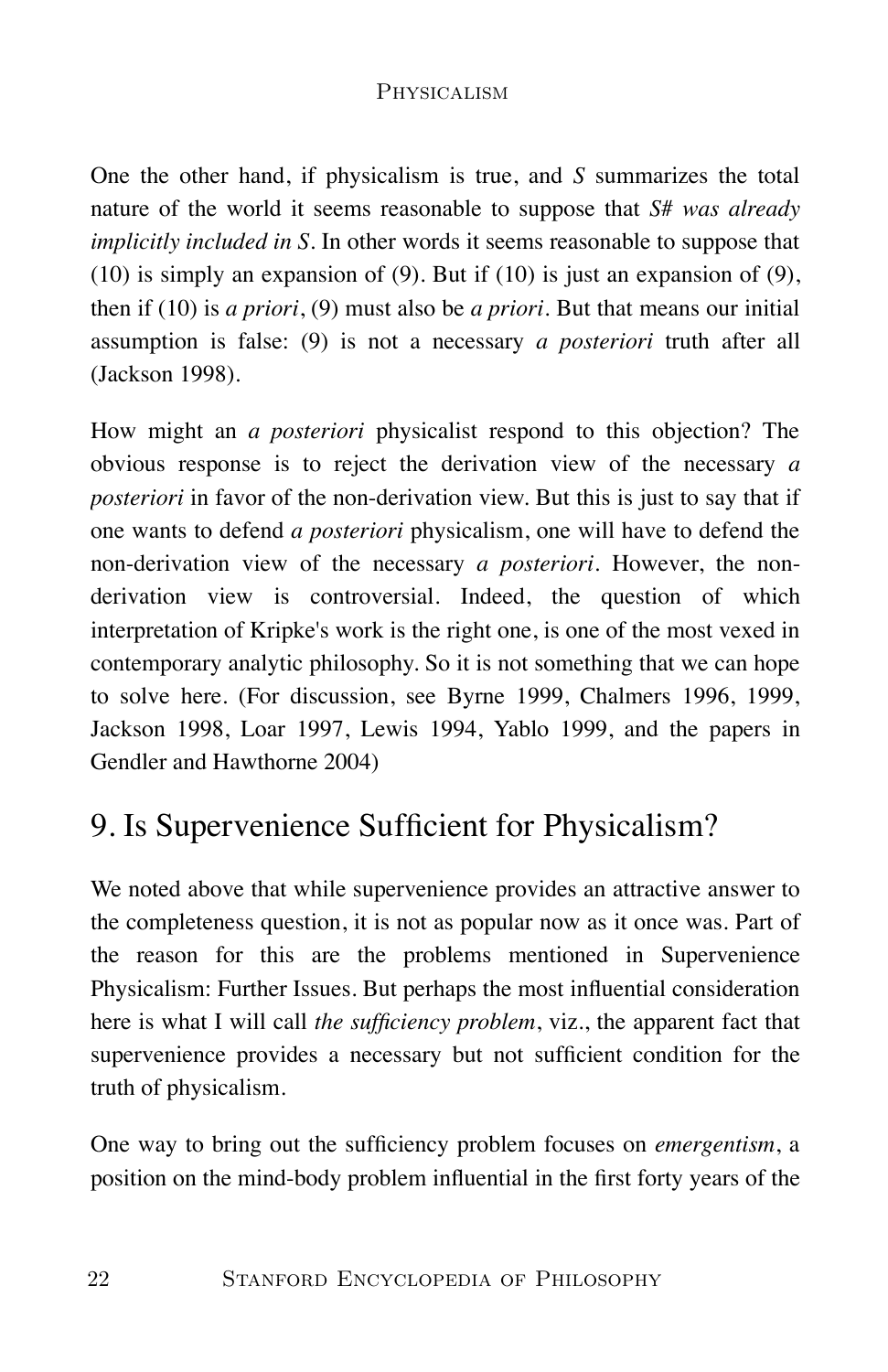One the other hand, if physicalism is true, and *S* summarizes the total nature of the world it seems reasonable to suppose that *S# was already implicitly included in S*. In other words it seems reasonable to suppose that (10) is simply an expansion of (9). But if (10) is just an expansion of (9), then if (10) is *a priori*, (9) must also be *a priori*. But that means our initial assumption is false: (9) is not a necessary *a posteriori* truth after all (Jackson 1998).

How might an *a posteriori* physicalist respond to this objection? The obvious response is to reject the derivation view of the necessary *a posteriori* in favor of the non-derivation view. But this is just to say that if one wants to defend *a posteriori* physicalism, one will have to defend the non-derivation view of the necessary *a posteriori*. However, the non-derivation view is controversial. Indeed, the question of which interpretation of Kripke's work is the right one, is one of the most vexed in contemporary analytic philosophy. So it is not something that we can hope to solve here. (For discussion, see Byrne 1999, Chalmers 1996, 1999, Jackson 1998, Loar 1997, Lewis 1994, Yablo 1999, and the papers in Gendler and Hawthorne 2004)

## 9. Is Supervenience Sufficient for Physicalism?

We noted above that while supervenience provides an attractive answer to the completeness question, it is not as popular now as it once was. Part of the reason for this are the problems mentioned in Supervenience Physicalism: Further Issues. But perhaps the most influential consideration here is what I will call *the sufficiency problem*, viz., the apparent fact that supervenience provides a necessary but not sufficient condition for the truth of physicalism.

One way to bring out the sufficiency problem focuses on *emergentism*, a position on the mind-body problem influential in the first forty years of the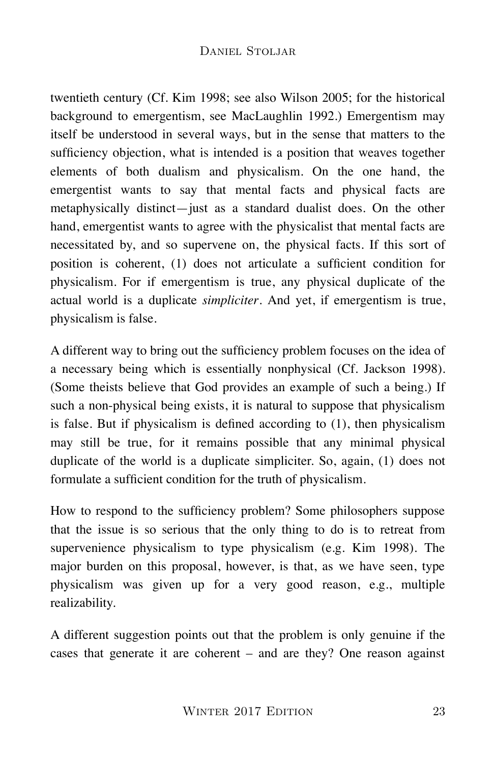twentieth century (Cf. Kim 1998; see also Wilson 2005; for the historical background to emergentism, see MacLaughlin 1992.) Emergentism may itself be understood in several ways, but in the sense that matters to the sufficiency objection, what is intended is a position that weaves together elements of both dualism and physicalism. On the one hand, the emergentist wants to say that mental facts and physical facts are metaphysically distinct—just as a standard dualist does. On the other hand, emergentist wants to agree with the physicalist that mental facts are necessitated by, and so supervene on, the physical facts. If this sort of position is coherent, (1) does not articulate a sufficient condition for physicalism. For if emergentism is true, any physical duplicate of the actual world is a duplicate *simpliciter*. And yet, if emergentism is true, physicalism is false.

A different way to bring out the sufficiency problem focuses on the idea of a necessary being which is essentially nonphysical (Cf. Jackson 1998). (Some theists believe that God provides an example of such a being.) If such a non-physical being exists, it is natural to suppose that physicalism is false. But if physicalism is defined according to (1), then physicalism may still be true, for it remains possible that any minimal physical duplicate of the world is a duplicate simpliciter. So, again, (1) does not formulate a sufficient condition for the truth of physicalism.

How to respond to the sufficiency problem? Some philosophers suppose that the issue is so serious that the only thing to do is to retreat from supervenience physicalism to type physicalism (e.g. Kim 1998). The major burden on this proposal, however, is that, as we have seen, type physicalism was given up for a very good reason, e.g., multiple realizability.

A different suggestion points out that the problem is only genuine if the cases that generate it are coherent – and are they? One reason against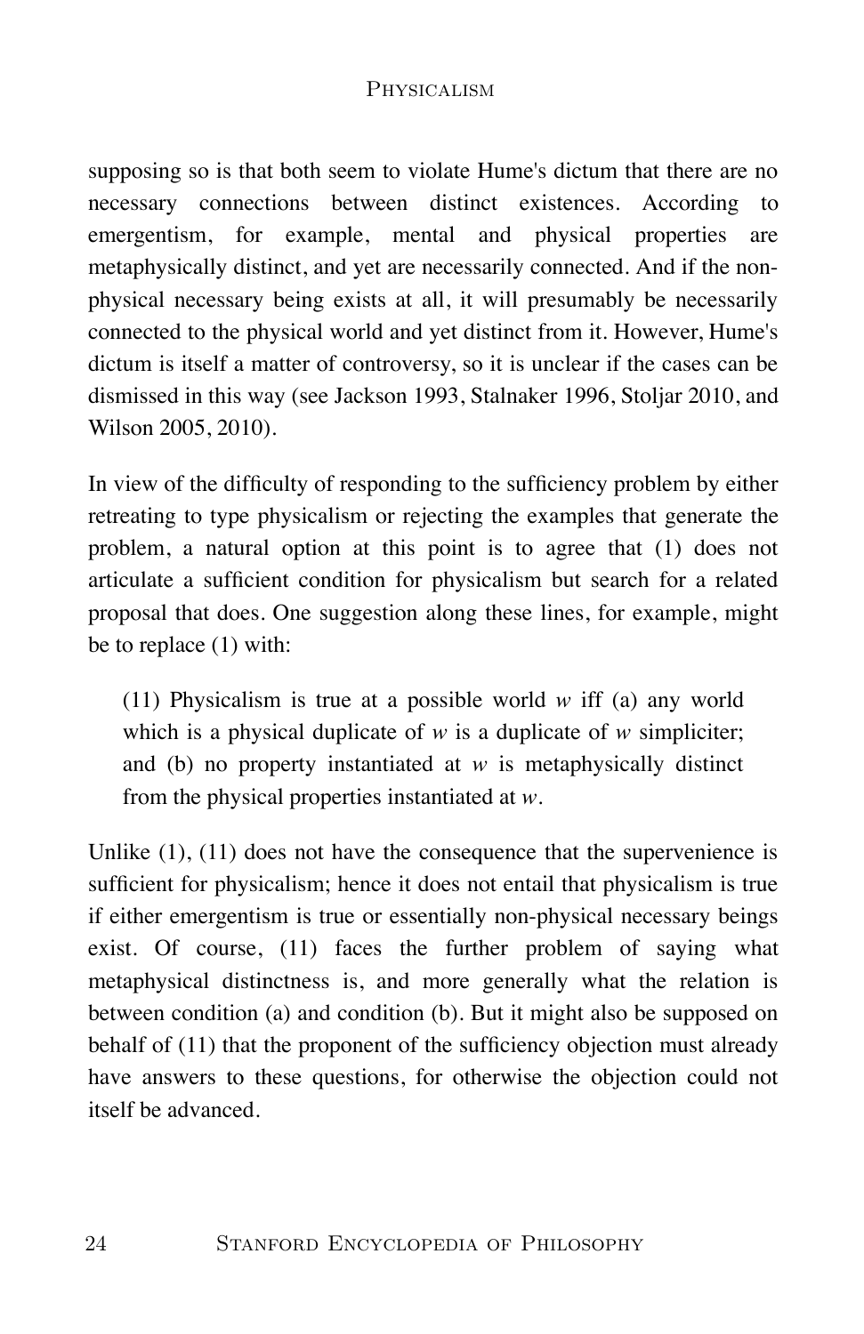supposing so is that both seem to violate Hume's dictum that there are no necessary connections between distinct existences. According to emergentism, for example, mental and physical properties are metaphysically distinct, and yet are necessarily connected. And if the non-physical necessary being exists at all, it will presumably be necessarily connected to the physical world and yet distinct from it. However, Hume's dictum is itself a matter of controversy, so it is unclear if the cases can be dismissed in this way (see Jackson 1993, Stalnaker 1996, Stoljar 2010, and Wilson 2005, 2010).

In view of the difficulty of responding to the sufficiency problem by either retreating to type physicalism or rejecting the examples that generate the problem, a natural option at this point is to agree that (1) does not articulate a sufficient condition for physicalism but search for a related proposal that does. One suggestion along these lines, for example, might be to replace (1) with:

> (11) Physicalism is true at a possible world *w* iff (a) any world which is a physical duplicate of *w* is a duplicate of *w* simpliciter; and (b) no property instantiated at *w* is metaphysically distinct from the physical properties instantiated at *w*.

Unlike (1), (11) does not have the consequence that the supervenience is sufficient for physicalism; hence it does not entail that physicalism is true if either emergentism is true or essentially non-physical necessary beings exist. Of course, (11) faces the further problem of saying what metaphysical distinctness is, and more generally what the relation is between condition (a) and condition (b). But it might also be supposed on behalf of (11) that the proponent of the sufficiency objection must already have answers to these questions, for otherwise the objection could not itself be advanced.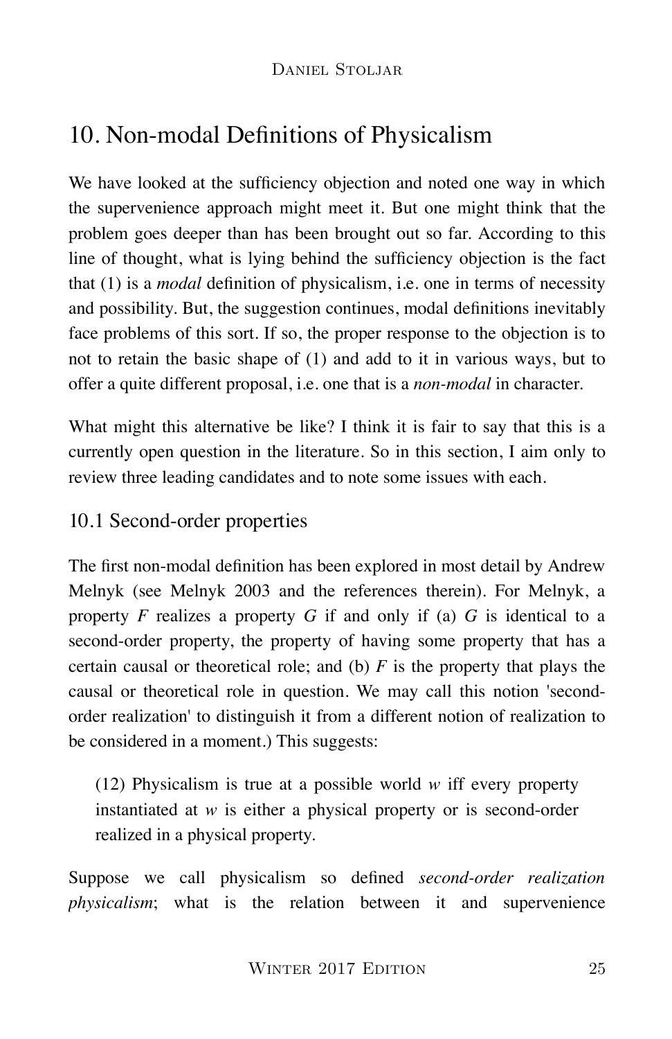## 10. Non-modal Definitions of Physicalism

We have looked at the sufficiency objection and noted one way in which the supervenience approach might meet it. But one might think that the problem goes deeper than has been brought out so far. According to this line of thought, what is lying behind the sufficiency objection is the fact that (1) is a *modal* definition of physicalism, i.e. one in terms of necessity and possibility. But, the suggestion continues, modal definitions inevitably face problems of this sort. If so, the proper response to the objection is to not to retain the basic shape of (1) and add to it in various ways, but to offer a quite different proposal, i.e. one that is a *non-modal* in character.

What might this alternative be like? I think it is fair to say that this is a currently open question in the literature. So in this section, I aim only to review three leading candidates and to note some issues with each.

### 10.1 Second-order properties

The first non-modal definition has been explored in most detail by Andrew Melnyk (see Melnyk 2003 and the references therein). For Melnyk, a property *F* realizes a property *G* if and only if (a) *G* is identical to a second-order property, the property of having some property that has a certain causal or theoretical role; and (b) *F* is the property that plays the causal or theoretical role in question. We may call this notion 'second-order realization' to distinguish it from a different notion of realization to be considered in a moment.) This suggests:

> (12) Physicalism is true at a possible world *w* iff every property instantiated at *w* is either a physical property or is second-order realized in a physical property.

Suppose we call physicalism so defined *second-order realization physicalism*; what is the relation between it and supervenience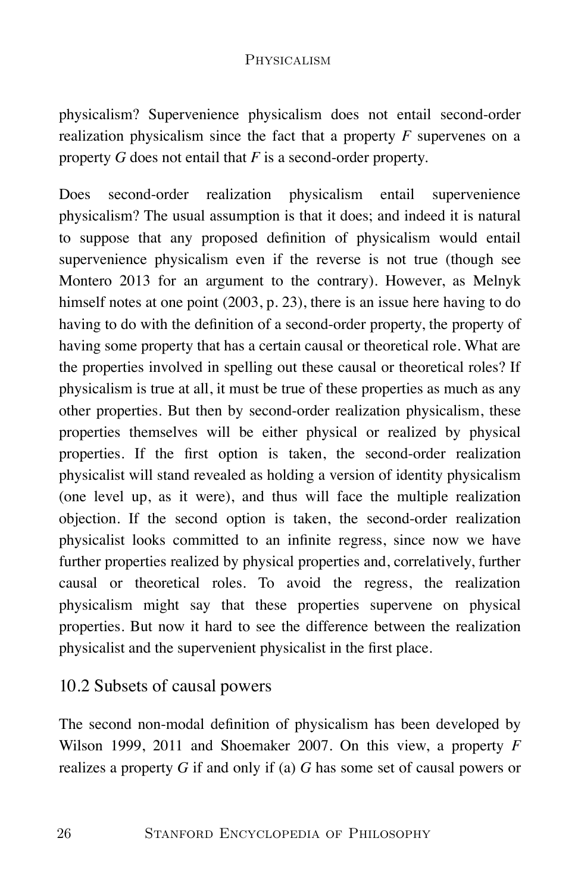physicalism? Supervenience physicalism does not entail second-order realization physicalism since the fact that a property *F* supervenes on a property *G* does not entail that *F* is a second-order property.

Does second-order realization physicalism entail supervenience physicalism? The usual assumption is that it does; and indeed it is natural to suppose that any proposed definition of physicalism would entail supervenience physicalism even if the reverse is not true (though see Montero 2013 for an argument to the contrary). However, as Melnyk himself notes at one point (2003, p. 23), there is an issue here having to do having to do with the definition of a second-order property, the property of having some property that has a certain causal or theoretical role. What are the properties involved in spelling out these causal or theoretical roles? If physicalism is true at all, it must be true of these properties as much as any other properties. But then by second-order realization physicalism, these properties themselves will be either physical or realized by physical properties. If the first option is taken, the second-order realization physicalist will stand revealed as holding a version of identity physicalism (one level up, as it were), and thus will face the multiple realization objection. If the second option is taken, the second-order realization physicalist looks committed to an infinite regress, since now we have further properties realized by physical properties and, correlatively, further causal or theoretical roles. To avoid the regress, the realization physicalism might say that these properties supervene on physical properties. But now it hard to see the difference between the realization physicalist and the supervenient physicalist in the first place.

## 10.2 Subsets of causal powers

The second non-modal definition of physicalism has been developed by Wilson 1999, 2011 and Shoemaker 2007. On this view, a property *F* realizes a property *G* if and only if (a) *G* has some set of causal powers or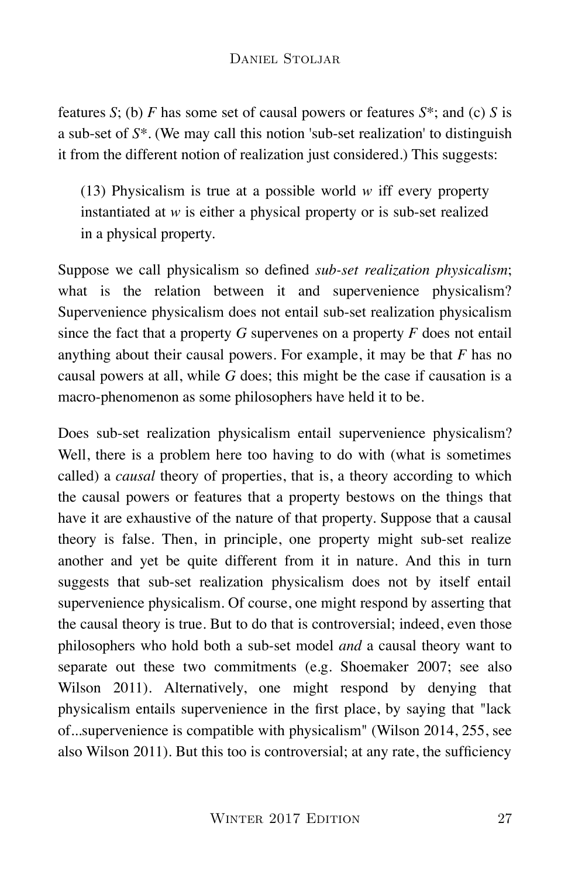features *S*; (b) *F* has some set of causal powers or features *S**; and (c) *S* is a sub-set of *S**. (We may call this notion 'sub-set realization' to distinguish it from the different notion of realization just considered.) This suggests:

> (13) Physicalism is true at a possible world *w* iff every property instantiated at *w* is either a physical property or is sub-set realized in a physical property.

Suppose we call physicalism so defined *sub-set realization physicalism*; what is the relation between it and supervenience physicalism? Supervenience physicalism does not entail sub-set realization physicalism since the fact that a property *G* supervenes on a property *F* does not entail anything about their causal powers. For example, it may be that *F* has no causal powers at all, while *G* does; this might be the case if causation is a macro-phenomenon as some philosophers have held it to be.

Does sub-set realization physicalism entail supervenience physicalism? Well, there is a problem here too having to do with (what is sometimes called) a *causal* theory of properties, that is, a theory according to which the causal powers or features that a property bestows on the things that have it are exhaustive of the nature of that property. Suppose that a causal theory is false. Then, in principle, one property might sub-set realize another and yet be quite different from it in nature. And this in turn suggests that sub-set realization physicalism does not by itself entail supervenience physicalism. Of course, one might respond by asserting that the causal theory is true. But to do that is controversial; indeed, even those philosophers who hold both a sub-set model *and* a causal theory want to separate out these two commitments (e.g. Shoemaker 2007; see also Wilson 2011). Alternatively, one might respond by denying that physicalism entails supervenience in the first place, by saying that "lack of...supervenience is compatible with physicalism" (Wilson 2014, 255, see also Wilson 2011). But this too is controversial; at any rate, the sufficiency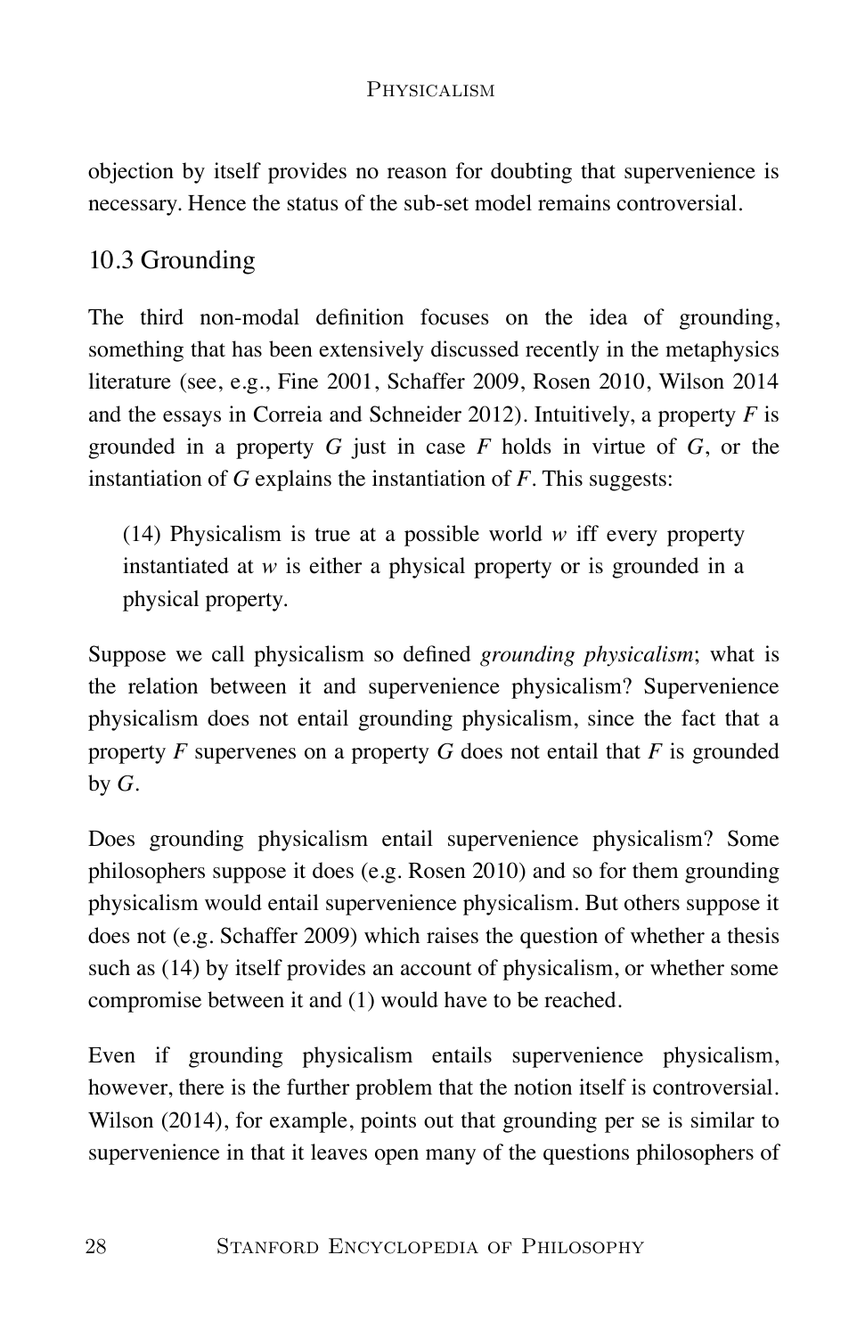objection by itself provides no reason for doubting that supervenience is necessary. Hence the status of the sub-set model remains controversial.

## 10.3 Grounding

The third non-modal definition focuses on the idea of grounding, something that has been extensively discussed recently in the metaphysics literature (see, e.g., Fine 2001, Schaffer 2009, Rosen 2010, Wilson 2014 and the essays in Correia and Schneider 2012). Intuitively, a property *F* is grounded in a property *G* just in case *F* holds in virtue of *G*, or the instantiation of *G* explains the instantiation of *F*. This suggests:

> (14) Physicalism is true at a possible world *w* iff every property instantiated at *w* is either a physical property or is grounded in a physical property.

Suppose we call physicalism so defined *grounding physicalism*; what is the relation between it and supervenience physicalism? Supervenience physicalism does not entail grounding physicalism, since the fact that a property *F* supervenes on a property *G* does not entail that *F* is grounded by *G*.

Does grounding physicalism entail supervenience physicalism? Some philosophers suppose it does (e.g. Rosen 2010) and so for them grounding physicalism would entail supervenience physicalism. But others suppose it does not (e.g. Schaffer 2009) which raises the question of whether a thesis such as (14) by itself provides an account of physicalism, or whether some compromise between it and (1) would have to be reached.

Even if grounding physicalism entails supervenience physicalism, however, there is the further problem that the notion itself is controversial. Wilson (2014), for example, points out that grounding per se is similar to supervenience in that it leaves open many of the questions philosophers of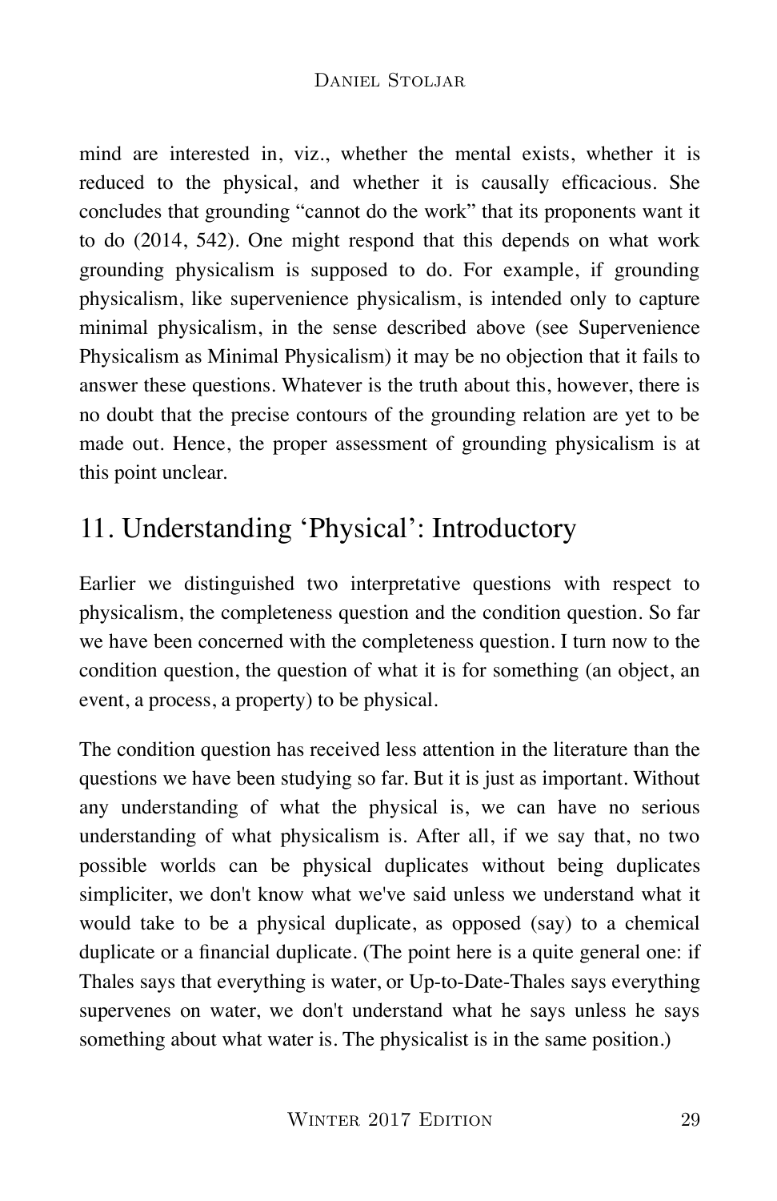mind are interested in, viz., whether the mental exists, whether it is reduced to the physical, and whether it is causally efficacious. She concludes that grounding "cannot do the work" that its proponents want it to do (2014, 542). One might respond that this depends on what work grounding physicalism is supposed to do. For example, if grounding physicalism, like supervenience physicalism, is intended only to capture minimal physicalism, in the sense described above (see Supervenience Physicalism as Minimal Physicalism) it may be no objection that it fails to answer these questions. Whatever is the truth about this, however, there is no doubt that the precise contours of the grounding relation are yet to be made out. Hence, the proper assessment of grounding physicalism is at this point unclear.

## 11. Understanding 'Physical': Introductory

Earlier we distinguished two interpretative questions with respect to physicalism, the completeness question and the condition question. So far we have been concerned with the completeness question. I turn now to the condition question, the question of what it is for something (an object, an event, a process, a property) to be physical.

The condition question has received less attention in the literature than the questions we have been studying so far. But it is just as important. Without any understanding of what the physical is, we can have no serious understanding of what physicalism is. After all, if we say that, no two possible worlds can be physical duplicates without being duplicates simpliciter, we don't know what we've said unless we understand what it would take to be a physical duplicate, as opposed (say) to a chemical duplicate or a financial duplicate. (The point here is a quite general one: if Thales says that everything is water, or Up-to-Date-Thales says everything supervenes on water, we don't understand what he says unless he says something about what water is. The physicalist is in the same position.)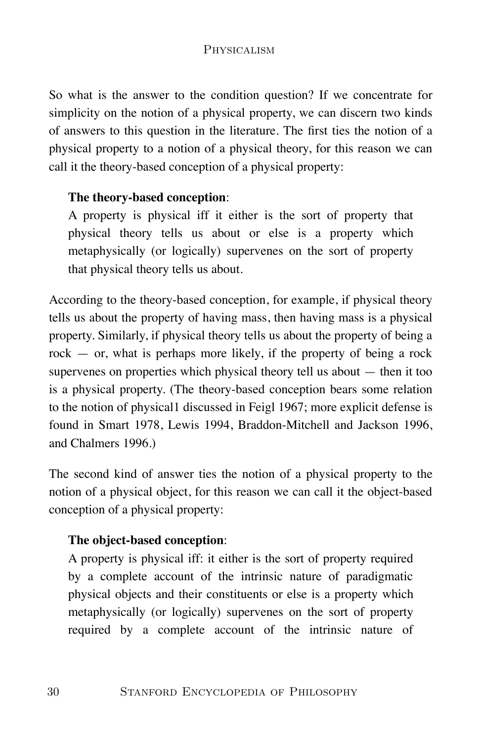So what is the answer to the condition question? If we concentrate for simplicity on the notion of a physical property, we can discern two kinds of answers to this question in the literature. The first ties the notion of a physical property to a notion of a physical theory, for this reason we can call it the theory-based conception of a physical property:

> **The theory-based conception**:
> A property is physical iff it either is the sort of property that physical theory tells us about or else is a property which metaphysically (or logically) supervenes on the sort of property that physical theory tells us about.

According to the theory-based conception, for example, if physical theory tells us about the property of having mass, then having mass is a physical property. Similarly, if physical theory tells us about the property of being a rock — or, what is perhaps more likely, if the property of being a rock supervenes on properties which physical theory tell us about — then it too is a physical property. (The theory-based conception bears some relation to the notion of physical1 discussed in Feigl 1967; more explicit defense is found in Smart 1978, Lewis 1994, Braddon-Mitchell and Jackson 1996, and Chalmers 1996.)

The second kind of answer ties the notion of a physical property to the notion of a physical object, for this reason we can call it the object-based conception of a physical property:

> **The object-based conception**:
> A property is physical iff: it either is the sort of property required by a complete account of the intrinsic nature of paradigmatic physical objects and their constituents or else is a property which metaphysically (or logically) supervenes on the sort of property required by a complete account of the intrinsic nature of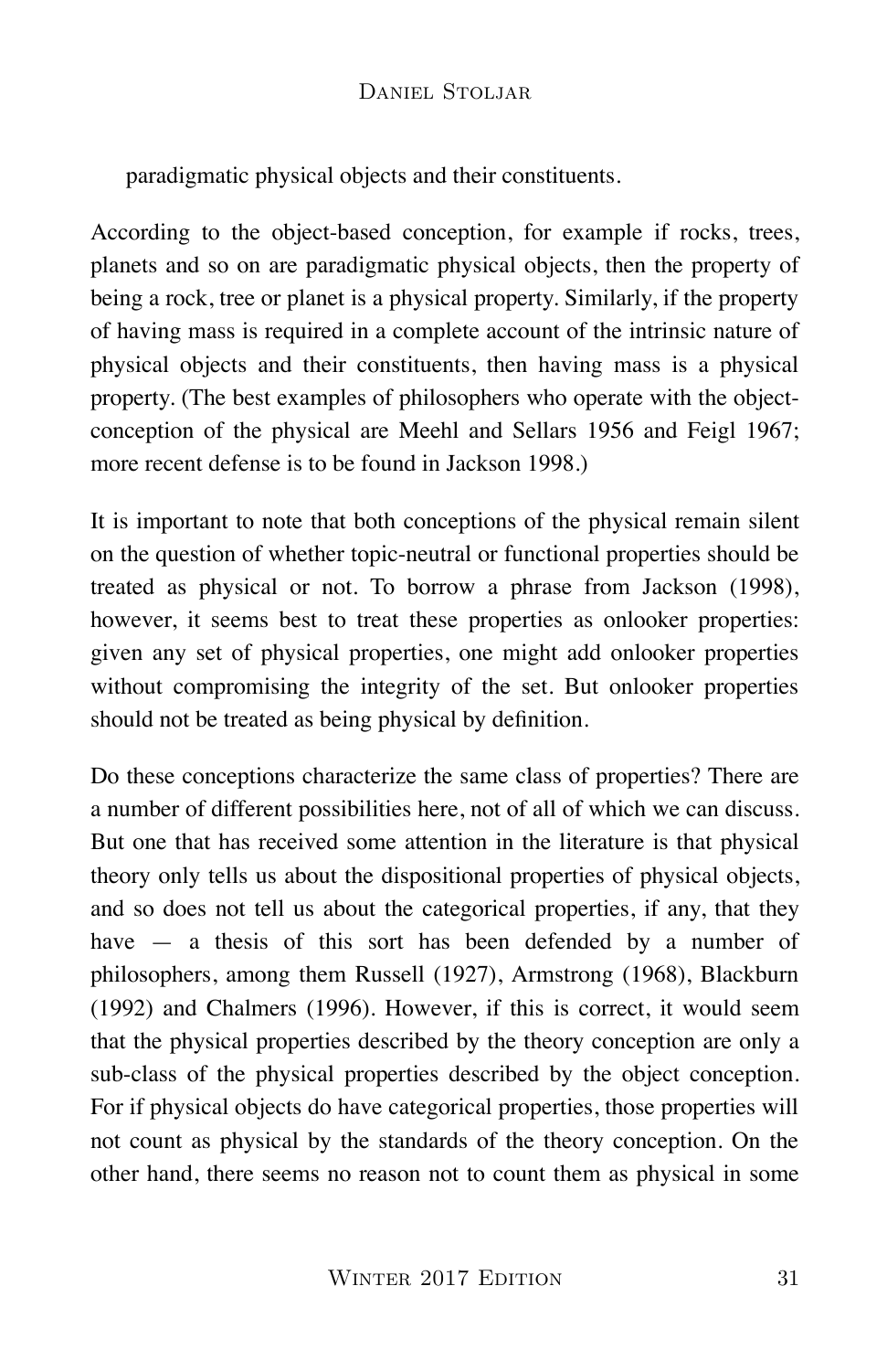paradigmatic physical objects and their constituents.

According to the object-based conception, for example if rocks, trees, planets and so on are paradigmatic physical objects, then the property of being a rock, tree or planet is a physical property. Similarly, if the property of having mass is required in a complete account of the intrinsic nature of physical objects and their constituents, then having mass is a physical property. (The best examples of philosophers who operate with the object-conception of the physical are Meehl and Sellars 1956 and Feigl 1967; more recent defense is to be found in Jackson 1998.)

It is important to note that both conceptions of the physical remain silent on the question of whether topic-neutral or functional properties should be treated as physical or not. To borrow a phrase from Jackson (1998), however, it seems best to treat these properties as onlooker properties: given any set of physical properties, one might add onlooker properties without compromising the integrity of the set. But onlooker properties should not be treated as being physical by definition.

Do these conceptions characterize the same class of properties? There are a number of different possibilities here, not of all of which we can discuss. But one that has received some attention in the literature is that physical theory only tells us about the dispositional properties of physical objects, and so does not tell us about the categorical properties, if any, that they have — a thesis of this sort has been defended by a number of philosophers, among them Russell (1927), Armstrong (1968), Blackburn (1992) and Chalmers (1996). However, if this is correct, it would seem that the physical properties described by the theory conception are only a sub-class of the physical properties described by the object conception. For if physical objects do have categorical properties, those properties will not count as physical by the standards of the theory conception. On the other hand, there seems no reason not to count them as physical in some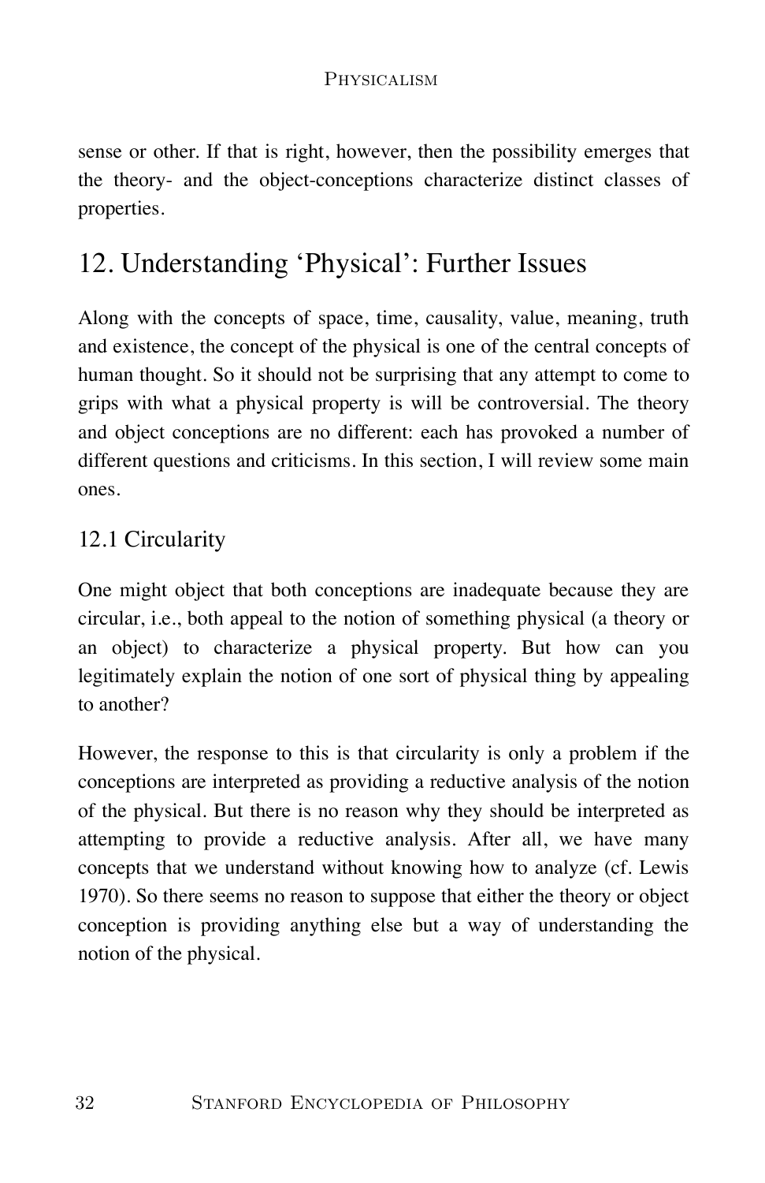sense or other. If that is right, however, then the possibility emerges that the theory- and the object-conceptions characterize distinct classes of properties.

## 12. Understanding 'Physical': Further Issues

Along with the concepts of space, time, causality, value, meaning, truth and existence, the concept of the physical is one of the central concepts of human thought. So it should not be surprising that any attempt to come to grips with what a physical property is will be controversial. The theory and object conceptions are no different: each has provoked a number of different questions and criticisms. In this section, I will review some main ones.

### 12.1 Circularity

One might object that both conceptions are inadequate because they are circular, i.e., both appeal to the notion of something physical (a theory or an object) to characterize a physical property. But how can you legitimately explain the notion of one sort of physical thing by appealing to another?

However, the response to this is that circularity is only a problem if the conceptions are interpreted as providing a reductive analysis of the notion of the physical. But there is no reason why they should be interpreted as attempting to provide a reductive analysis. After all, we have many concepts that we understand without knowing how to analyze (cf. Lewis 1970). So there seems no reason to suppose that either the theory or object conception is providing anything else but a way of understanding the notion of the physical.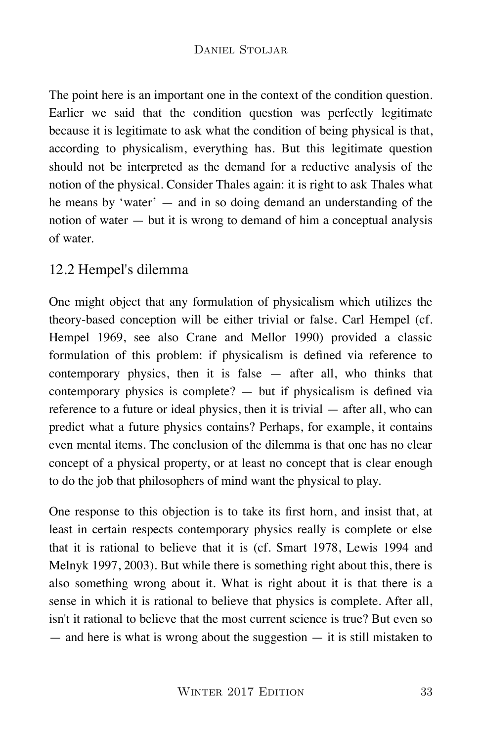The point here is an important one in the context of the condition question. Earlier we said that the condition question was perfectly legitimate because it is legitimate to ask what the condition of being physical is that, according to physicalism, everything has. But this legitimate question should not be interpreted as the demand for a reductive analysis of the notion of the physical. Consider Thales again: it is right to ask Thales what he means by 'water' — and in so doing demand an understanding of the notion of water — but it is wrong to demand of him a conceptual analysis of water.

## 12.2 Hempel's dilemma

One might object that any formulation of physicalism which utilizes the theory-based conception will be either trivial or false. Carl Hempel (cf. Hempel 1969, see also Crane and Mellor 1990) provided a classic formulation of this problem: if physicalism is defined via reference to contemporary physics, then it is false — after all, who thinks that contemporary physics is complete? — but if physicalism is defined via reference to a future or ideal physics, then it is trivial — after all, who can predict what a future physics contains? Perhaps, for example, it contains even mental items. The conclusion of the dilemma is that one has no clear concept of a physical property, or at least no concept that is clear enough to do the job that philosophers of mind want the physical to play.

One response to this objection is to take its first horn, and insist that, at least in certain respects contemporary physics really is complete or else that it is rational to believe that it is (cf. Smart 1978, Lewis 1994 and Melnyk 1997, 2003). But while there is something right about this, there is also something wrong about it. What is right about it is that there is a sense in which it is rational to believe that physics is complete. After all, isn't it rational to believe that the most current science is true? But even so — and here is what is wrong about the suggestion — it is still mistaken to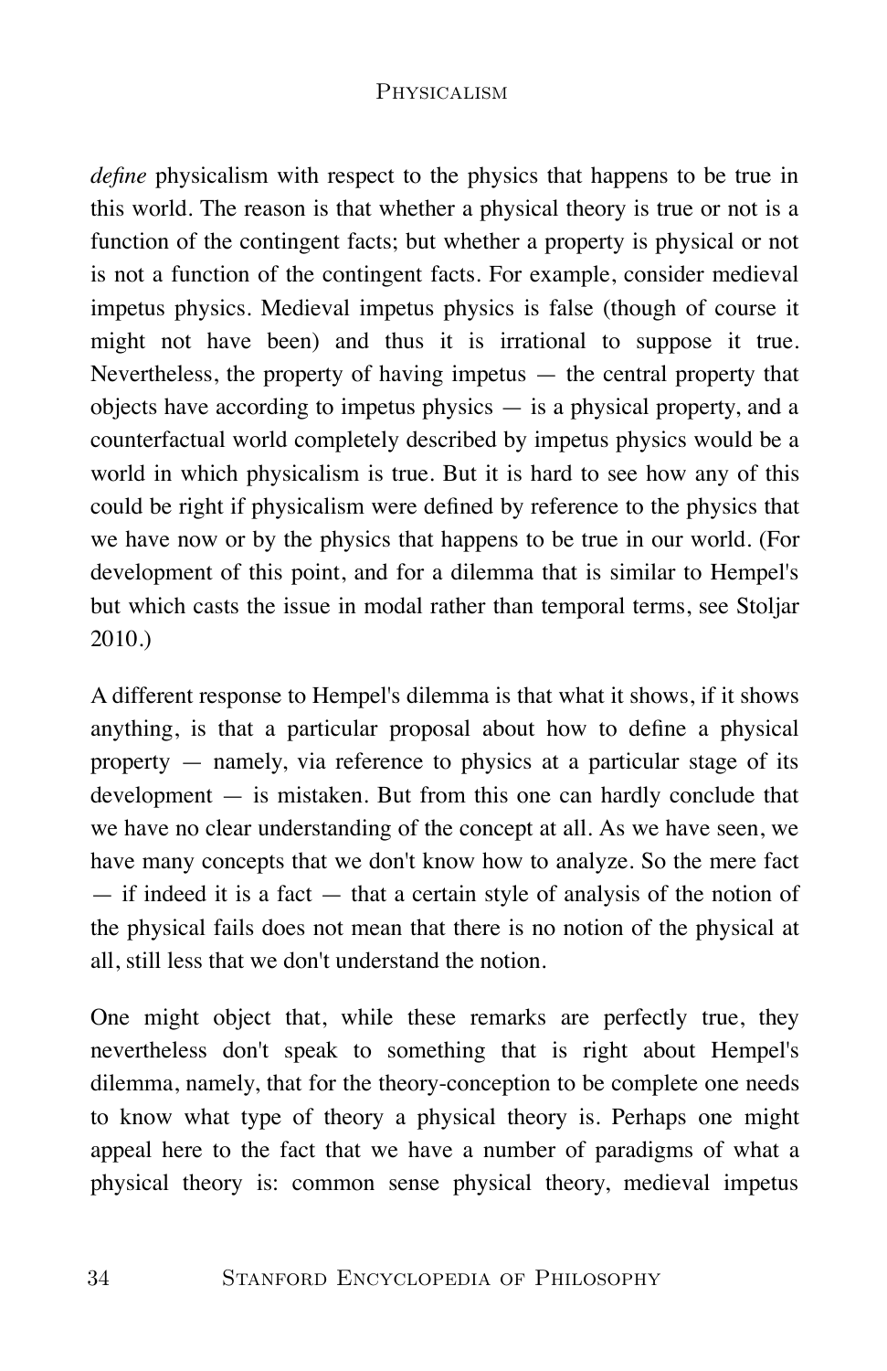*define* physicalism with respect to the physics that happens to be true in this world. The reason is that whether a physical theory is true or not is a function of the contingent facts; but whether a property is physical or not is not a function of the contingent facts. For example, consider medieval impetus physics. Medieval impetus physics is false (though of course it might not have been) and thus it is irrational to suppose it true. Nevertheless, the property of having impetus — the central property that objects have according to impetus physics — is a physical property, and a counterfactual world completely described by impetus physics would be a world in which physicalism is true. But it is hard to see how any of this could be right if physicalism were defined by reference to the physics that we have now or by the physics that happens to be true in our world. (For development of this point, and for a dilemma that is similar to Hempel's but which casts the issue in modal rather than temporal terms, see Stoljar 2010.)

A different response to Hempel's dilemma is that what it shows, if it shows anything, is that a particular proposal about how to define a physical property — namely, via reference to physics at a particular stage of its development — is mistaken. But from this one can hardly conclude that we have no clear understanding of the concept at all. As we have seen, we have many concepts that we don't know how to analyze. So the mere fact — if indeed it is a fact — that a certain style of analysis of the notion of the physical fails does not mean that there is no notion of the physical at all, still less that we don't understand the notion.

One might object that, while these remarks are perfectly true, they nevertheless don't speak to something that is right about Hempel's dilemma, namely, that for the theory-conception to be complete one needs to know what type of theory a physical theory is. Perhaps one might appeal here to the fact that we have a number of paradigms of what a physical theory is: common sense physical theory, medieval impetus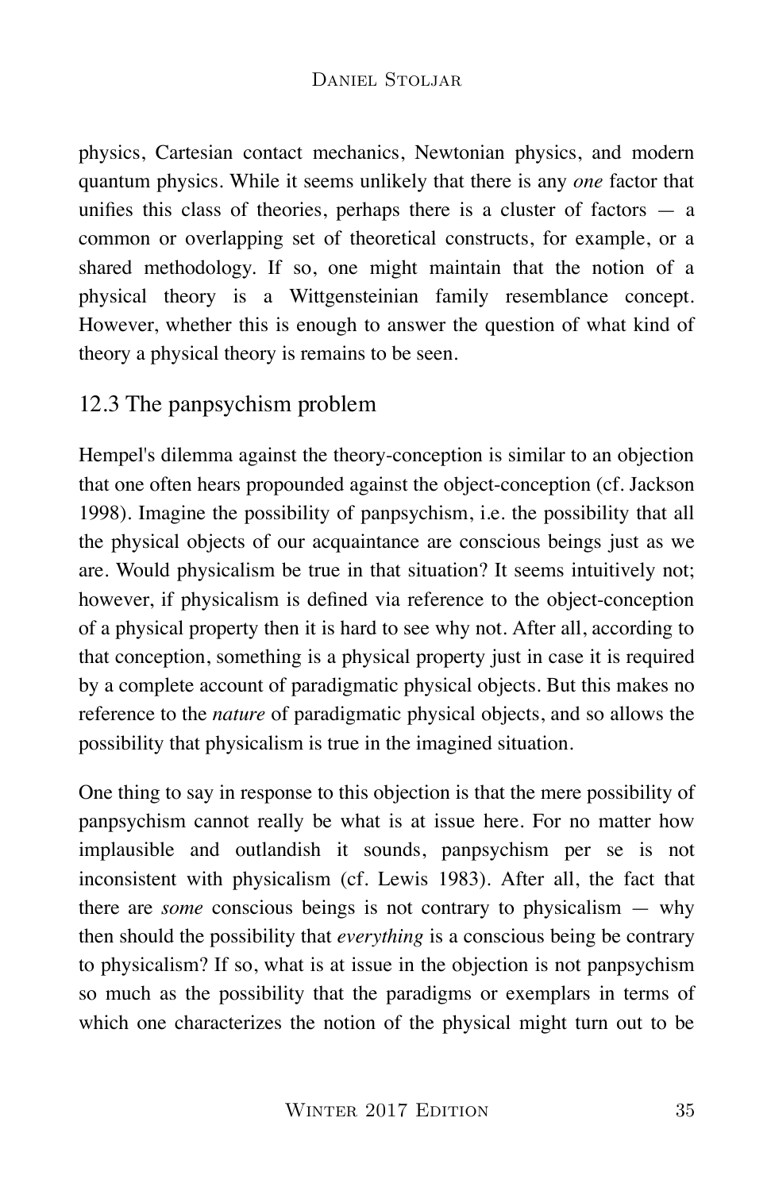physics, Cartesian contact mechanics, Newtonian physics, and modern quantum physics. While it seems unlikely that there is any *one* factor that unifies this class of theories, perhaps there is a cluster of factors — a common or overlapping set of theoretical constructs, for example, or a shared methodology. If so, one might maintain that the notion of a physical theory is a Wittgensteinian family resemblance concept. However, whether this is enough to answer the question of what kind of theory a physical theory is remains to be seen.

## 12.3 The panpsychism problem

Hempel's dilemma against the theory-conception is similar to an objection that one often hears propounded against the object-conception (cf. Jackson 1998). Imagine the possibility of panpsychism, i.e. the possibility that all the physical objects of our acquaintance are conscious beings just as we are. Would physicalism be true in that situation? It seems intuitively not; however, if physicalism is defined via reference to the object-conception of a physical property then it is hard to see why not. After all, according to that conception, something is a physical property just in case it is required by a complete account of paradigmatic physical objects. But this makes no reference to the *nature* of paradigmatic physical objects, and so allows the possibility that physicalism is true in the imagined situation.

One thing to say in response to this objection is that the mere possibility of panpsychism cannot really be what is at issue here. For no matter how implausible and outlandish it sounds, panpsychism per se is not inconsistent with physicalism (cf. Lewis 1983). After all, the fact that there are *some* conscious beings is not contrary to physicalism — why then should the possibility that *everything* is a conscious being be contrary to physicalism? If so, what is at issue in the objection is not panpsychism so much as the possibility that the paradigms or exemplars in terms of which one characterizes the notion of the physical might turn out to be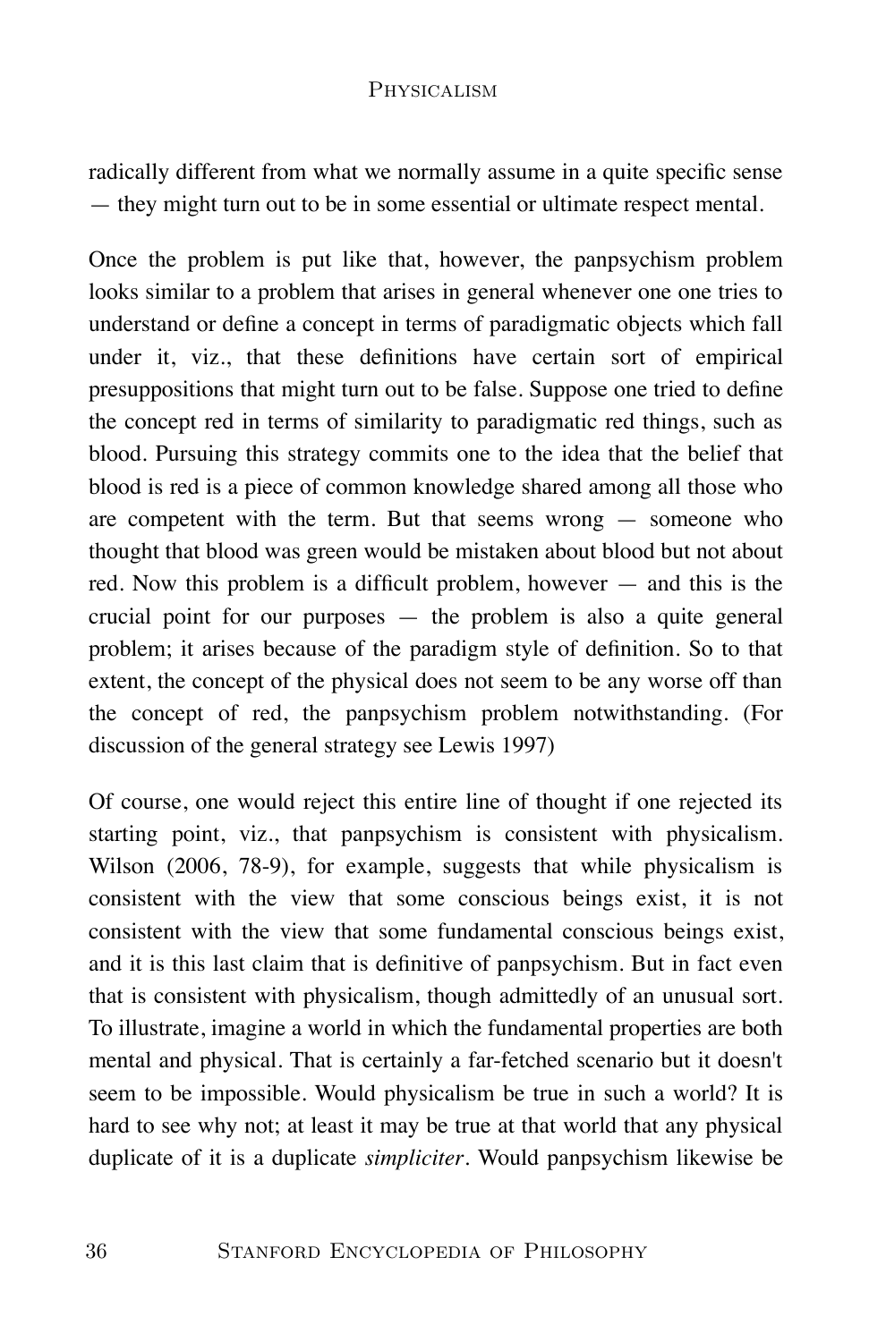radically different from what we normally assume in a quite specific sense — they might turn out to be in some essential or ultimate respect mental.

Once the problem is put like that, however, the panpsychism problem looks similar to a problem that arises in general whenever one one tries to understand or define a concept in terms of paradigmatic objects which fall under it, viz., that these definitions have certain sort of empirical presuppositions that might turn out to be false. Suppose one tried to define the concept red in terms of similarity to paradigmatic red things, such as blood. Pursuing this strategy commits one to the idea that the belief that blood is red is a piece of common knowledge shared among all those who are competent with the term. But that seems wrong — someone who thought that blood was green would be mistaken about blood but not about red. Now this problem is a difficult problem, however — and this is the crucial point for our purposes — the problem is also a quite general problem; it arises because of the paradigm style of definition. So to that extent, the concept of the physical does not seem to be any worse off than the concept of red, the panpsychism problem notwithstanding. (For discussion of the general strategy see Lewis 1997)

Of course, one would reject this entire line of thought if one rejected its starting point, viz., that panpsychism is consistent with physicalism. Wilson (2006, 78-9), for example, suggests that while physicalism is consistent with the view that some conscious beings exist, it is not consistent with the view that some fundamental conscious beings exist, and it is this last claim that is definitive of panpsychism. But in fact even that is consistent with physicalism, though admittedly of an unusual sort. To illustrate, imagine a world in which the fundamental properties are both mental and physical. That is certainly a far-fetched scenario but it doesn't seem to be impossible. Would physicalism be true in such a world? It is hard to see why not; at least it may be true at that world that any physical duplicate of it is a duplicate *simpliciter*. Would panpsychism likewise be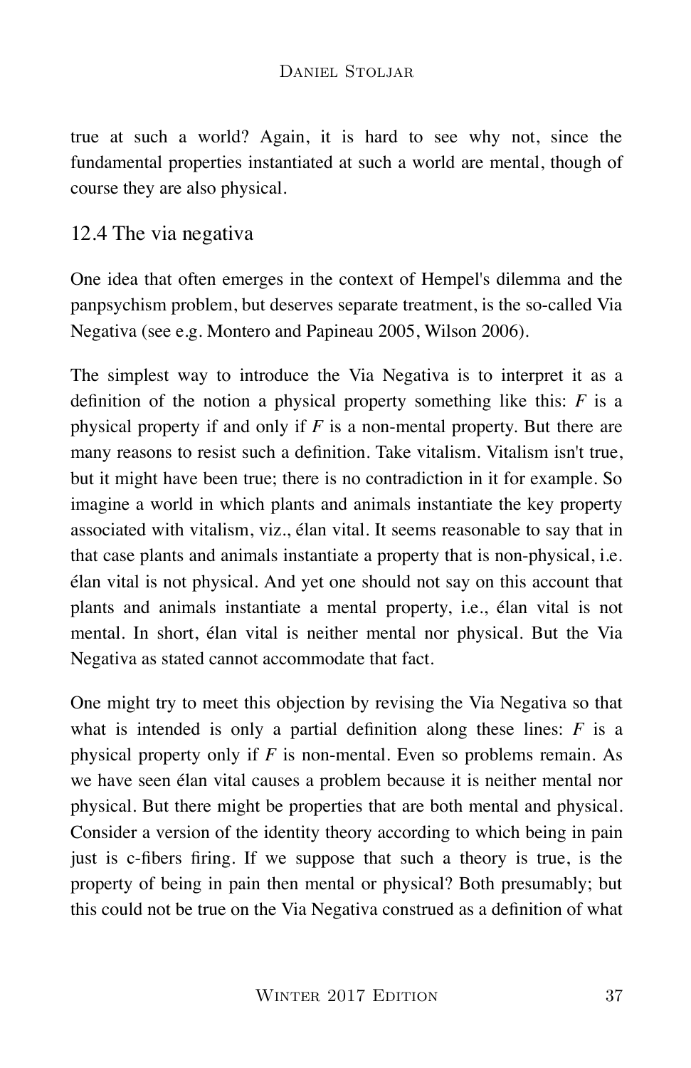true at such a world? Again, it is hard to see why not, since the fundamental properties instantiated at such a world are mental, though of course they are also physical.

## 12.4 The via negativa

One idea that often emerges in the context of Hempel's dilemma and the panpsychism problem, but deserves separate treatment, is the so-called Via Negativa (see e.g. Montero and Papineau 2005, Wilson 2006).

The simplest way to introduce the Via Negativa is to interpret it as a definition of the notion a physical property something like this: *F* is a physical property if and only if *F* is a non-mental property. But there are many reasons to resist such a definition. Take vitalism. Vitalism isn't true, but it might have been true; there is no contradiction in it for example. So imagine a world in which plants and animals instantiate the key property associated with vitalism, viz., élan vital. It seems reasonable to say that in that case plants and animals instantiate a property that is non-physical, i.e. élan vital is not physical. And yet one should not say on this account that plants and animals instantiate a mental property, i.e., élan vital is not mental. In short, élan vital is neither mental nor physical. But the Via Negativa as stated cannot accommodate that fact.

One might try to meet this objection by revising the Via Negativa so that what is intended is only a partial definition along these lines: *F* is a physical property only if *F* is non-mental. Even so problems remain. As we have seen élan vital causes a problem because it is neither mental nor physical. But there might be properties that are both mental and physical. Consider a version of the identity theory according to which being in pain just is c-fibers firing. If we suppose that such a theory is true, is the property of being in pain then mental or physical? Both presumably; but this could not be true on the Via Negativa construed as a definition of what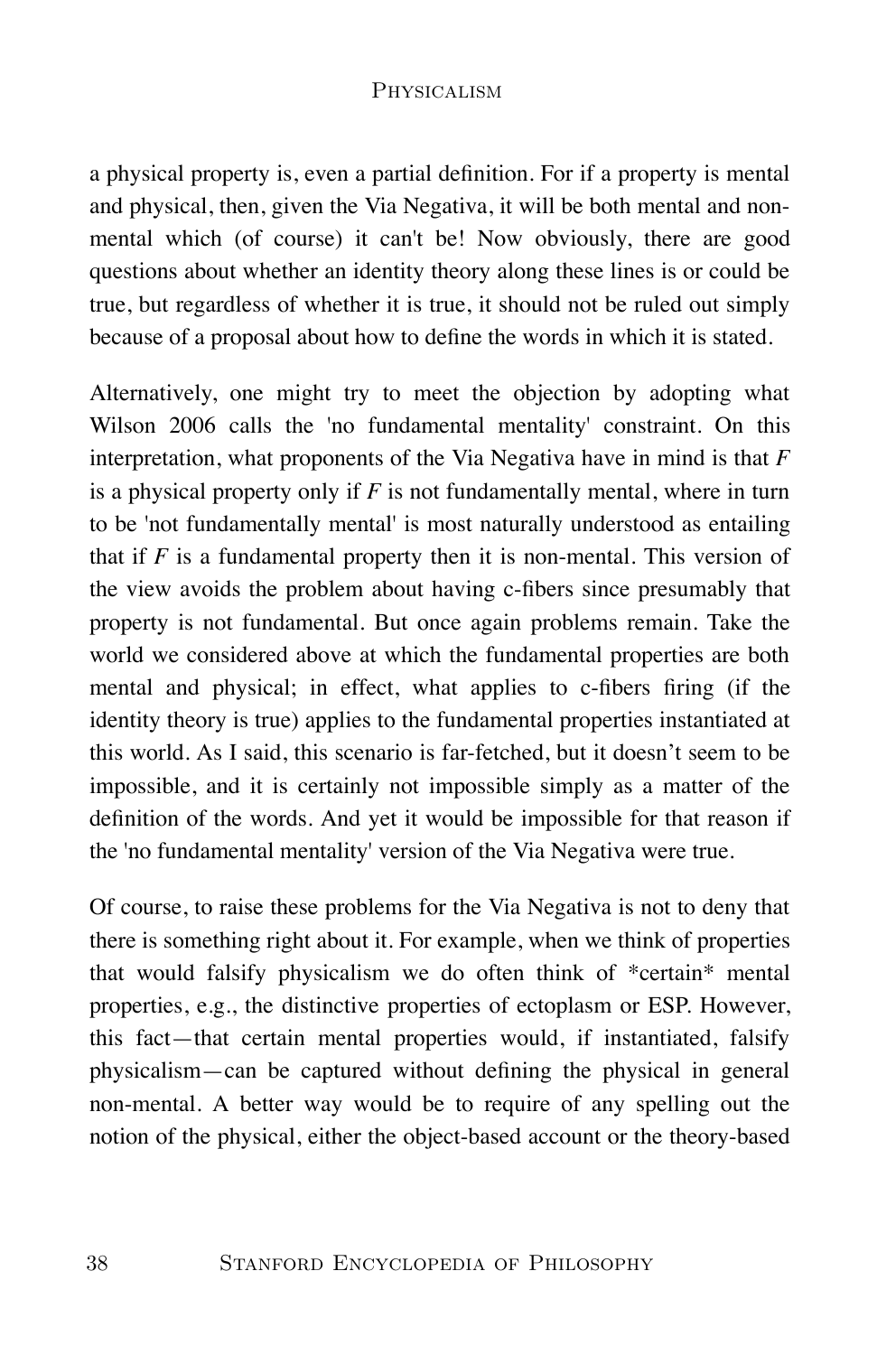a physical property is, even a partial definition. For if a property is mental and physical, then, given the Via Negativa, it will be both mental and non-mental which (of course) it can't be! Now obviously, there are good questions about whether an identity theory along these lines is or could be true, but regardless of whether it is true, it should not be ruled out simply because of a proposal about how to define the words in which it is stated.

Alternatively, one might try to meet the objection by adopting what Wilson 2006 calls the 'no fundamental mentality' constraint. On this interpretation, what proponents of the Via Negativa have in mind is that *F* is a physical property only if *F* is not fundamentally mental, where in turn to be 'not fundamentally mental' is most naturally understood as entailing that if *F* is a fundamental property then it is non-mental. This version of the view avoids the problem about having c-fibers since presumably that property is not fundamental. But once again problems remain. Take the world we considered above at which the fundamental properties are both mental and physical; in effect, what applies to c-fibers firing (if the identity theory is true) applies to the fundamental properties instantiated at this world. As I said, this scenario is far-fetched, but it doesn't seem to be impossible, and it is certainly not impossible simply as a matter of the definition of the words. And yet it would be impossible for that reason if the 'no fundamental mentality' version of the Via Negativa were true.

Of course, to raise these problems for the Via Negativa is not to deny that there is something right about it. For example, when we think of properties that would falsify physicalism we do often think of *certain* mental properties, e.g., the distinctive properties of ectoplasm or ESP. However, this fact—that certain mental properties would, if instantiated, falsify physicalism—can be captured without defining the physical in general non-mental. A better way would be to require of any spelling out the notion of the physical, either the object-based account or the theory-based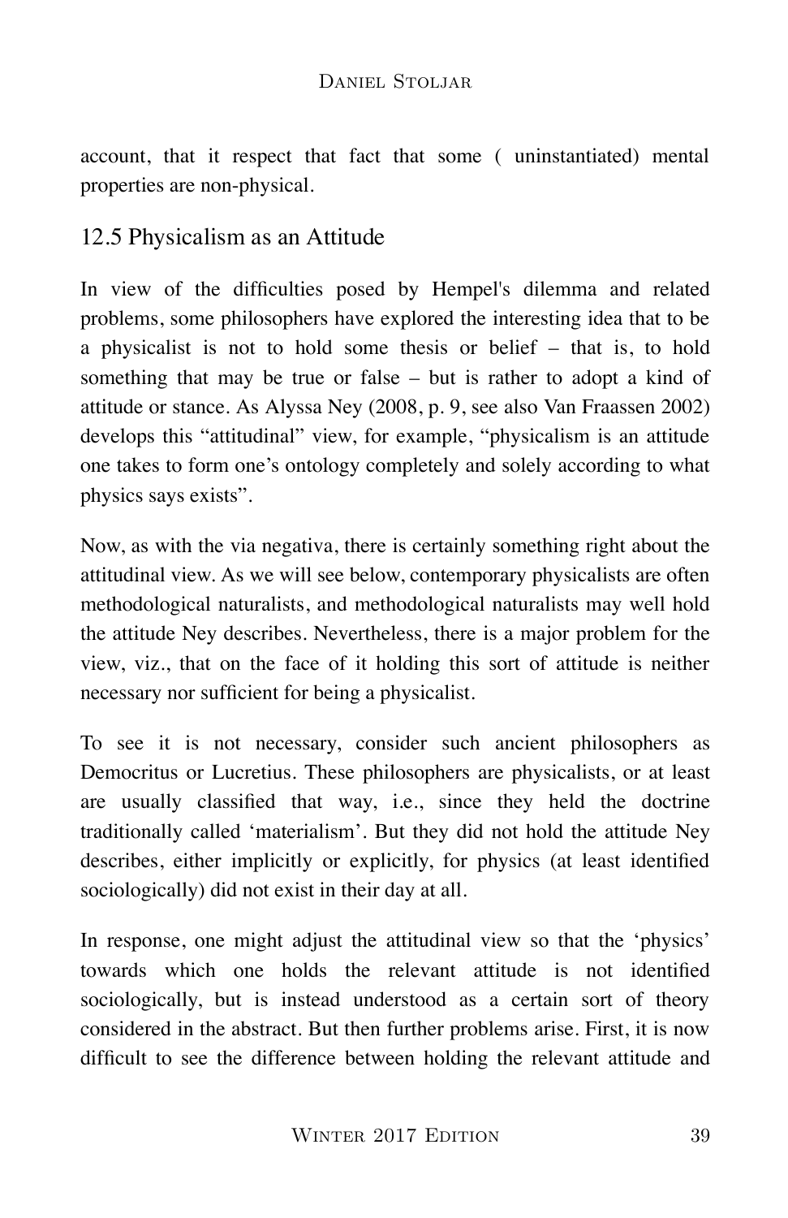account, that it respect that fact that some ( uninstantiated) mental properties are non-physical.

## 12.5 Physicalism as an Attitude

In view of the difficulties posed by Hempel's dilemma and related problems, some philosophers have explored the interesting idea that to be a physicalist is not to hold some thesis or belief – that is, to hold something that may be true or false – but is rather to adopt a kind of attitude or stance. As Alyssa Ney (2008, p. 9, see also Van Fraassen 2002) develops this "attitudinal" view, for example, "physicalism is an attitude one takes to form one's ontology completely and solely according to what physics says exists".

Now, as with the via negativa, there is certainly something right about the attitudinal view. As we will see below, contemporary physicalists are often methodological naturalists, and methodological naturalists may well hold the attitude Ney describes. Nevertheless, there is a major problem for the view, viz., that on the face of it holding this sort of attitude is neither necessary nor sufficient for being a physicalist.

To see it is not necessary, consider such ancient philosophers as Democritus or Lucretius. These philosophers are physicalists, or at least are usually classified that way, i.e., since they held the doctrine traditionally called 'materialism'. But they did not hold the attitude Ney describes, either implicitly or explicitly, for physics (at least identified sociologically) did not exist in their day at all.

In response, one might adjust the attitudinal view so that the 'physics' towards which one holds the relevant attitude is not identified sociologically, but is instead understood as a certain sort of theory considered in the abstract. But then further problems arise. First, it is now difficult to see the difference between holding the relevant attitude and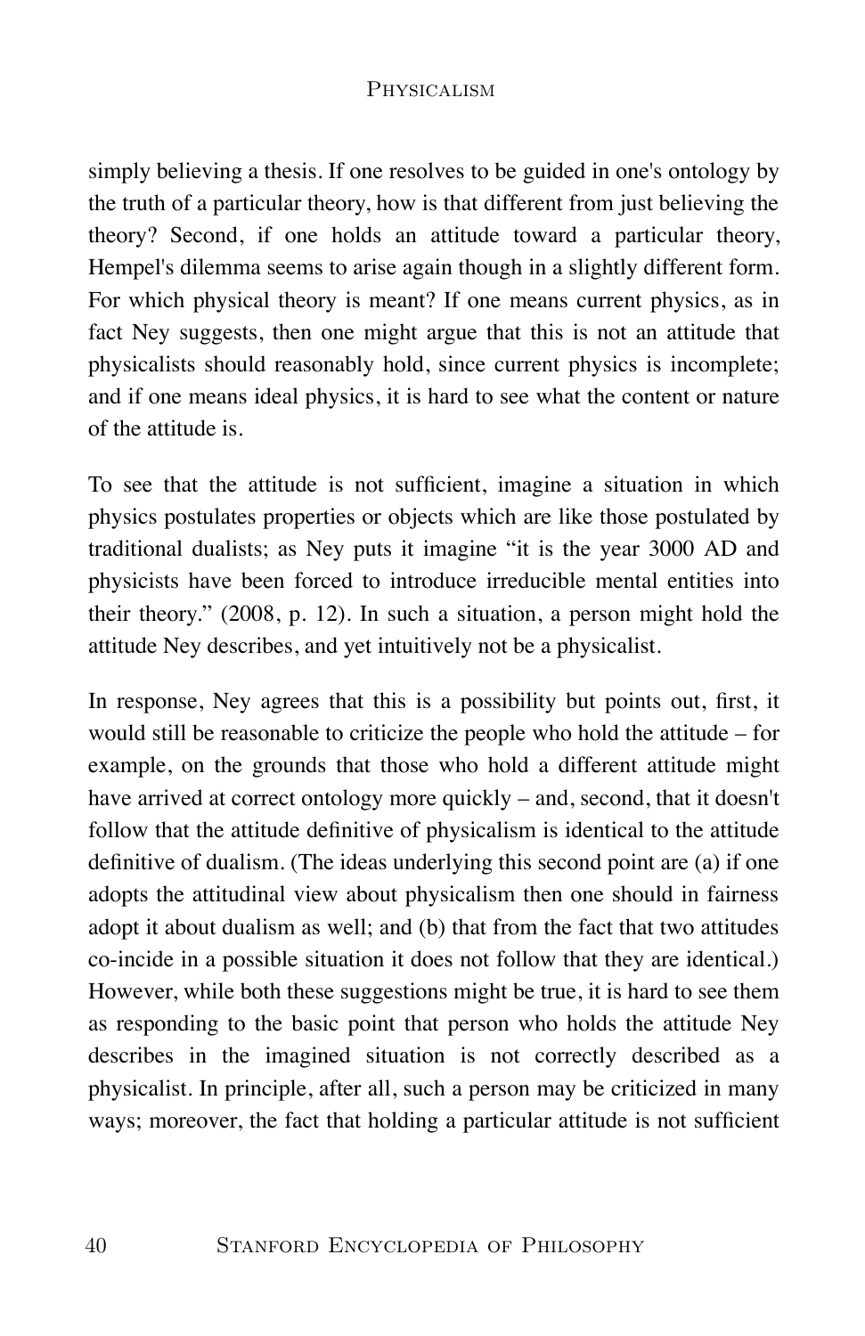simply believing a thesis. If one resolves to be guided in one's ontology by the truth of a particular theory, how is that different from just believing the theory? Second, if one holds an attitude toward a particular theory, Hempel's dilemma seems to arise again though in a slightly different form. For which physical theory is meant? If one means current physics, as in fact Ney suggests, then one might argue that this is not an attitude that physicalists should reasonably hold, since current physics is incomplete; and if one means ideal physics, it is hard to see what the content or nature of the attitude is.

To see that the attitude is not sufficient, imagine a situation in which physics postulates properties or objects which are like those postulated by traditional dualists; as Ney puts it imagine "it is the year 3000 AD and physicists have been forced to introduce irreducible mental entities into their theory." (2008, p. 12). In such a situation, a person might hold the attitude Ney describes, and yet intuitively not be a physicalist.

In response, Ney agrees that this is a possibility but points out, first, it would still be reasonable to criticize the people who hold the attitude – for example, on the grounds that those who hold a different attitude might have arrived at correct ontology more quickly – and, second, that it doesn't follow that the attitude definitive of physicalism is identical to the attitude definitive of dualism. (The ideas underlying this second point are (a) if one adopts the attitudinal view about physicalism then one should in fairness adopt it about dualism as well; and (b) that from the fact that two attitudes co-incide in a possible situation it does not follow that they are identical.) However, while both these suggestions might be true, it is hard to see them as responding to the basic point that person who holds the attitude Ney describes in the imagined situation is not correctly described as a physicalist. In principle, after all, such a person may be criticized in many ways; moreover, the fact that holding a particular attitude is not sufficient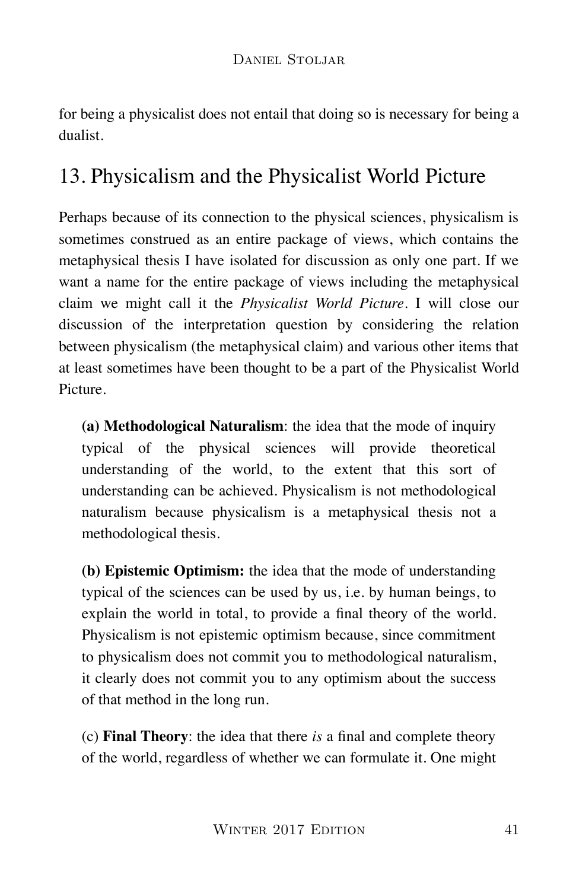for being a physicalist does not entail that doing so is necessary for being a dualist.

## 13. Physicalism and the Physicalist World Picture

Perhaps because of its connection to the physical sciences, physicalism is sometimes construed as an entire package of views, which contains the metaphysical thesis I have isolated for discussion as only one part. If we want a name for the entire package of views including the metaphysical claim we might call it the *Physicalist World Picture*. I will close our discussion of the interpretation question by considering the relation between physicalism (the metaphysical claim) and various other items that at least sometimes have been thought to be a part of the Physicalist World Picture.

> **(a) Methodological Naturalism**: the idea that the mode of inquiry typical of the physical sciences will provide theoretical understanding of the world, to the extent that this sort of understanding can be achieved. Physicalism is not methodological naturalism because physicalism is a metaphysical thesis not a methodological thesis.
>
> **(b) Epistemic Optimism:** the idea that the mode of understanding typical of the sciences can be used by us, i.e. by human beings, to explain the world in total, to provide a final theory of the world. Physicalism is not epistemic optimism because, since commitment to physicalism does not commit you to methodological naturalism, it clearly does not commit you to any optimism about the success of that method in the long run.
>
> (c) **Final Theory**: the idea that there *is* a final and complete theory of the world, regardless of whether we can formulate it. One might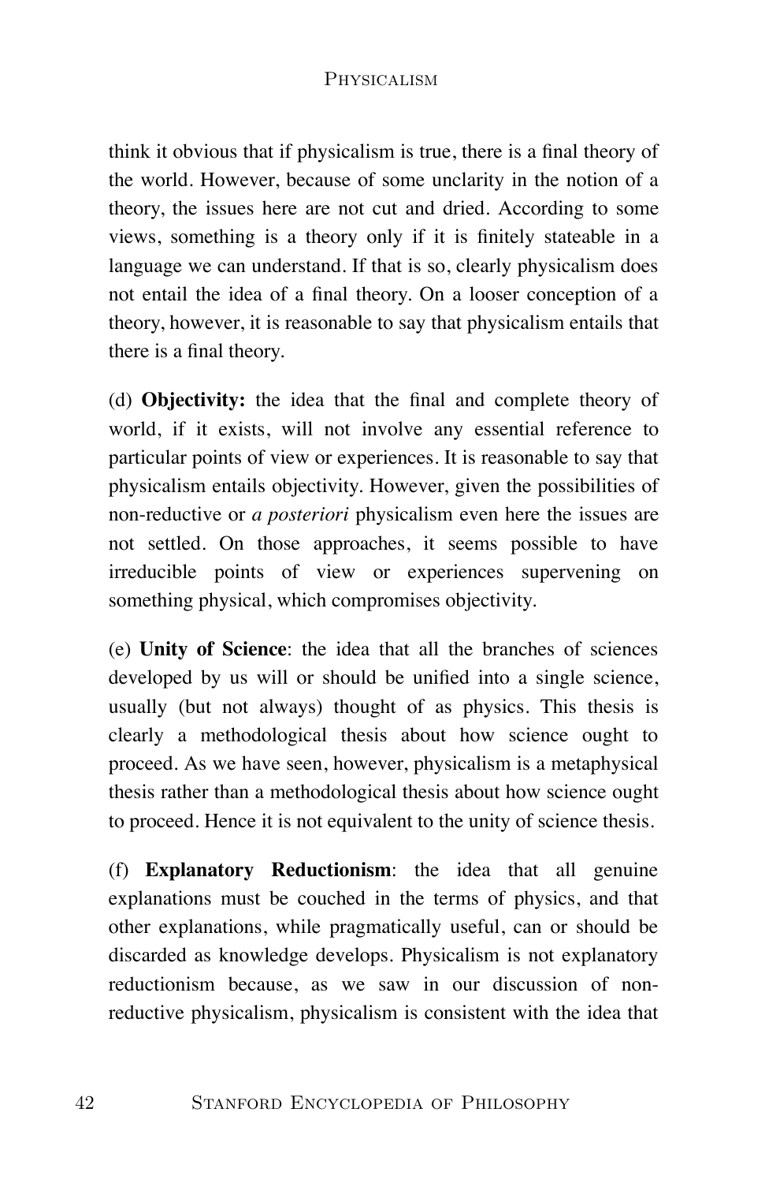think it obvious that if physicalism is true, there is a final theory of the world. However, because of some unclarity in the notion of a theory, the issues here are not cut and dried. According to some views, something is a theory only if it is finitely stateable in a language we can understand. If that is so, clearly physicalism does not entail the idea of a final theory. On a looser conception of a theory, however, it is reasonable to say that physicalism entails that there is a final theory.

(d) **Objectivity:** the idea that the final and complete theory of world, if it exists, will not involve any essential reference to particular points of view or experiences. It is reasonable to say that physicalism entails objectivity. However, given the possibilities of non-reductive or *a posteriori* physicalism even here the issues are not settled. On those approaches, it seems possible to have irreducible points of view or experiences supervening on something physical, which compromises objectivity.

(e) **Unity of Science**: the idea that all the branches of sciences developed by us will or should be unified into a single science, usually (but not always) thought of as physics. This thesis is clearly a methodological thesis about how science ought to proceed. As we have seen, however, physicalism is a metaphysical thesis rather than a methodological thesis about how science ought to proceed. Hence it is not equivalent to the unity of science thesis.

(f) **Explanatory Reductionism**: the idea that all genuine explanations must be couched in the terms of physics, and that other explanations, while pragmatically useful, can or should be discarded as knowledge develops. Physicalism is not explanatory reductionism because, as we saw in our discussion of non-reductive physicalism, physicalism is consistent with the idea that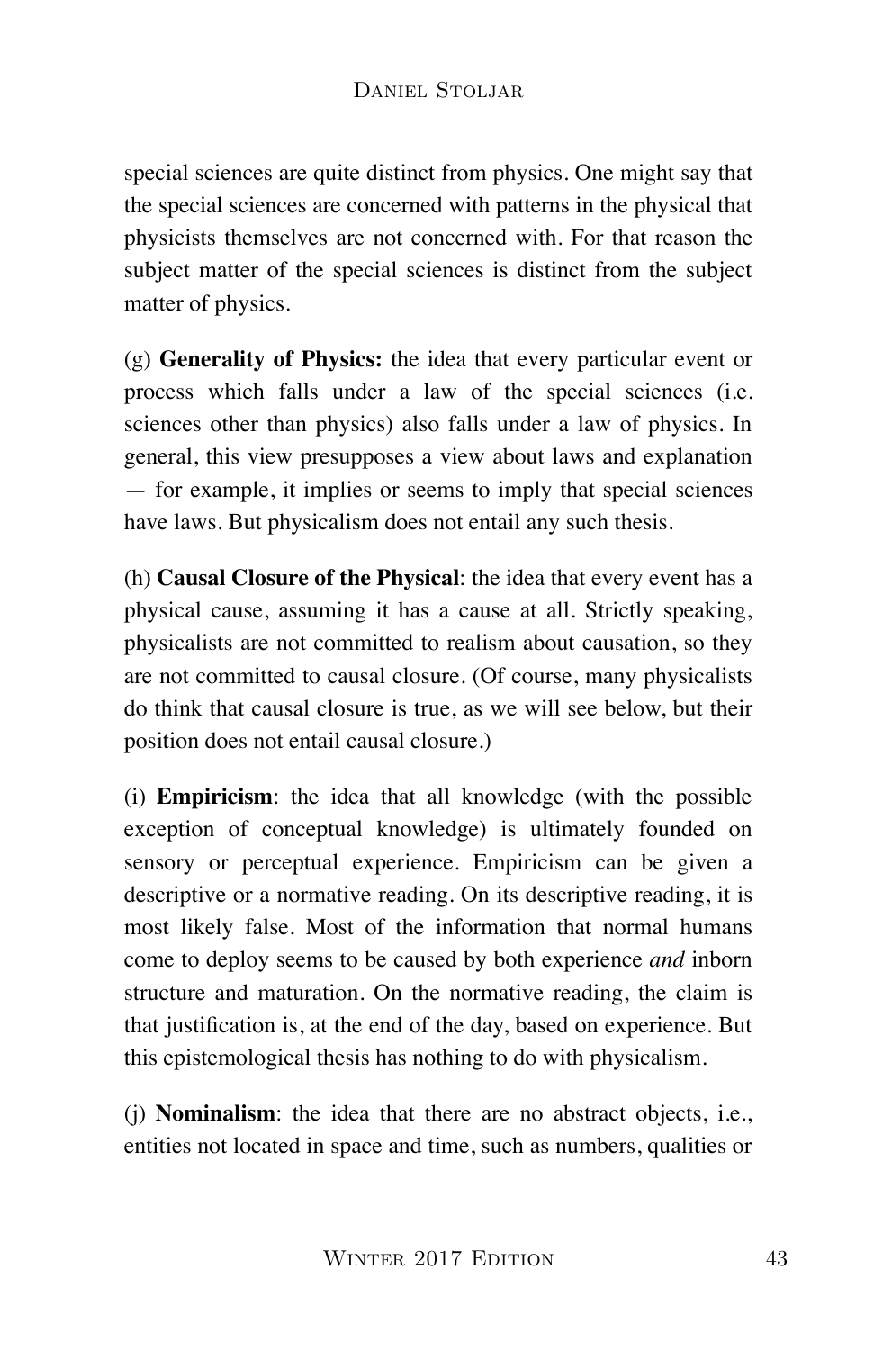special sciences are quite distinct from physics. One might say that the special sciences are concerned with patterns in the physical that physicists themselves are not concerned with. For that reason the subject matter of the special sciences is distinct from the subject matter of physics.

(g) **Generality of Physics:** the idea that every particular event or process which falls under a law of the special sciences (i.e. sciences other than physics) also falls under a law of physics. In general, this view presupposes a view about laws and explanation — for example, it implies or seems to imply that special sciences have laws. But physicalism does not entail any such thesis.

(h) **Causal Closure of the Physical**: the idea that every event has a physical cause, assuming it has a cause at all. Strictly speaking, physicalists are not committed to realism about causation, so they are not committed to causal closure. (Of course, many physicalists do think that causal closure is true, as we will see below, but their position does not entail causal closure.)

(i) **Empiricism**: the idea that all knowledge (with the possible exception of conceptual knowledge) is ultimately founded on sensory or perceptual experience. Empiricism can be given a descriptive or a normative reading. On its descriptive reading, it is most likely false. Most of the information that normal humans come to deploy seems to be caused by both experience *and* inborn structure and maturation. On the normative reading, the claim is that justification is, at the end of the day, based on experience. But this epistemological thesis has nothing to do with physicalism.

(j) **Nominalism**: the idea that there are no abstract objects, i.e., entities not located in space and time, such as numbers, qualities or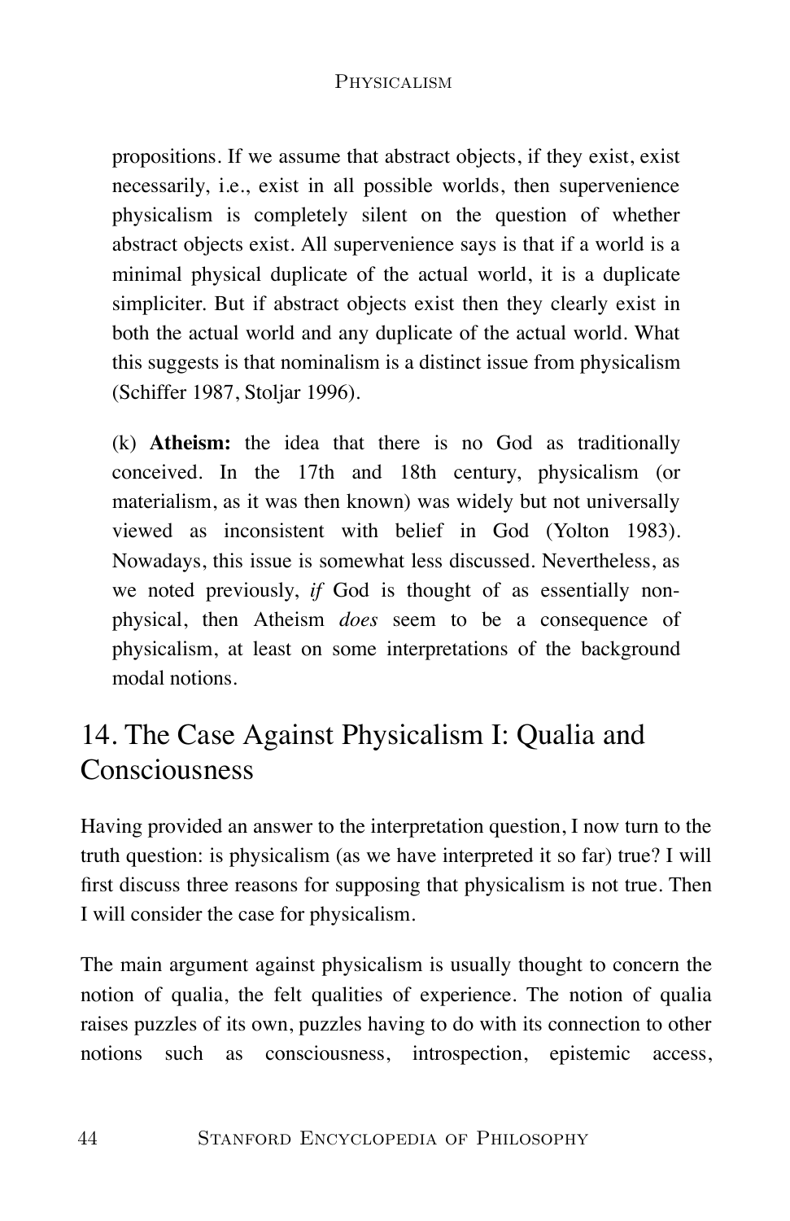propositions. If we assume that abstract objects, if they exist, exist necessarily, i.e., exist in all possible worlds, then supervenience physicalism is completely silent on the question of whether abstract objects exist. All supervenience says is that if a world is a minimal physical duplicate of the actual world, it is a duplicate simpliciter. But if abstract objects exist then they clearly exist in both the actual world and any duplicate of the actual world. What this suggests is that nominalism is a distinct issue from physicalism (Schiffer 1987, Stoljar 1996).

(k) **Atheism:** the idea that there is no God as traditionally conceived. In the 17th and 18th century, physicalism (or materialism, as it was then known) was widely but not universally viewed as inconsistent with belief in God (Yolton 1983). Nowadays, this issue is somewhat less discussed. Nevertheless, as we noted previously, *if* God is thought of as essentially non-physical, then Atheism *does* seem to be a consequence of physicalism, at least on some interpretations of the background modal notions.

## 14. The Case Against Physicalism I: Qualia and Consciousness

Having provided an answer to the interpretation question, I now turn to the truth question: is physicalism (as we have interpreted it so far) true? I will first discuss three reasons for supposing that physicalism is not true. Then I will consider the case for physicalism.

The main argument against physicalism is usually thought to concern the notion of qualia, the felt qualities of experience. The notion of qualia raises puzzles of its own, puzzles having to do with its connection to other notions such as consciousness, introspection, epistemic access,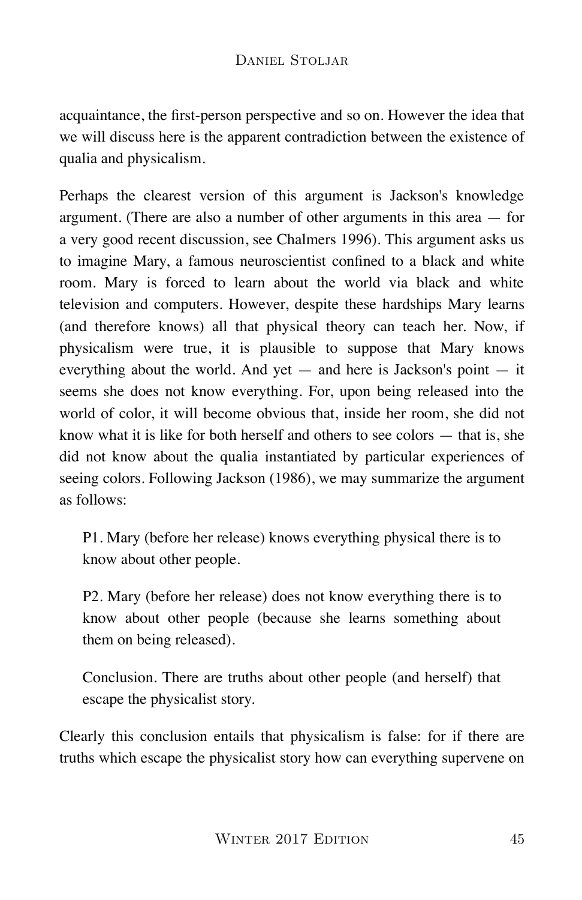acquaintance, the first-person perspective and so on. However the idea that we will discuss here is the apparent contradiction between the existence of qualia and physicalism.

Perhaps the clearest version of this argument is Jackson's knowledge argument. (There are also a number of other arguments in this area — for a very good recent discussion, see Chalmers 1996). This argument asks us to imagine Mary, a famous neuroscientist confined to a black and white room. Mary is forced to learn about the world via black and white television and computers. However, despite these hardships Mary learns (and therefore knows) all that physical theory can teach her. Now, if physicalism were true, it is plausible to suppose that Mary knows everything about the world. And yet — and here is Jackson's point — it seems she does not know everything. For, upon being released into the world of color, it will become obvious that, inside her room, she did not know what it is like for both herself and others to see colors — that is, she did not know about the qualia instantiated by particular experiences of seeing colors. Following Jackson (1986), we may summarize the argument as follows:

> P1. Mary (before her release) knows everything physical there is to know about other people.
>
> P2. Mary (before her release) does not know everything there is to know about other people (because she learns something about them on being released).
>
> Conclusion. There are truths about other people (and herself) that escape the physicalist story.

Clearly this conclusion entails that physicalism is false: for if there are truths which escape the physicalist story how can everything supervene on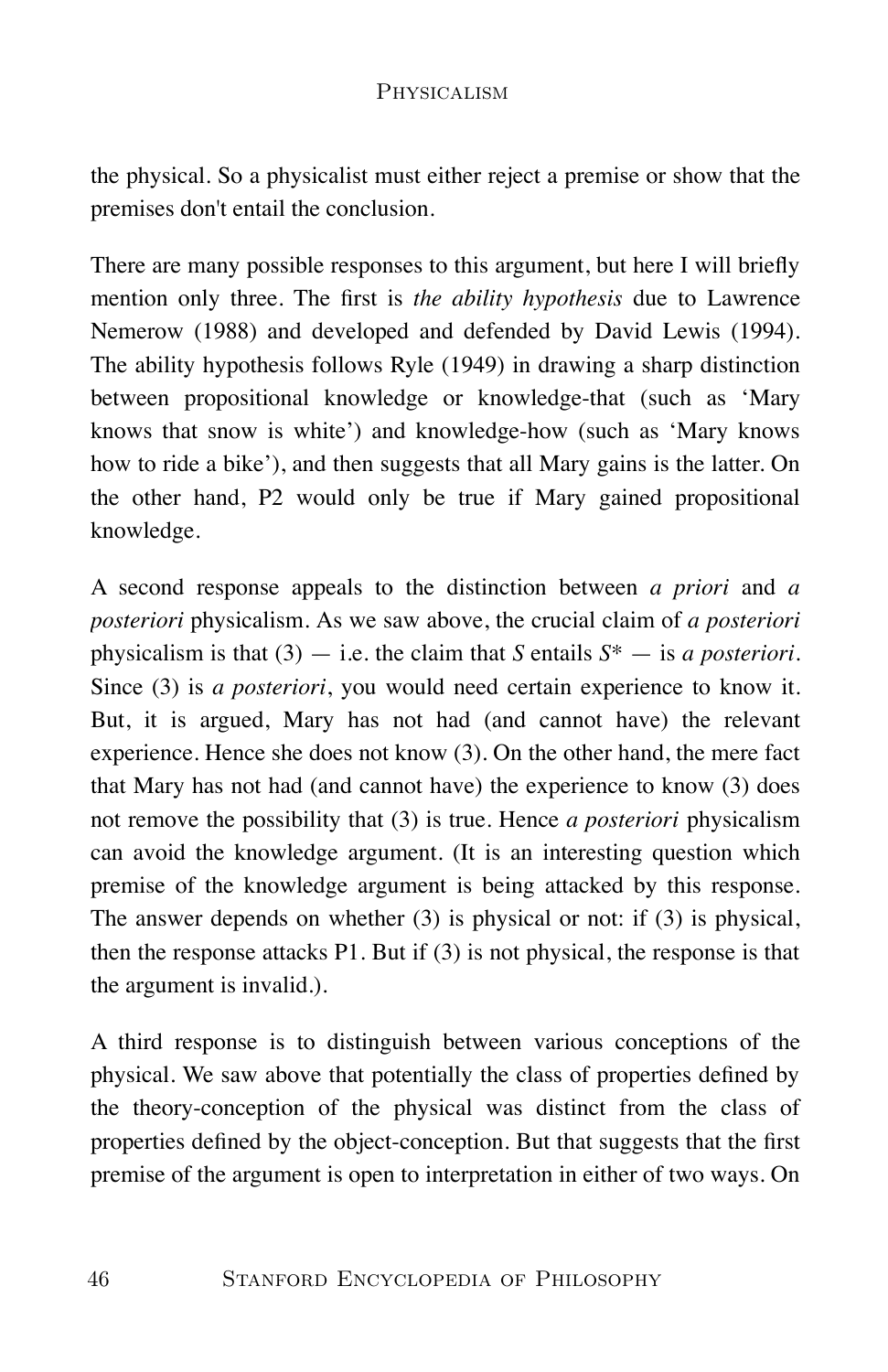the physical. So a physicalist must either reject a premise or show that the premises don't entail the conclusion.

There are many possible responses to this argument, but here I will briefly mention only three. The first is *the ability hypothesis* due to Lawrence Nemerow (1988) and developed and defended by David Lewis (1994). The ability hypothesis follows Ryle (1949) in drawing a sharp distinction between propositional knowledge or knowledge-that (such as 'Mary knows that snow is white') and knowledge-how (such as 'Mary knows how to ride a bike'), and then suggests that all Mary gains is the latter. On the other hand, P2 would only be true if Mary gained propositional knowledge.

A second response appeals to the distinction between *a priori* and *a posteriori* physicalism. As we saw above, the crucial claim of *a posteriori* physicalism is that (3) — i.e. the claim that *S* entails *S\** — is *a posteriori*. Since (3) is *a posteriori*, you would need certain experience to know it. But, it is argued, Mary has not had (and cannot have) the relevant experience. Hence she does not know (3). On the other hand, the mere fact that Mary has not had (and cannot have) the experience to know (3) does not remove the possibility that (3) is true. Hence *a posteriori* physicalism can avoid the knowledge argument. (It is an interesting question which premise of the knowledge argument is being attacked by this response. The answer depends on whether (3) is physical or not: if (3) is physical, then the response attacks P1. But if (3) is not physical, the response is that the argument is invalid.).

A third response is to distinguish between various conceptions of the physical. We saw above that potentially the class of properties defined by the theory-conception of the physical was distinct from the class of properties defined by the object-conception. But that suggests that the first premise of the argument is open to interpretation in either of two ways. On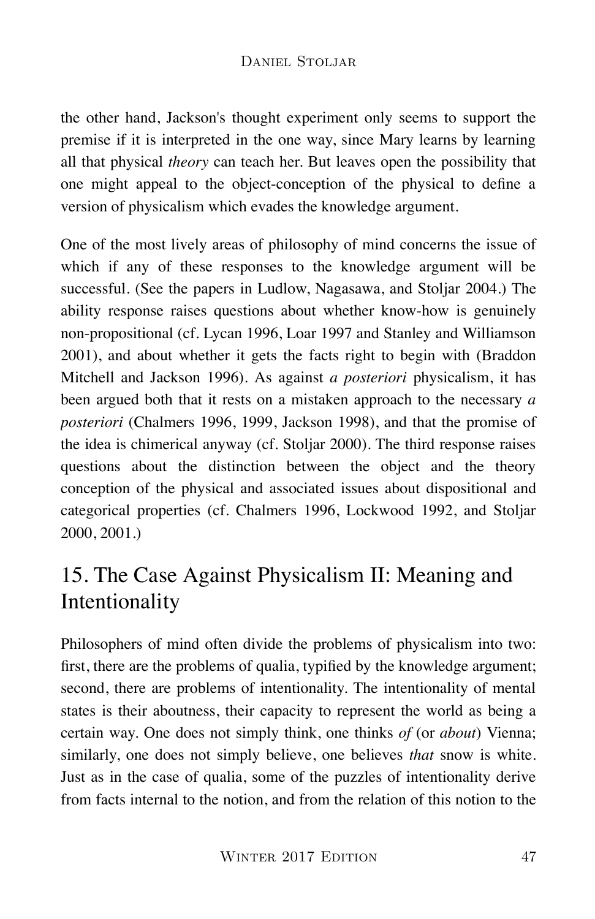the other hand, Jackson's thought experiment only seems to support the premise if it is interpreted in the one way, since Mary learns by learning all that physical *theory* can teach her. But leaves open the possibility that one might appeal to the object-conception of the physical to define a version of physicalism which evades the knowledge argument.

One of the most lively areas of philosophy of mind concerns the issue of which if any of these responses to the knowledge argument will be successful. (See the papers in Ludlow, Nagasawa, and Stoljar 2004.) The ability response raises questions about whether know-how is genuinely non-propositional (cf. Lycan 1996, Loar 1997 and Stanley and Williamson 2001), and about whether it gets the facts right to begin with (Braddon Mitchell and Jackson 1996). As against *a posteriori* physicalism, it has been argued both that it rests on a mistaken approach to the necessary *a posteriori* (Chalmers 1996, 1999, Jackson 1998), and that the promise of the idea is chimerical anyway (cf. Stoljar 2000). The third response raises questions about the distinction between the object and the theory conception of the physical and associated issues about dispositional and categorical properties (cf. Chalmers 1996, Lockwood 1992, and Stoljar 2000, 2001.)

## 15. The Case Against Physicalism II: Meaning and Intentionality

Philosophers of mind often divide the problems of physicalism into two: first, there are the problems of qualia, typified by the knowledge argument; second, there are problems of intentionality. The intentionality of mental states is their aboutness, their capacity to represent the world as being a certain way. One does not simply think, one thinks *of* (or *about*) Vienna; similarly, one does not simply believe, one believes *that* snow is white. Just as in the case of qualia, some of the puzzles of intentionality derive from facts internal to the notion, and from the relation of this notion to the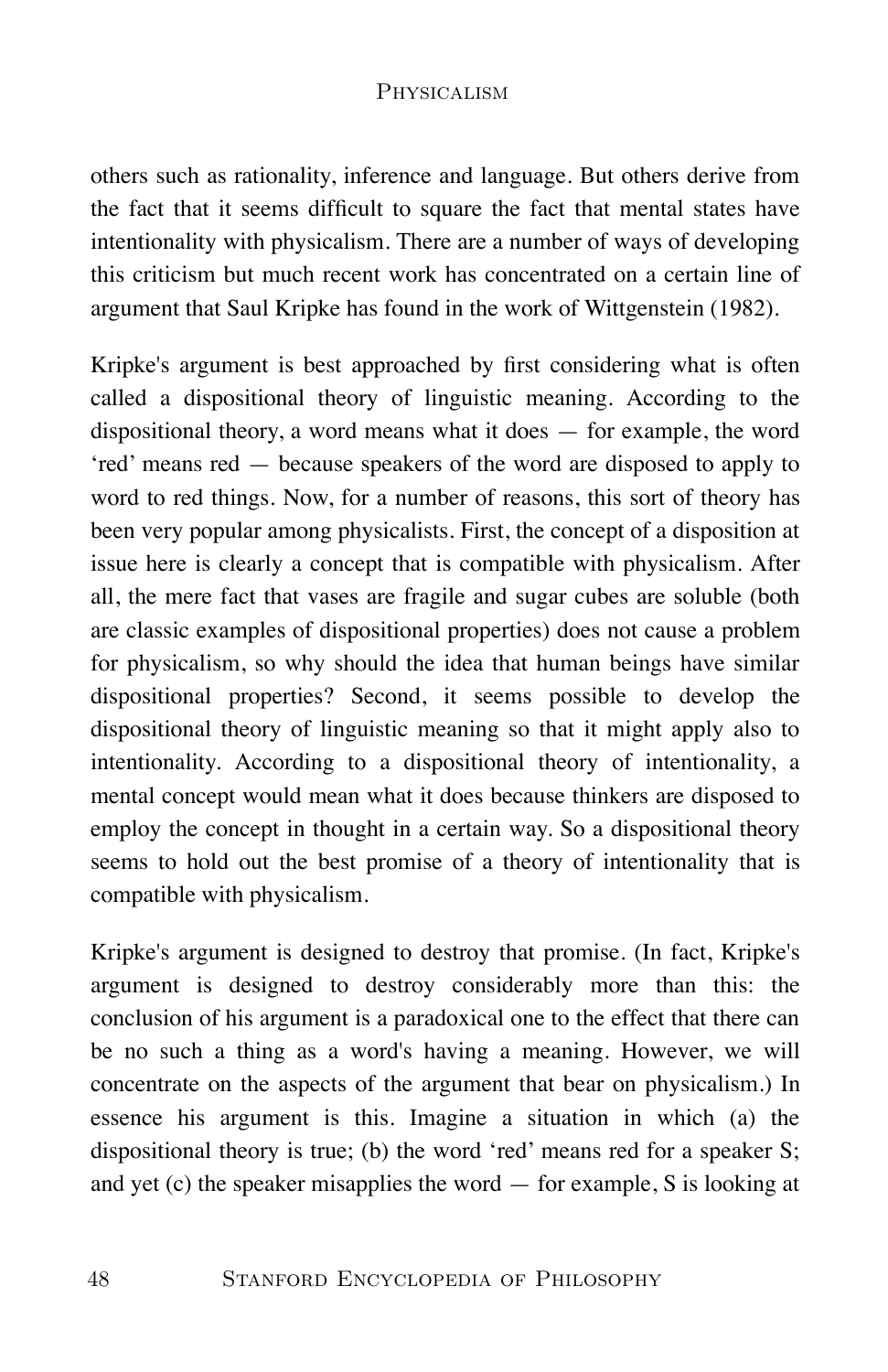others such as rationality, inference and language. But others derive from the fact that it seems difficult to square the fact that mental states have intentionality with physicalism. There are a number of ways of developing this criticism but much recent work has concentrated on a certain line of argument that Saul Kripke has found in the work of Wittgenstein (1982).

Kripke's argument is best approached by first considering what is often called a dispositional theory of linguistic meaning. According to the dispositional theory, a word means what it does — for example, the word 'red' means red — because speakers of the word are disposed to apply to word to red things. Now, for a number of reasons, this sort of theory has been very popular among physicalists. First, the concept of a disposition at issue here is clearly a concept that is compatible with physicalism. After all, the mere fact that vases are fragile and sugar cubes are soluble (both are classic examples of dispositional properties) does not cause a problem for physicalism, so why should the idea that human beings have similar dispositional properties? Second, it seems possible to develop the dispositional theory of linguistic meaning so that it might apply also to intentionality. According to a dispositional theory of intentionality, a mental concept would mean what it does because thinkers are disposed to employ the concept in thought in a certain way. So a dispositional theory seems to hold out the best promise of a theory of intentionality that is compatible with physicalism.

Kripke's argument is designed to destroy that promise. (In fact, Kripke's argument is designed to destroy considerably more than this: the conclusion of his argument is a paradoxical one to the effect that there can be no such a thing as a word's having a meaning. However, we will concentrate on the aspects of the argument that bear on physicalism.) In essence his argument is this. Imagine a situation in which (a) the dispositional theory is true; (b) the word 'red' means red for a speaker S; and yet (c) the speaker misapplies the word — for example, S is looking at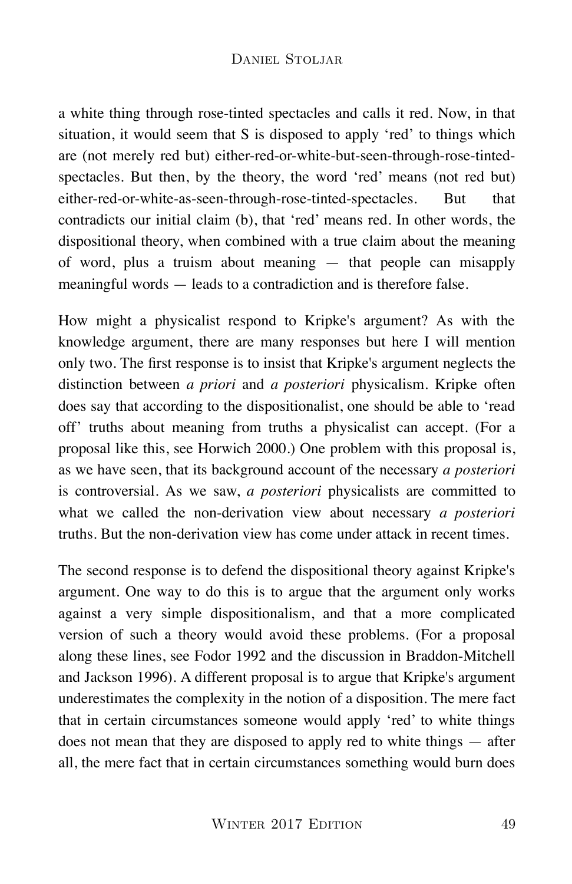a white thing through rose-tinted spectacles and calls it red. Now, in that situation, it would seem that S is disposed to apply 'red' to things which are (not merely red but) either-red-or-white-but-seen-through-rose-tinted-spectacles. But then, by the theory, the word 'red' means (not red but) either-red-or-white-as-seen-through-rose-tinted-spectacles. But that contradicts our initial claim (b), that 'red' means red. In other words, the dispositional theory, when combined with a true claim about the meaning of word, plus a truism about meaning — that people can misapply meaningful words — leads to a contradiction and is therefore false.

How might a physicalist respond to Kripke's argument? As with the knowledge argument, there are many responses but here I will mention only two. The first response is to insist that Kripke's argument neglects the distinction between *a priori* and *a posteriori* physicalism. Kripke often does say that according to the dispositionalist, one should be able to 'read off' truths about meaning from truths a physicalist can accept. (For a proposal like this, see Horwich 2000.) One problem with this proposal is, as we have seen, that its background account of the necessary *a posteriori* is controversial. As we saw, *a posteriori* physicalists are committed to what we called the non-derivation view about necessary *a posteriori* truths. But the non-derivation view has come under attack in recent times.

The second response is to defend the dispositional theory against Kripke's argument. One way to do this is to argue that the argument only works against a very simple dispositionalism, and that a more complicated version of such a theory would avoid these problems. (For a proposal along these lines, see Fodor 1992 and the discussion in Braddon-Mitchell and Jackson 1996). A different proposal is to argue that Kripke's argument underestimates the complexity in the notion of a disposition. The mere fact that in certain circumstances someone would apply 'red' to white things does not mean that they are disposed to apply red to white things — after all, the mere fact that in certain circumstances something would burn does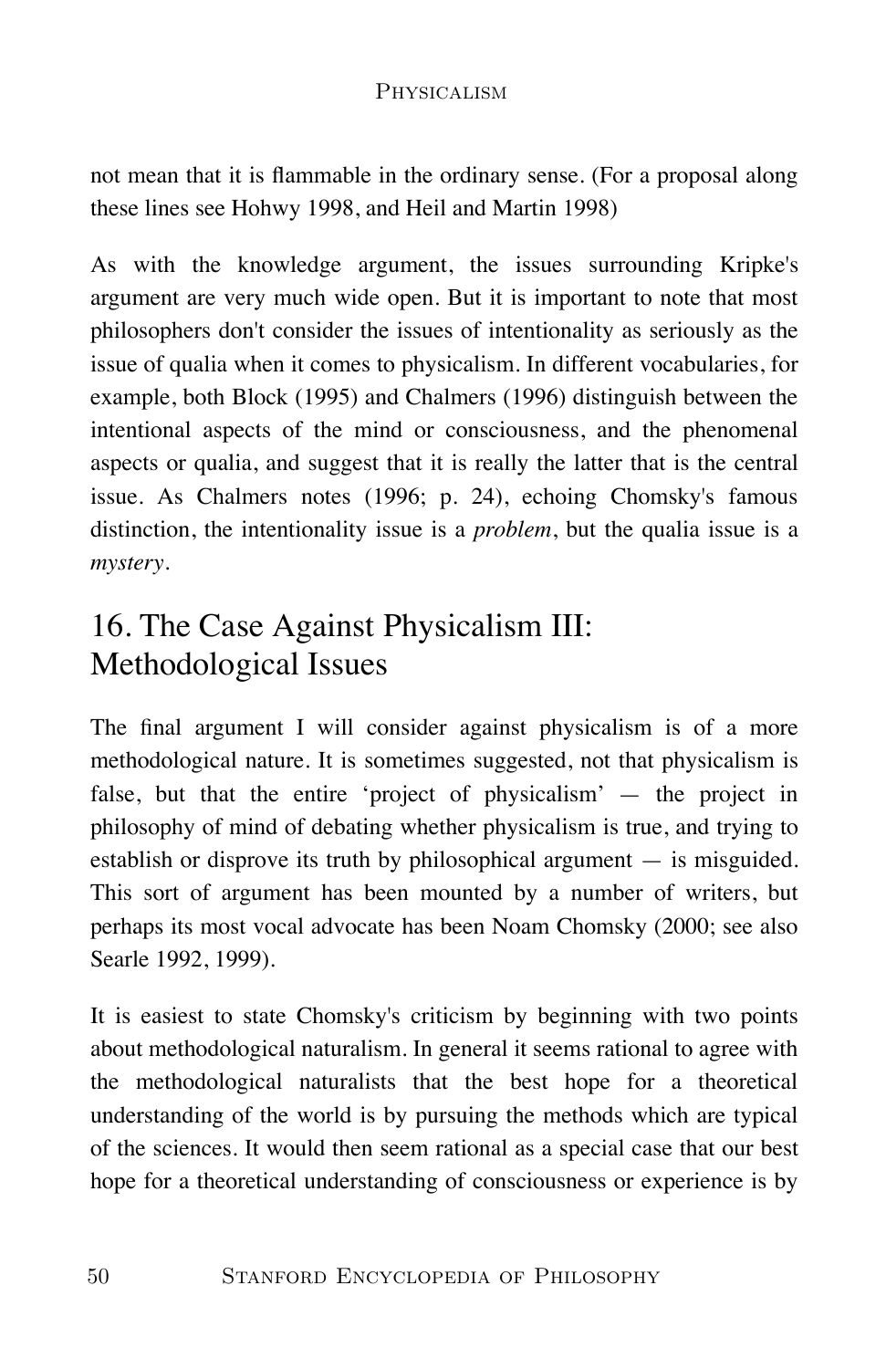not mean that it is flammable in the ordinary sense. (For a proposal along these lines see Hohwy 1998, and Heil and Martin 1998)

As with the knowledge argument, the issues surrounding Kripke's argument are very much wide open. But it is important to note that most philosophers don't consider the issues of intentionality as seriously as the issue of qualia when it comes to physicalism. In different vocabularies, for example, both Block (1995) and Chalmers (1996) distinguish between the intentional aspects of the mind or consciousness, and the phenomenal aspects or qualia, and suggest that it is really the latter that is the central issue. As Chalmers notes (1996; p. 24), echoing Chomsky's famous distinction, the intentionality issue is a *problem*, but the qualia issue is a *mystery*.

## 16. The Case Against Physicalism III: Methodological Issues

The final argument I will consider against physicalism is of a more methodological nature. It is sometimes suggested, not that physicalism is false, but that the entire 'project of physicalism' — the project in philosophy of mind of debating whether physicalism is true, and trying to establish or disprove its truth by philosophical argument — is misguided. This sort of argument has been mounted by a number of writers, but perhaps its most vocal advocate has been Noam Chomsky (2000; see also Searle 1992, 1999).

It is easiest to state Chomsky's criticism by beginning with two points about methodological naturalism. In general it seems rational to agree with the methodological naturalists that the best hope for a theoretical understanding of the world is by pursuing the methods which are typical of the sciences. It would then seem rational as a special case that our best hope for a theoretical understanding of consciousness or experience is by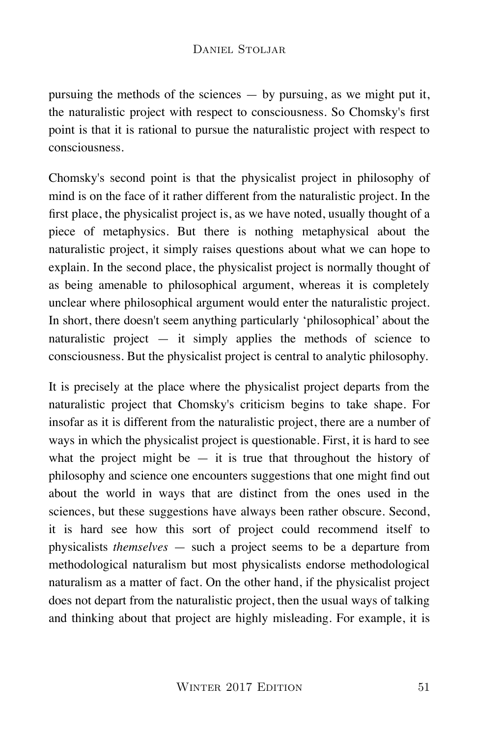pursuing the methods of the sciences — by pursuing, as we might put it, the naturalistic project with respect to consciousness. So Chomsky's first point is that it is rational to pursue the naturalistic project with respect to consciousness.

Chomsky's second point is that the physicalist project in philosophy of mind is on the face of it rather different from the naturalistic project. In the first place, the physicalist project is, as we have noted, usually thought of a piece of metaphysics. But there is nothing metaphysical about the naturalistic project, it simply raises questions about what we can hope to explain. In the second place, the physicalist project is normally thought of as being amenable to philosophical argument, whereas it is completely unclear where philosophical argument would enter the naturalistic project. In short, there doesn't seem anything particularly 'philosophical' about the naturalistic project — it simply applies the methods of science to consciousness. But the physicalist project is central to analytic philosophy.

It is precisely at the place where the physicalist project departs from the naturalistic project that Chomsky's criticism begins to take shape. For insofar as it is different from the naturalistic project, there are a number of ways in which the physicalist project is questionable. First, it is hard to see what the project might be — it is true that throughout the history of philosophy and science one encounters suggestions that one might find out about the world in ways that are distinct from the ones used in the sciences, but these suggestions have always been rather obscure. Second, it is hard see how this sort of project could recommend itself to physicalists *themselves* — such a project seems to be a departure from methodological naturalism but most physicalists endorse methodological naturalism as a matter of fact. On the other hand, if the physicalist project does not depart from the naturalistic project, then the usual ways of talking and thinking about that project are highly misleading. For example, it is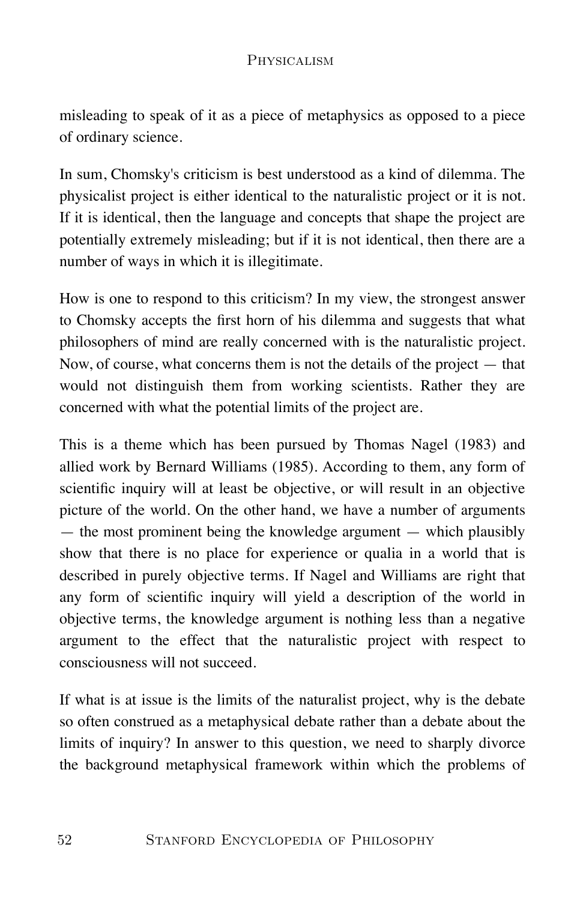misleading to speak of it as a piece of metaphysics as opposed to a piece of ordinary science.

In sum, Chomsky's criticism is best understood as a kind of dilemma. The physicalist project is either identical to the naturalistic project or it is not. If it is identical, then the language and concepts that shape the project are potentially extremely misleading; but if it is not identical, then there are a number of ways in which it is illegitimate.

How is one to respond to this criticism? In my view, the strongest answer to Chomsky accepts the first horn of his dilemma and suggests that what philosophers of mind are really concerned with is the naturalistic project. Now, of course, what concerns them is not the details of the project — that would not distinguish them from working scientists. Rather they are concerned with what the potential limits of the project are.

This is a theme which has been pursued by Thomas Nagel (1983) and allied work by Bernard Williams (1985). According to them, any form of scientific inquiry will at least be objective, or will result in an objective picture of the world. On the other hand, we have a number of arguments — the most prominent being the knowledge argument — which plausibly show that there is no place for experience or qualia in a world that is described in purely objective terms. If Nagel and Williams are right that any form of scientific inquiry will yield a description of the world in objective terms, the knowledge argument is nothing less than a negative argument to the effect that the naturalistic project with respect to consciousness will not succeed.

If what is at issue is the limits of the naturalist project, why is the debate so often construed as a metaphysical debate rather than a debate about the limits of inquiry? In answer to this question, we need to sharply divorce the background metaphysical framework within which the problems of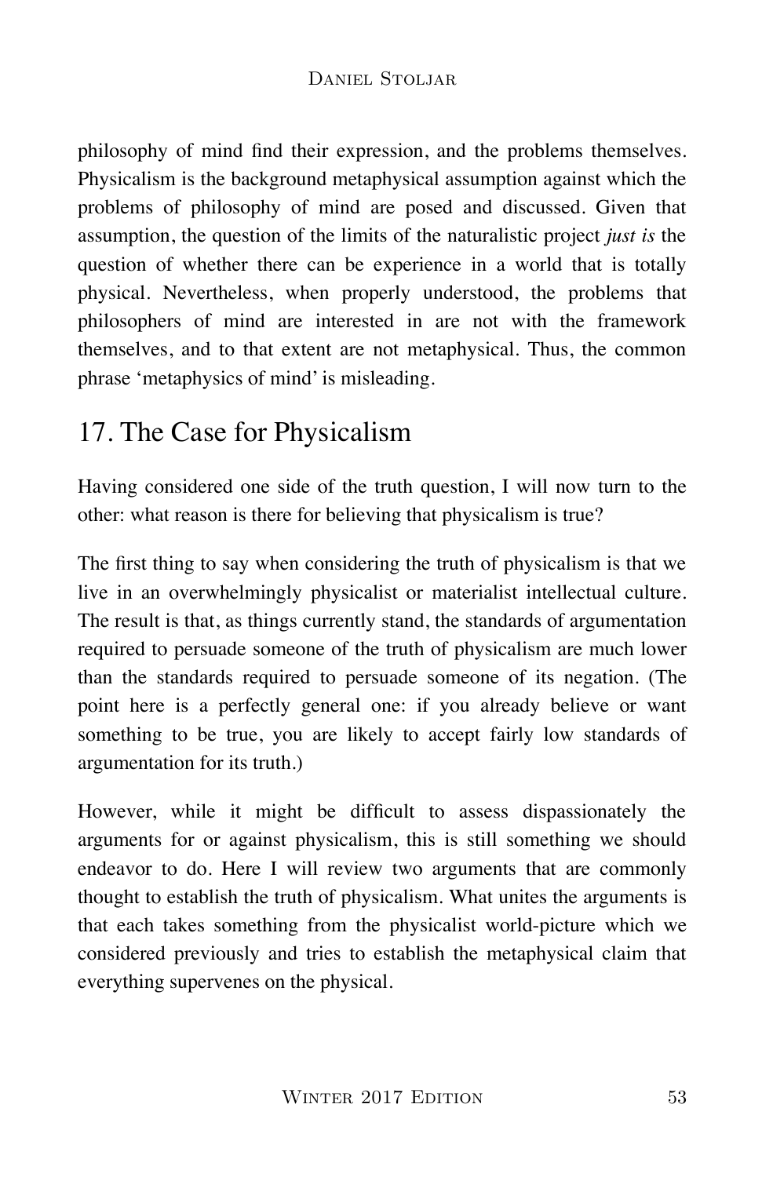philosophy of mind find their expression, and the problems themselves. Physicalism is the background metaphysical assumption against which the problems of philosophy of mind are posed and discussed. Given that assumption, the question of the limits of the naturalistic project *just is* the question of whether there can be experience in a world that is totally physical. Nevertheless, when properly understood, the problems that philosophers of mind are interested in are not with the framework themselves, and to that extent are not metaphysical. Thus, the common phrase 'metaphysics of mind' is misleading.

## 17. The Case for Physicalism

Having considered one side of the truth question, I will now turn to the other: what reason is there for believing that physicalism is true?

The first thing to say when considering the truth of physicalism is that we live in an overwhelmingly physicalist or materialist intellectual culture. The result is that, as things currently stand, the standards of argumentation required to persuade someone of the truth of physicalism are much lower than the standards required to persuade someone of its negation. (The point here is a perfectly general one: if you already believe or want something to be true, you are likely to accept fairly low standards of argumentation for its truth.)

However, while it might be difficult to assess dispassionately the arguments for or against physicalism, this is still something we should endeavor to do. Here I will review two arguments that are commonly thought to establish the truth of physicalism. What unites the arguments is that each takes something from the physicalist world-picture which we considered previously and tries to establish the metaphysical claim that everything supervenes on the physical.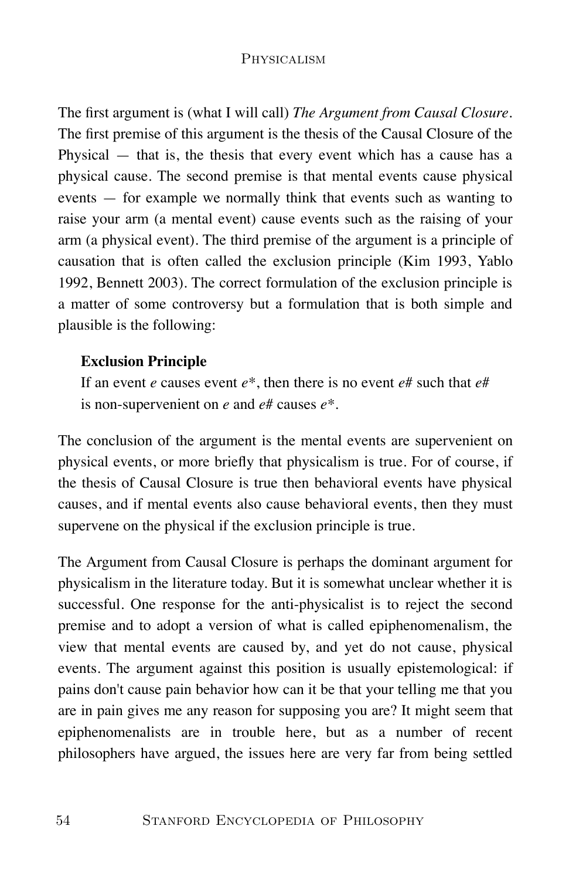The first argument is (what I will call) *The Argument from Causal Closure*. The first premise of this argument is the thesis of the Causal Closure of the Physical — that is, the thesis that every event which has a cause has a physical cause. The second premise is that mental events cause physical events — for example we normally think that events such as wanting to raise your arm (a mental event) cause events such as the raising of your arm (a physical event). The third premise of the argument is a principle of causation that is often called the exclusion principle (Kim 1993, Yablo 1992, Bennett 2003). The correct formulation of the exclusion principle is a matter of some controversy but a formulation that is both simple and plausible is the following:

> **Exclusion Principle**
> If an event *e* causes event *e**, then there is no event *e#* such that *e#* is non-supervenient on *e* and *e#* causes *e**.

The conclusion of the argument is the mental events are supervenient on physical events, or more briefly that physicalism is true. For of course, if the thesis of Causal Closure is true then behavioral events have physical causes, and if mental events also cause behavioral events, then they must supervene on the physical if the exclusion principle is true.

The Argument from Causal Closure is perhaps the dominant argument for physicalism in the literature today. But it is somewhat unclear whether it is successful. One response for the anti-physicalist is to reject the second premise and to adopt a version of what is called epiphenomenalism, the view that mental events are caused by, and yet do not cause, physical events. The argument against this position is usually epistemological: if pains don't cause pain behavior how can it be that your telling me that you are in pain gives me any reason for supposing you are? It might seem that epiphenomenalists are in trouble here, but as a number of recent philosophers have argued, the issues here are very far from being settled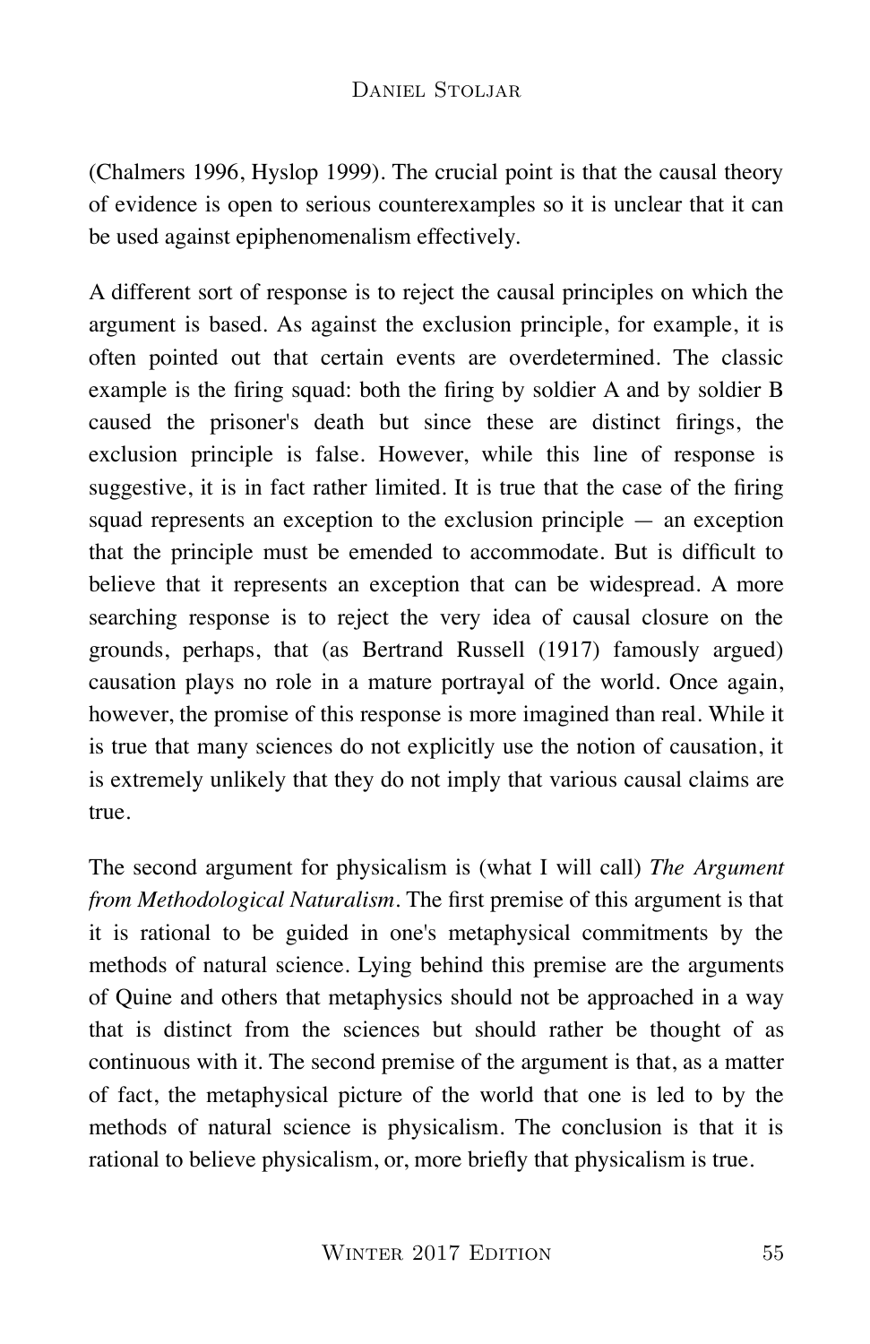(Chalmers 1996, Hyslop 1999). The crucial point is that the causal theory of evidence is open to serious counterexamples so it is unclear that it can be used against epiphenomenalism effectively.

A different sort of response is to reject the causal principles on which the argument is based. As against the exclusion principle, for example, it is often pointed out that certain events are overdetermined. The classic example is the firing squad: both the firing by soldier A and by soldier B caused the prisoner's death but since these are distinct firings, the exclusion principle is false. However, while this line of response is suggestive, it is in fact rather limited. It is true that the case of the firing squad represents an exception to the exclusion principle — an exception that the principle must be emended to accommodate. But is difficult to believe that it represents an exception that can be widespread. A more searching response is to reject the very idea of causal closure on the grounds, perhaps, that (as Bertrand Russell (1917) famously argued) causation plays no role in a mature portrayal of the world. Once again, however, the promise of this response is more imagined than real. While it is true that many sciences do not explicitly use the notion of causation, it is extremely unlikely that they do not imply that various causal claims are true.

The second argument for physicalism is (what I will call) *The Argument from Methodological Naturalism*. The first premise of this argument is that it is rational to be guided in one's metaphysical commitments by the methods of natural science. Lying behind this premise are the arguments of Quine and others that metaphysics should not be approached in a way that is distinct from the sciences but should rather be thought of as continuous with it. The second premise of the argument is that, as a matter of fact, the metaphysical picture of the world that one is led to by the methods of natural science is physicalism. The conclusion is that it is rational to believe physicalism, or, more briefly that physicalism is true.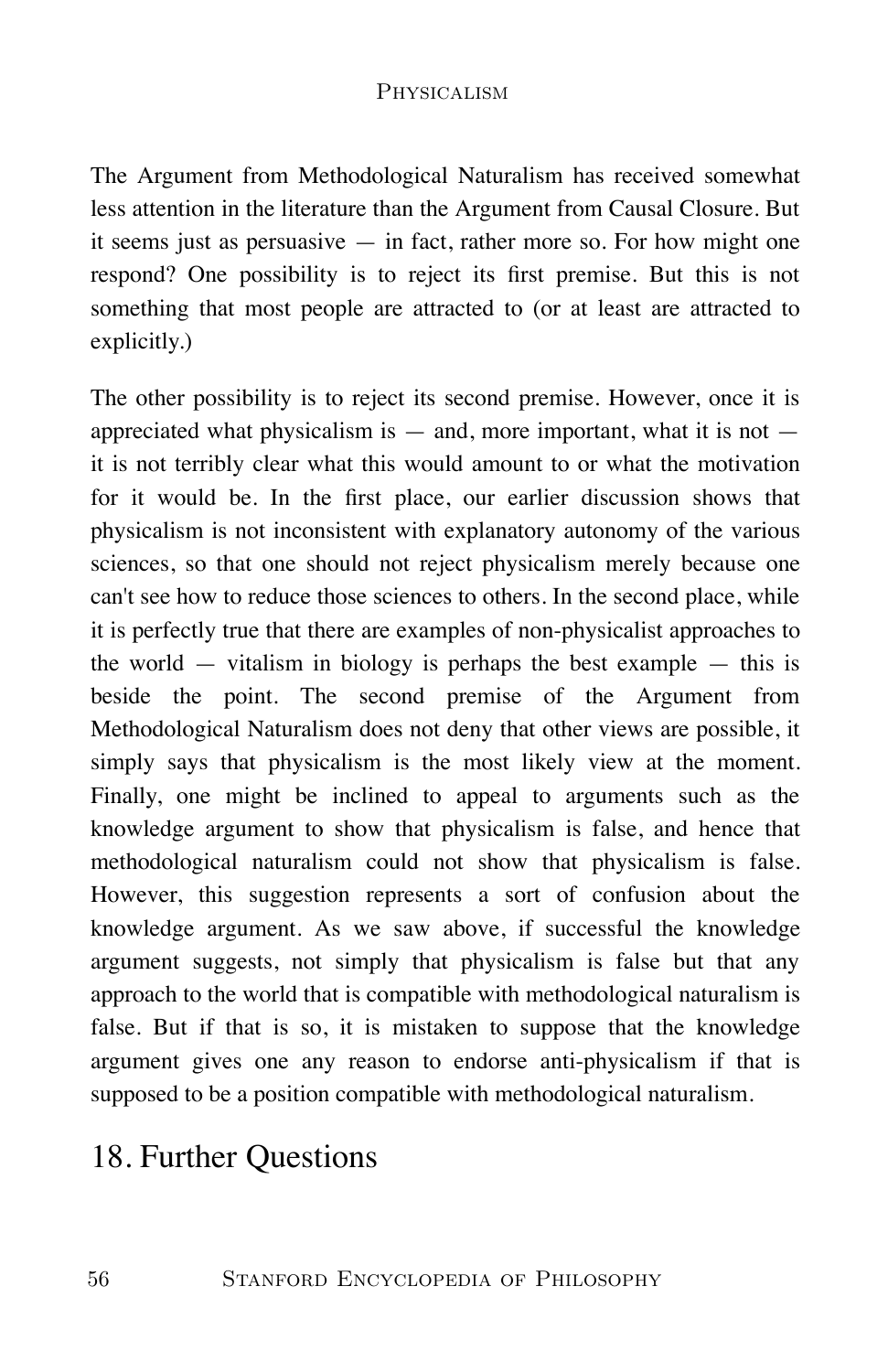The Argument from Methodological Naturalism has received somewhat less attention in the literature than the Argument from Causal Closure. But it seems just as persuasive — in fact, rather more so. For how might one respond? One possibility is to reject its first premise. But this is not something that most people are attracted to (or at least are attracted to explicitly.)

The other possibility is to reject its second premise. However, once it is appreciated what physicalism is — and, more important, what it is not — it is not terribly clear what this would amount to or what the motivation for it would be. In the first place, our earlier discussion shows that physicalism is not inconsistent with explanatory autonomy of the various sciences, so that one should not reject physicalism merely because one can't see how to reduce those sciences to others. In the second place, while it is perfectly true that there are examples of non-physicalist approaches to the world — vitalism in biology is perhaps the best example — this is beside the point. The second premise of the Argument from Methodological Naturalism does not deny that other views are possible, it simply says that physicalism is the most likely view at the moment. Finally, one might be inclined to appeal to arguments such as the knowledge argument to show that physicalism is false, and hence that methodological naturalism could not show that physicalism is false. However, this suggestion represents a sort of confusion about the knowledge argument. As we saw above, if successful the knowledge argument suggests, not simply that physicalism is false but that any approach to the world that is compatible with methodological naturalism is false. But if that is so, it is mistaken to suppose that the knowledge argument gives one any reason to endorse anti-physicalism if that is supposed to be a position compatible with methodological naturalism.

## 18. Further Questions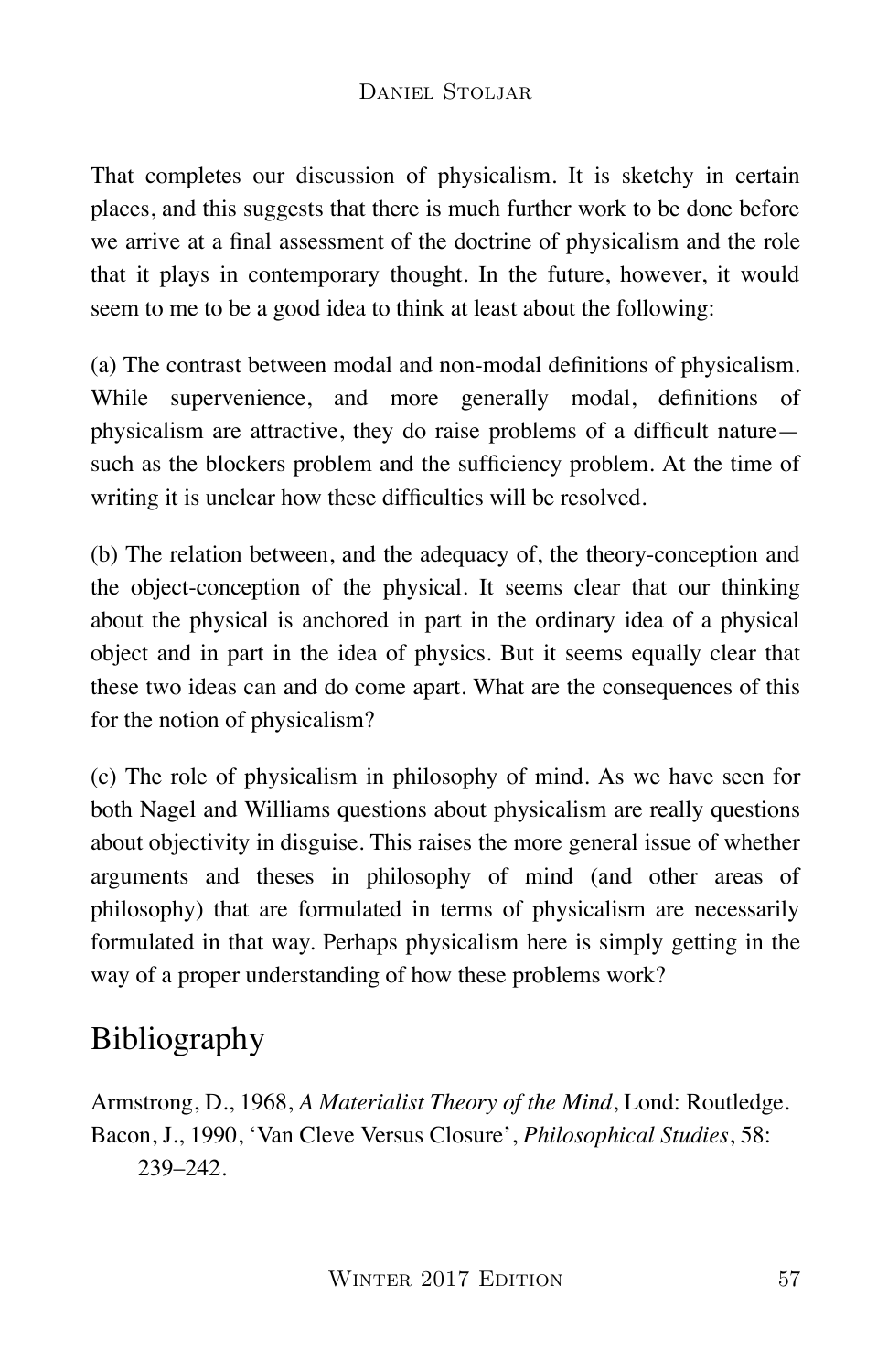That completes our discussion of physicalism. It is sketchy in certain places, and this suggests that there is much further work to be done before we arrive at a final assessment of the doctrine of physicalism and the role that it plays in contemporary thought. In the future, however, it would seem to me to be a good idea to think at least about the following:

(a) The contrast between modal and non-modal definitions of physicalism. While supervenience, and more generally modal, definitions of physicalism are attractive, they do raise problems of a difficult nature—such as the blockers problem and the sufficiency problem. At the time of writing it is unclear how these difficulties will be resolved.

(b) The relation between, and the adequacy of, the theory-conception and the object-conception of the physical. It seems clear that our thinking about the physical is anchored in part in the ordinary idea of a physical object and in part in the idea of physics. But it seems equally clear that these two ideas can and do come apart. What are the consequences of this for the notion of physicalism?

(c) The role of physicalism in philosophy of mind. As we have seen for both Nagel and Williams questions about physicalism are really questions about objectivity in disguise. This raises the more general issue of whether arguments and theses in philosophy of mind (and other areas of philosophy) that are formulated in terms of physicalism are necessarily formulated in that way. Perhaps physicalism here is simply getting in the way of a proper understanding of how these problems work?

## Bibliography

Armstrong, D., 1968, *A Materialist Theory of the Mind*, Lond: Routledge.

Bacon, J., 1990, 'Van Cleve Versus Closure', *Philosophical Studies*, 58: 239–242.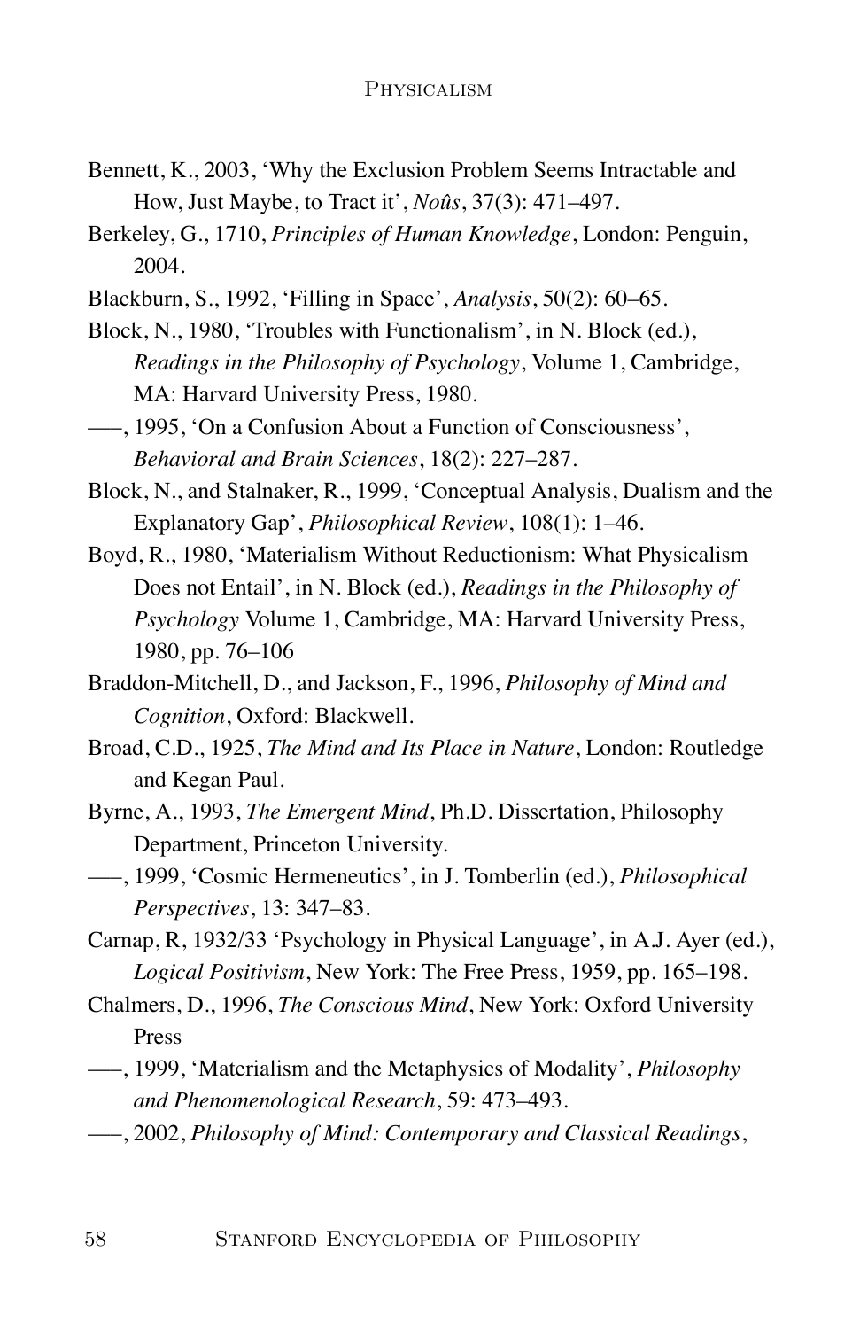Bennett, K., 2003, 'Why the Exclusion Problem Seems Intractable and How, Just Maybe, to Tract it', *Noûs*, 37(3): 471–497.

Berkeley, G., 1710, *Principles of Human Knowledge*, London: Penguin, 2004.

Blackburn, S., 1992, 'Filling in Space', *Analysis*, 50(2): 60–65.

Block, N., 1980, 'Troubles with Functionalism', in N. Block (ed.), *Readings in the Philosophy of Psychology*, Volume 1, Cambridge, MA: Harvard University Press, 1980.

–––, 1995, 'On a Confusion About a Function of Consciousness', *Behavioral and Brain Sciences*, 18(2): 227–287.

Block, N., and Stalnaker, R., 1999, 'Conceptual Analysis, Dualism and the Explanatory Gap', *Philosophical Review*, 108(1): 1–46.

Boyd, R., 1980, 'Materialism Without Reductionism: What Physicalism Does not Entail', in N. Block (ed.), *Readings in the Philosophy of Psychology* Volume 1, Cambridge, MA: Harvard University Press, 1980, pp. 76–106

Braddon-Mitchell, D., and Jackson, F., 1996, *Philosophy of Mind and Cognition*, Oxford: Blackwell.

Broad, C.D., 1925, *The Mind and Its Place in Nature*, London: Routledge and Kegan Paul.

Byrne, A., 1993, *The Emergent Mind*, Ph.D. Dissertation, Philosophy Department, Princeton University.

–––, 1999, 'Cosmic Hermeneutics', in J. Tomberlin (ed.), *Philosophical Perspectives*, 13: 347–83.

Carnap, R, 1932/33 'Psychology in Physical Language', in A.J. Ayer (ed.), *Logical Positivism*, New York: The Free Press, 1959, pp. 165–198.

Chalmers, D., 1996, *The Conscious Mind*, New York: Oxford University Press

–––, 1999, 'Materialism and the Metaphysics of Modality', *Philosophy and Phenomenological Research*, 59: 473–493.

–––, 2002, *Philosophy of Mind: Contemporary and Classical Readings*,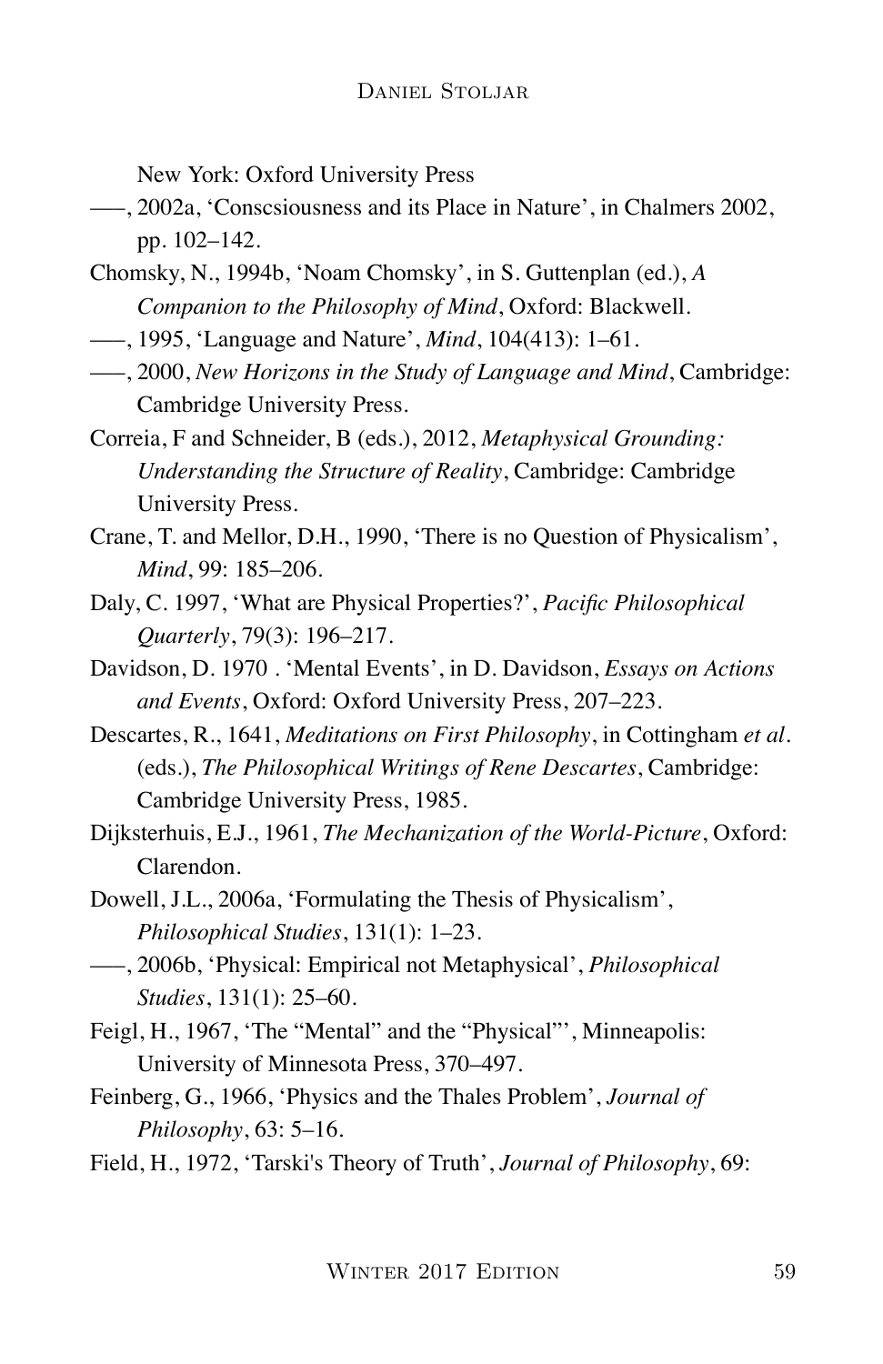New York: Oxford University Press

–––, 2002a, 'Conscsiousness and its Place in Nature', in Chalmers 2002, pp. 102–142.

Chomsky, N., 1994b, 'Noam Chomsky', in S. Guttenplan (ed.), *A Companion to the Philosophy of Mind*, Oxford: Blackwell.

–––, 1995, 'Language and Nature', *Mind*, 104(413): 1–61.

–––, 2000, *New Horizons in the Study of Language and Mind*, Cambridge: Cambridge University Press.

Correia, F and Schneider, B (eds.), 2012, *Metaphysical Grounding: Understanding the Structure of Reality*, Cambridge: Cambridge University Press.

Crane, T. and Mellor, D.H., 1990, 'There is no Question of Physicalism', *Mind*, 99: 185–206.

Daly, C. 1997, 'What are Physical Properties?', *Pacific Philosophical Quarterly*, 79(3): 196–217.

Davidson, D. 1970 . 'Mental Events', in D. Davidson, *Essays on Actions and Events*, Oxford: Oxford University Press, 207–223.

Descartes, R., 1641, *Meditations on First Philosophy*, in Cottingham *et al*. (eds.), *The Philosophical Writings of Rene Descartes*, Cambridge: Cambridge University Press, 1985.

Dijksterhuis, E.J., 1961, *The Mechanization of the World-Picture*, Oxford: Clarendon.

Dowell, J.L., 2006a, 'Formulating the Thesis of Physicalism', *Philosophical Studies*, 131(1): 1–23.

–––, 2006b, 'Physical: Empirical not Metaphysical', *Philosophical Studies*, 131(1): 25–60.

Feigl, H., 1967, 'The "Mental" and the "Physical"', Minneapolis: University of Minnesota Press, 370–497.

Feinberg, G., 1966, 'Physics and the Thales Problem', *Journal of Philosophy*, 63: 5–16.

Field, H., 1972, 'Tarski's Theory of Truth', *Journal of Philosophy*, 69: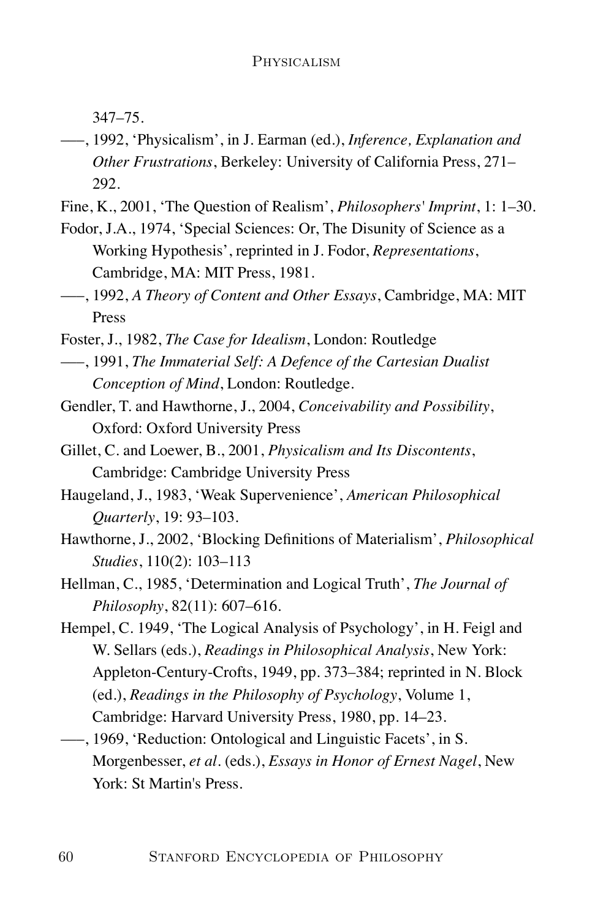347–75.

–––, 1992, ‘Physicalism’, in J. Earman (ed.), *Inference, Explanation and Other Frustrations*, Berkeley: University of California Press, 271–292.

Fine, K., 2001, ‘The Question of Realism’, *Philosophers' Imprint*, 1: 1–30.

Fodor, J.A., 1974, ‘Special Sciences: Or, The Disunity of Science as a Working Hypothesis’, reprinted in J. Fodor, *Representations*, Cambridge, MA: MIT Press, 1981.

–––, 1992, *A Theory of Content and Other Essays*, Cambridge, MA: MIT Press

Foster, J., 1982, *The Case for Idealism*, London: Routledge

–––, 1991, *The Immaterial Self: A Defence of the Cartesian Dualist Conception of Mind*, London: Routledge.

Gendler, T. and Hawthorne, J., 2004, *Conceivability and Possibility*, Oxford: Oxford University Press

Gillet, C. and Loewer, B., 2001, *Physicalism and Its Discontents*, Cambridge: Cambridge University Press

Haugeland, J., 1983, ‘Weak Supervenience’, *American Philosophical Quarterly*, 19: 93–103.

Hawthorne, J., 2002, ‘Blocking Definitions of Materialism’, *Philosophical Studies*, 110(2): 103–113

Hellman, C., 1985, ‘Determination and Logical Truth’, *The Journal of Philosophy*, 82(11): 607–616.

Hempel, C. 1949, ‘The Logical Analysis of Psychology’, in H. Feigl and W. Sellars (eds.), *Readings in Philosophical Analysis*, New York: Appleton-Century-Crofts, 1949, pp. 373–384; reprinted in N. Block (ed.), *Readings in the Philosophy of Psychology*, Volume 1, Cambridge: Harvard University Press, 1980, pp. 14–23.

–––, 1969, ‘Reduction: Ontological and Linguistic Facets’, in S. Morgenbesser, *et al*. (eds.), *Essays in Honor of Ernest Nagel*, New York: St Martin's Press.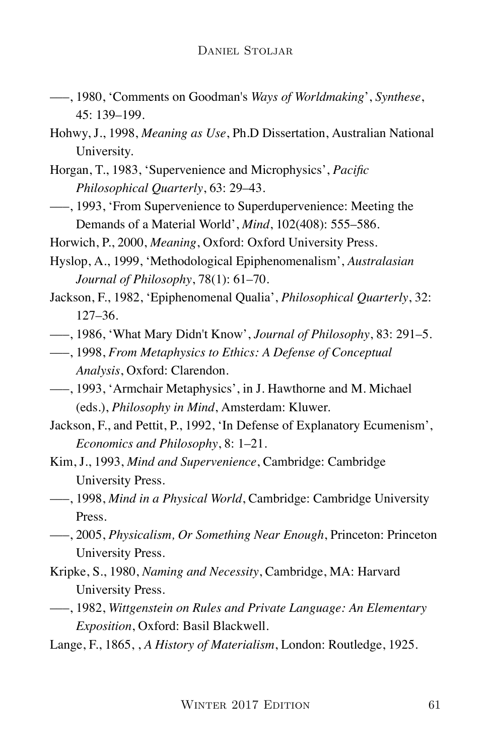–––, 1980, 'Comments on Goodman's *Ways of Worldmaking*', *Synthese*, 45: 139–199.

Hohwy, J., 1998, *Meaning as Use*, Ph.D Dissertation, Australian National University.

Horgan, T., 1983, 'Supervenience and Microphysics', *Pacific Philosophical Quarterly*, 63: 29–43.

–––, 1993, 'From Supervenience to Superdupervenience: Meeting the Demands of a Material World', *Mind*, 102(408): 555–586.

Horwich, P., 2000, *Meaning*, Oxford: Oxford University Press.

Hyslop, A., 1999, 'Methodological Epiphenomenalism', *Australasian Journal of Philosophy*, 78(1): 61–70.

Jackson, F., 1982, 'Epiphenomenal Qualia', *Philosophical Quarterly*, 32: 127–36.

–––, 1986, 'What Mary Didn't Know', *Journal of Philosophy*, 83: 291–5.

–––, 1998, *From Metaphysics to Ethics: A Defense of Conceptual Analysis*, Oxford: Clarendon.

–––, 1993, 'Armchair Metaphysics', in J. Hawthorne and M. Michael (eds.), *Philosophy in Mind*, Amsterdam: Kluwer.

Jackson, F., and Pettit, P., 1992, 'In Defense of Explanatory Ecumenism', *Economics and Philosophy*, 8: 1–21.

Kim, J., 1993, *Mind and Supervenience*, Cambridge: Cambridge University Press.

–––, 1998, *Mind in a Physical World*, Cambridge: Cambridge University Press.

–––, 2005, *Physicalism, Or Something Near Enough*, Princeton: Princeton University Press.

Kripke, S., 1980, *Naming and Necessity*, Cambridge, MA: Harvard University Press.

–––, 1982, *Wittgenstein on Rules and Private Language: An Elementary Exposition*, Oxford: Basil Blackwell.

Lange, F., 1865, , *A History of Materialism*, London: Routledge, 1925.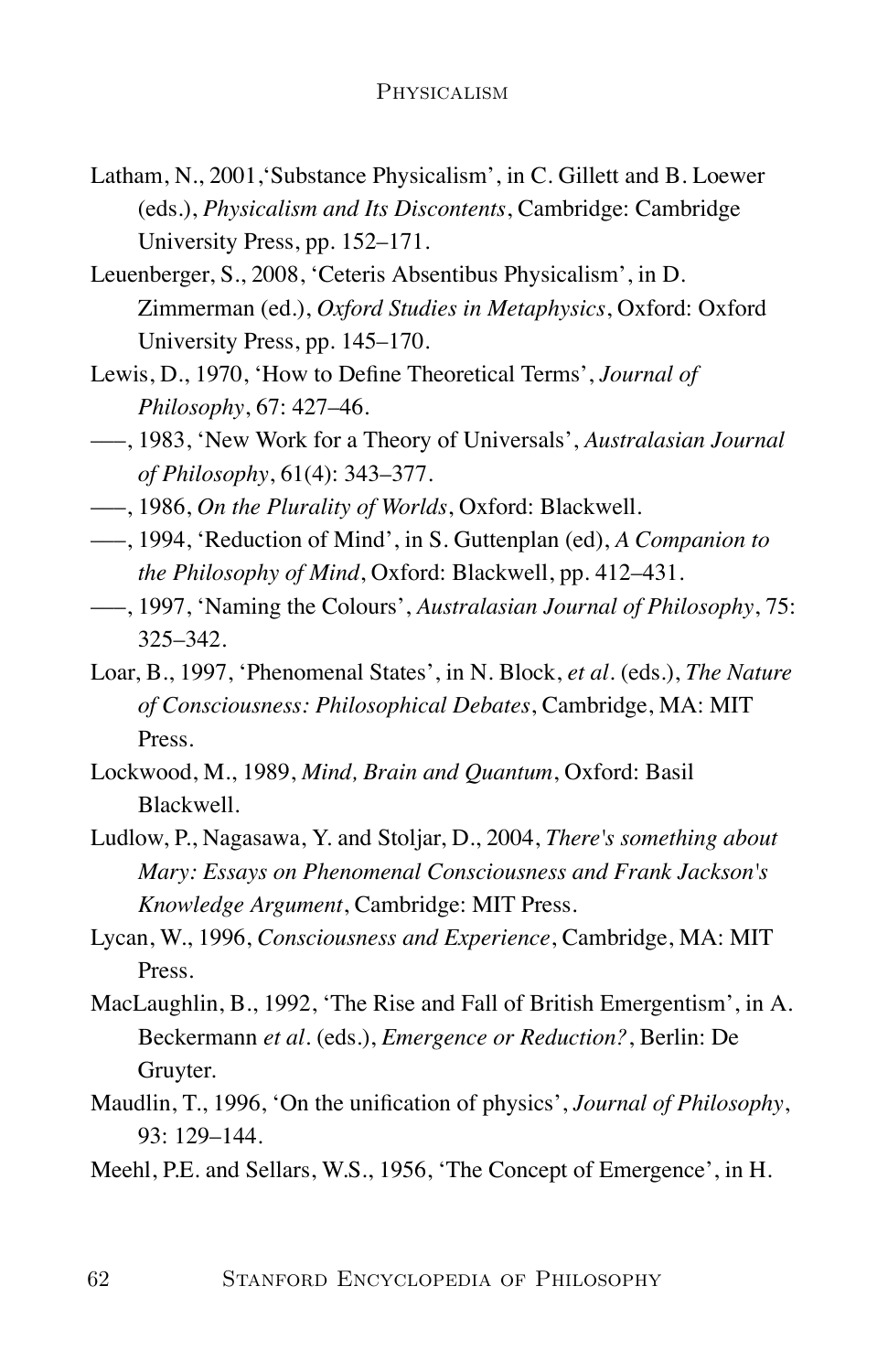Latham, N., 2001,'Substance Physicalism', in C. Gillett and B. Loewer (eds.), *Physicalism and Its Discontents*, Cambridge: Cambridge University Press, pp. 152–171.

Leuenberger, S., 2008, 'Ceteris Absentibus Physicalism', in D. Zimmerman (ed.), *Oxford Studies in Metaphysics*, Oxford: Oxford University Press, pp. 145–170.

Lewis, D., 1970, 'How to Define Theoretical Terms', *Journal of Philosophy*, 67: 427–46.

–––, 1983, 'New Work for a Theory of Universals', *Australasian Journal of Philosophy*, 61(4): 343–377.

–––, 1986, *On the Plurality of Worlds*, Oxford: Blackwell.

–––, 1994, 'Reduction of Mind', in S. Guttenplan (ed), *A Companion to the Philosophy of Mind*, Oxford: Blackwell, pp. 412–431.

–––, 1997, 'Naming the Colours', *Australasian Journal of Philosophy*, 75: 325–342.

Loar, B., 1997, 'Phenomenal States', in N. Block, *et al.* (eds.), *The Nature of Consciousness: Philosophical Debates*, Cambridge, MA: MIT Press.

Lockwood, M., 1989, *Mind, Brain and Quantum*, Oxford: Basil Blackwell.

Ludlow, P., Nagasawa, Y. and Stoljar, D., 2004, *There's something about Mary: Essays on Phenomenal Consciousness and Frank Jackson's Knowledge Argument*, Cambridge: MIT Press.

Lycan, W., 1996, *Consciousness and Experience*, Cambridge, MA: MIT Press.

MacLaughlin, B., 1992, 'The Rise and Fall of British Emergentism', in A. Beckermann *et al.* (eds.), *Emergence or Reduction?*, Berlin: De Gruyter.

Maudlin, T., 1996, 'On the unification of physics', *Journal of Philosophy*, 93: 129–144.

Meehl, P.E. and Sellars, W.S., 1956, 'The Concept of Emergence', in H.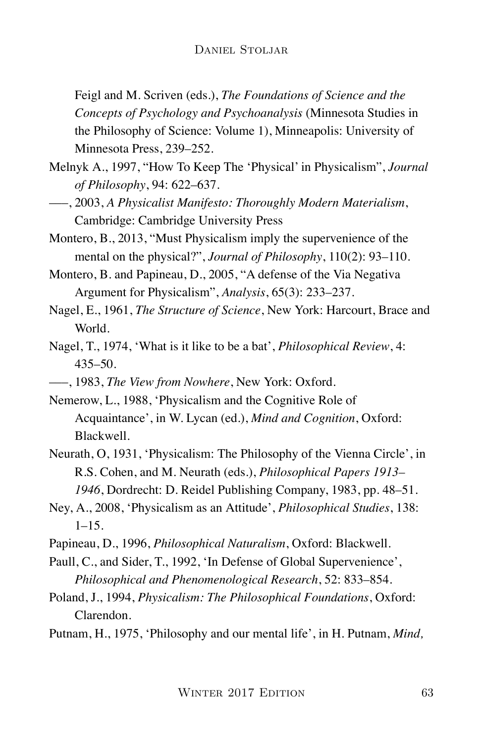Feigl and M. Scriven (eds.), *The Foundations of Science and the Concepts of Psychology and Psychoanalysis* (Minnesota Studies in the Philosophy of Science: Volume 1), Minneapolis: University of Minnesota Press, 239–252.

Melnyk A., 1997, "How To Keep The 'Physical' in Physicalism", *Journal of Philosophy*, 94: 622–637.

–––, 2003, *A Physicalist Manifesto: Thoroughly Modern Materialism*, Cambridge: Cambridge University Press

Montero, B., 2013, "Must Physicalism imply the supervenience of the mental on the physical?", *Journal of Philosophy*, 110(2): 93–110.

Montero, B. and Papineau, D., 2005, "A defense of the Via Negativa Argument for Physicalism", *Analysis*, 65(3): 233–237.

Nagel, E., 1961, *The Structure of Science*, New York: Harcourt, Brace and World.

Nagel, T., 1974, 'What is it like to be a bat', *Philosophical Review*, 4: 435–50.

–––, 1983, *The View from Nowhere*, New York: Oxford.

Nemerow, L., 1988, 'Physicalism and the Cognitive Role of Acquaintance', in W. Lycan (ed.), *Mind and Cognition*, Oxford: Blackwell.

Neurath, O, 1931, 'Physicalism: The Philosophy of the Vienna Circle', in R.S. Cohen, and M. Neurath (eds.), *Philosophical Papers 1913–1946*, Dordrecht: D. Reidel Publishing Company, 1983, pp. 48–51.

Ney, A., 2008, 'Physicalism as an Attitude', *Philosophical Studies*, 138: 1–15.

Papineau, D., 1996, *Philosophical Naturalism*, Oxford: Blackwell.

Paull, C., and Sider, T., 1992, 'In Defense of Global Supervenience', *Philosophical and Phenomenological Research*, 52: 833–854.

Poland, J., 1994, *Physicalism: The Philosophical Foundations*, Oxford: Clarendon.

Putnam, H., 1975, 'Philosophy and our mental life', in H. Putnam, *Mind,*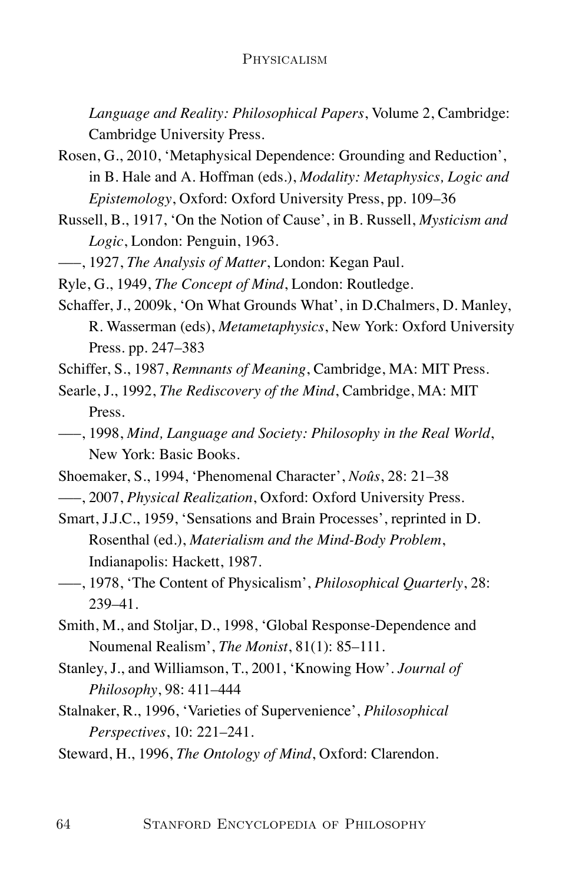*Language and Reality: Philosophical Papers*, Volume 2, Cambridge: Cambridge University Press.

Rosen, G., 2010, 'Metaphysical Dependence: Grounding and Reduction', in B. Hale and A. Hoffman (eds.), *Modality: Metaphysics, Logic and Epistemology*, Oxford: Oxford University Press, pp. 109–36

Russell, B., 1917, 'On the Notion of Cause', in B. Russell, *Mysticism and Logic*, London: Penguin, 1963.

–––, 1927, *The Analysis of Matter*, London: Kegan Paul.

Ryle, G., 1949, *The Concept of Mind*, London: Routledge.

Schaffer, J., 2009k, 'On What Grounds What', in D.Chalmers, D. Manley, R. Wasserman (eds), *Metametaphysics*, New York: Oxford University Press. pp. 247–383

Schiffer, S., 1987, *Remnants of Meaning*, Cambridge, MA: MIT Press.

Searle, J., 1992, *The Rediscovery of the Mind*, Cambridge, MA: MIT Press.

–––, 1998, *Mind, Language and Society: Philosophy in the Real World*, New York: Basic Books.

Shoemaker, S., 1994, 'Phenomenal Character', *Noûs*, 28: 21–38

–––, 2007, *Physical Realization*, Oxford: Oxford University Press.

Smart, J.J.C., 1959, 'Sensations and Brain Processes', reprinted in D. Rosenthal (ed.), *Materialism and the Mind-Body Problem*, Indianapolis: Hackett, 1987.

–––, 1978, 'The Content of Physicalism', *Philosophical Quarterly*, 28: 239–41.

Smith, M., and Stoljar, D., 1998, 'Global Response-Dependence and Noumenal Realism', *The Monist*, 81(1): 85–111.

Stanley, J., and Williamson, T., 2001, 'Knowing How'. *Journal of Philosophy*, 98: 411–444

Stalnaker, R., 1996, 'Varieties of Supervenience', *Philosophical Perspectives*, 10: 221–241.

Steward, H., 1996, *The Ontology of Mind*, Oxford: Clarendon.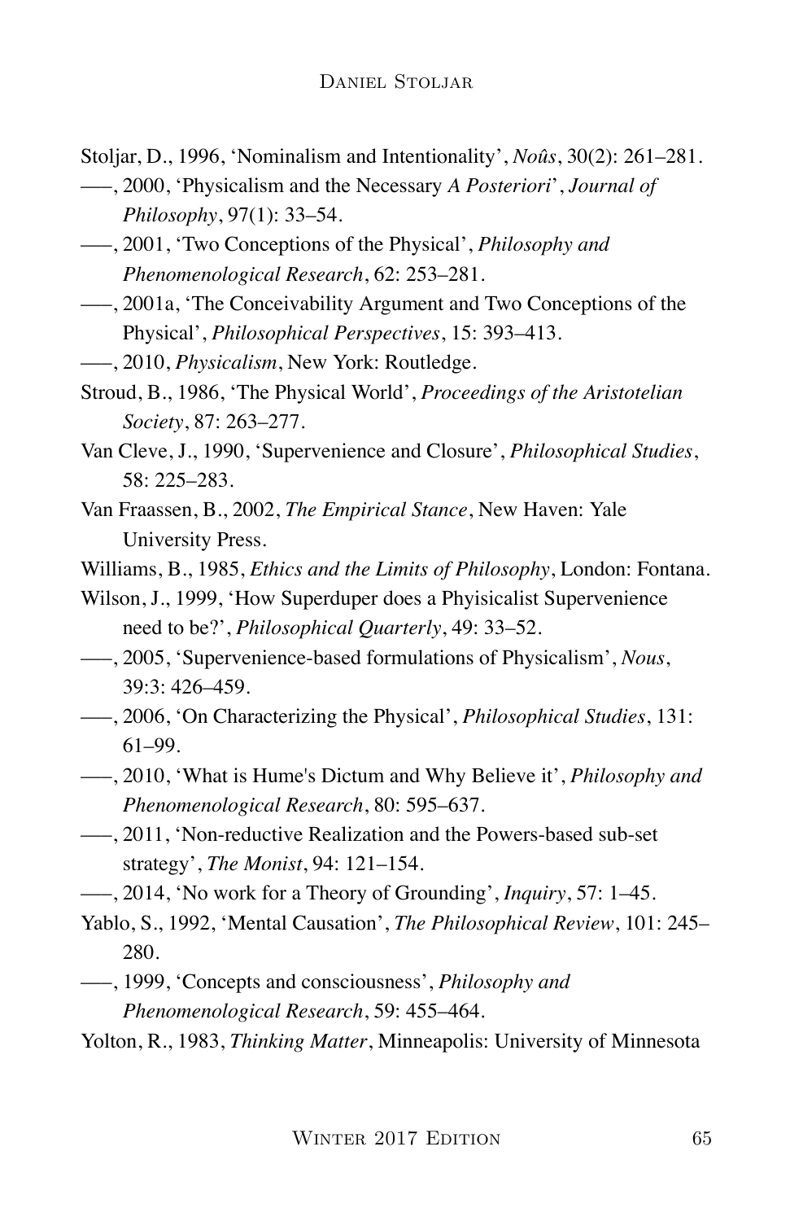Stoljar, D., 1996, 'Nominalism and Intentionality', *Noûs*, 30(2): 261–281.

–––, 2000, 'Physicalism and the Necessary *A Posteriori*', *Journal of Philosophy*, 97(1): 33–54.

–––, 2001, 'Two Conceptions of the Physical', *Philosophy and Phenomenological Research*, 62: 253–281.

–––, 2001a, 'The Conceivability Argument and Two Conceptions of the Physical', *Philosophical Perspectives*, 15: 393–413.

–––, 2010, *Physicalism*, New York: Routledge.

Stroud, B., 1986, 'The Physical World', *Proceedings of the Aristotelian Society*, 87: 263–277.

Van Cleve, J., 1990, 'Supervenience and Closure', *Philosophical Studies*, 58: 225–283.

Van Fraassen, B., 2002, *The Empirical Stance*, New Haven: Yale University Press.

Williams, B., 1985, *Ethics and the Limits of Philosophy*, London: Fontana.

Wilson, J., 1999, 'How Superduper does a Phyisicalist Supervenience need to be?', *Philosophical Quarterly*, 49: 33–52.

–––, 2005, 'Supervenience-based formulations of Physicalism', *Nous*, 39:3: 426–459.

–––, 2006, 'On Characterizing the Physical', *Philosophical Studies*, 131: 61–99.

–––, 2010, 'What is Hume's Dictum and Why Believe it', *Philosophy and Phenomenological Research*, 80: 595–637.

–––, 2011, 'Non-reductive Realization and the Powers-based sub-set strategy', *The Monist*, 94: 121–154.

–––, 2014, 'No work for a Theory of Grounding', *Inquiry*, 57: 1–45.

Yablo, S., 1992, 'Mental Causation', *The Philosophical Review*, 101: 245–280.

–––, 1999, 'Concepts and consciousness', *Philosophy and Phenomenological Research*, 59: 455–464.

Yolton, R., 1983, *Thinking Matter*, Minneapolis: University of Minnesota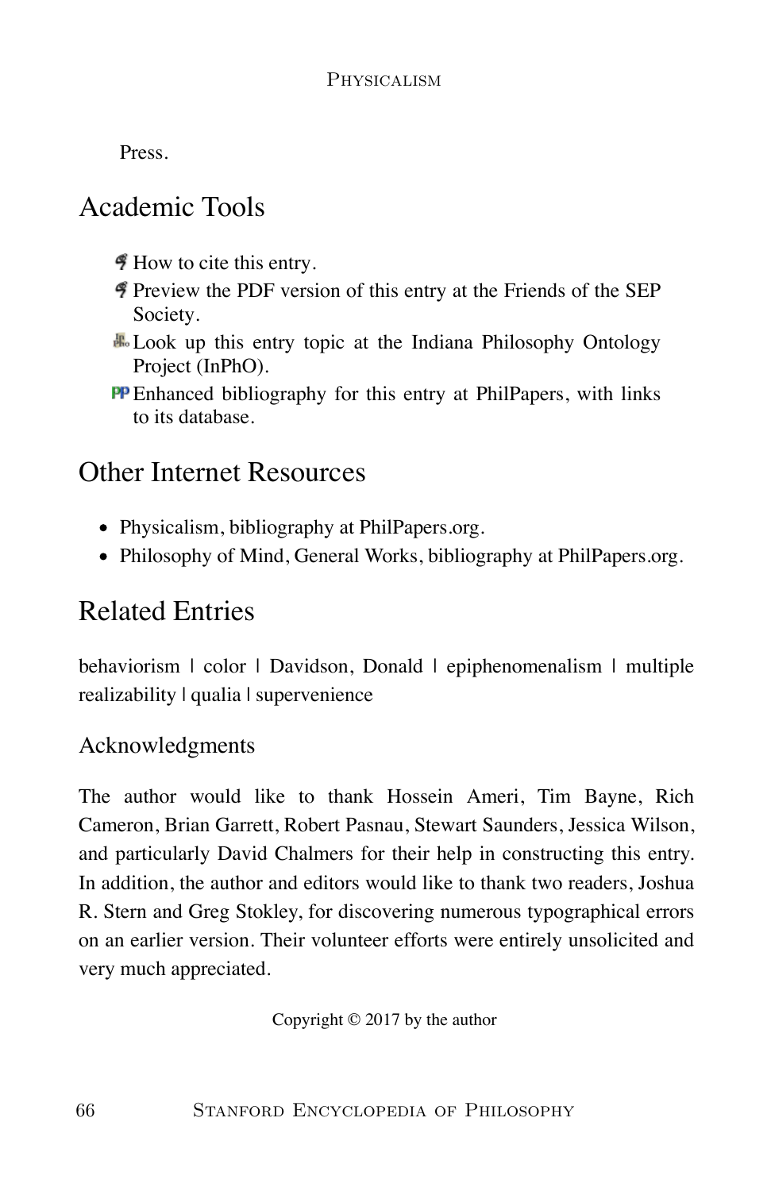Press.

## Academic Tools

- How to cite this entry.
- Preview the PDF version of this entry at the Friends of the SEP Society.
- Look up this entry topic at the Indiana Philosophy Ontology Project (InPhO).
- Enhanced bibliography for this entry at PhilPapers, with links to its database.

## Other Internet Resources

- Physicalism, bibliography at PhilPapers.org.
- Philosophy of Mind, General Works, bibliography at PhilPapers.org.

## Related Entries

behaviorism | color | Davidson, Donald | epiphenomenalism | multiple realizability | qualia | supervenience

### Acknowledgments

The author would like to thank Hossein Ameri, Tim Bayne, Rich Cameron, Brian Garrett, Robert Pasnau, Stewart Saunders, Jessica Wilson, and particularly David Chalmers for their help in constructing this entry. In addition, the author and editors would like to thank two readers, Joshua R. Stern and Greg Stokley, for discovering numerous typographical errors on an earlier version. Their volunteer efforts were entirely unsolicited and very much appreciated.

Copyright © 2017 by the author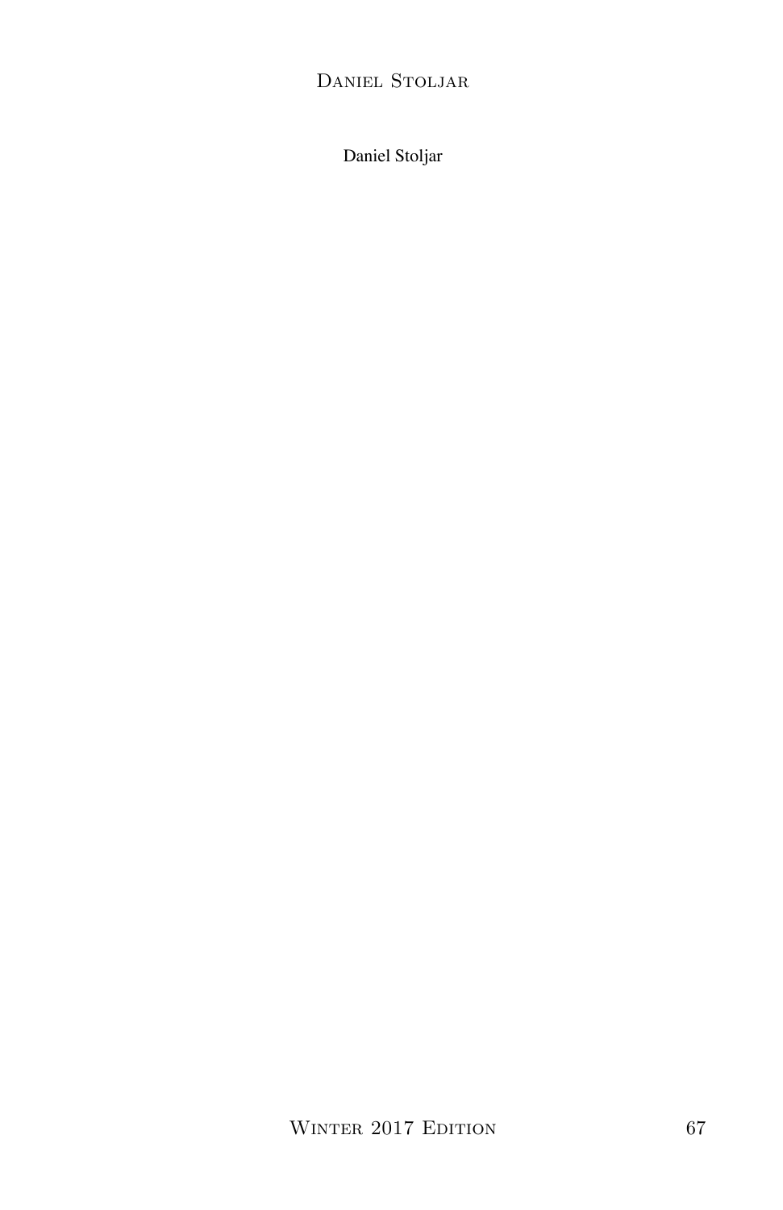Daniel Stoljar